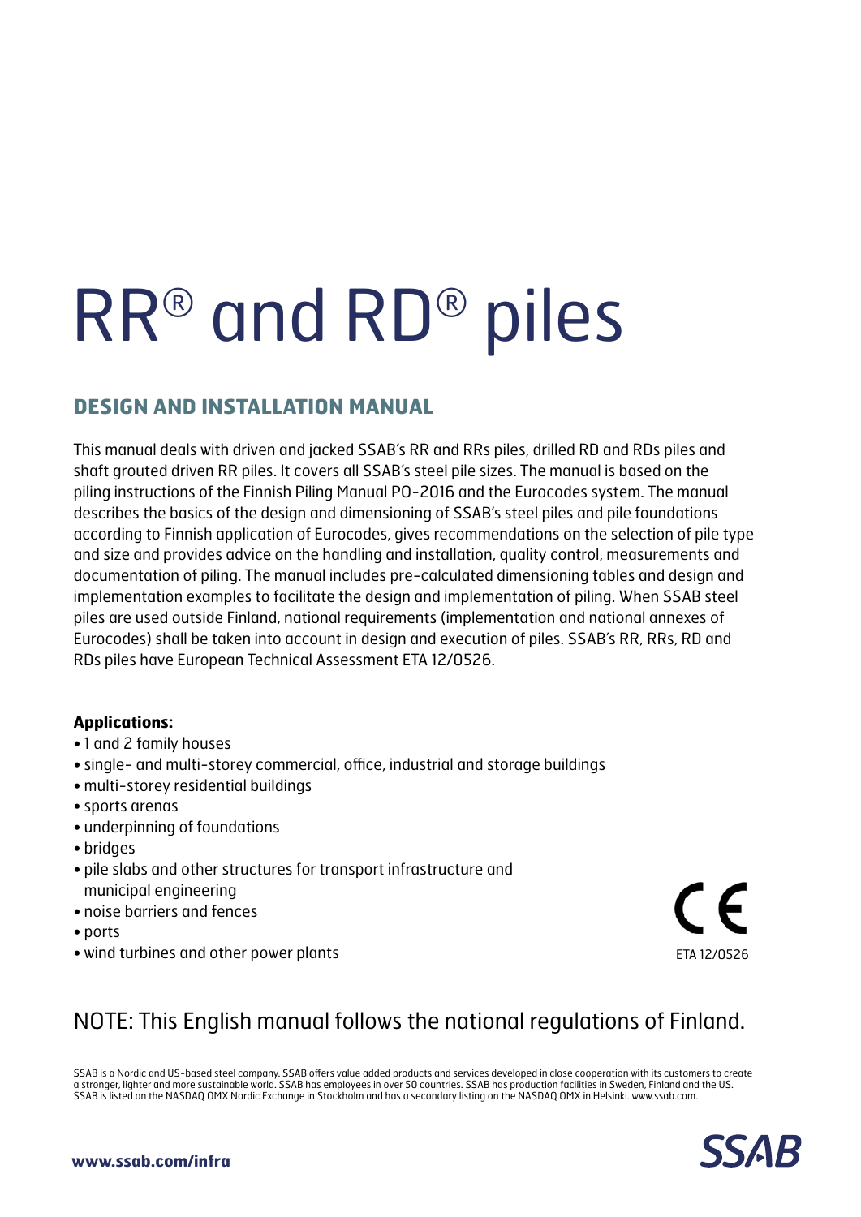# RR® and RD® piles

## DESIGN AND INSTALLATION MANUAL

This manual deals with driven and jacked SSAB's RR and RRs piles, drilled RD and RDs piles and shaft grouted driven RR piles. It covers all SSAB's steel pile sizes. The manual is based on the piling instructions of the Finnish Piling Manual PO-2016 and the Eurocodes system. The manual describes the basics of the design and dimensioning of SSAB's steel piles and pile foundations according to Finnish application of Eurocodes, gives recommendations on the selection of pile type and size and provides advice on the handling and installation, quality control, measurements and documentation of piling. The manual includes pre-calculated dimensioning tables and design and implementation examples to facilitate the design and implementation of piling. When SSAB steel piles are used outside Finland, national requirements (implementation and national annexes of Eurocodes) shall be taken into account in design and execution of piles. SSAB's RR, RRs, RD and RDs piles have European Technical Assessment ETA 12/0526.

**Applications:**

- 1 and 2 family houses
- single- and multi-storey commercial, office, industrial and storage buildings
- multi-storey residential buildings
- sports arenas
- underpinning of foundations
- bridges
- pile slabs and other structures for transport infrastructure and municipal engineering
- noise barriers and fences
- ports
- wind turbines and other power plants

CE

ETA 12/0526

NOTE: This English manual follows the national regulations of Finland.

SSAB is a Nordic and US-based steel company. SSAB offers value added products and services developed in close cooperation with its customers to create a stronger, lighter and more sustainable world. SSAB has employees in over 50 countries. SSAB has production facilities in Sweden, Finland and the US. SSAB is listed on the NASDAQ OMX Nordic Exchange in Stockholm and has a secondary listing on the NASDAQ OMX in Helsinki. www.ssab.com.

**www.ssab.com/infra**

SSAB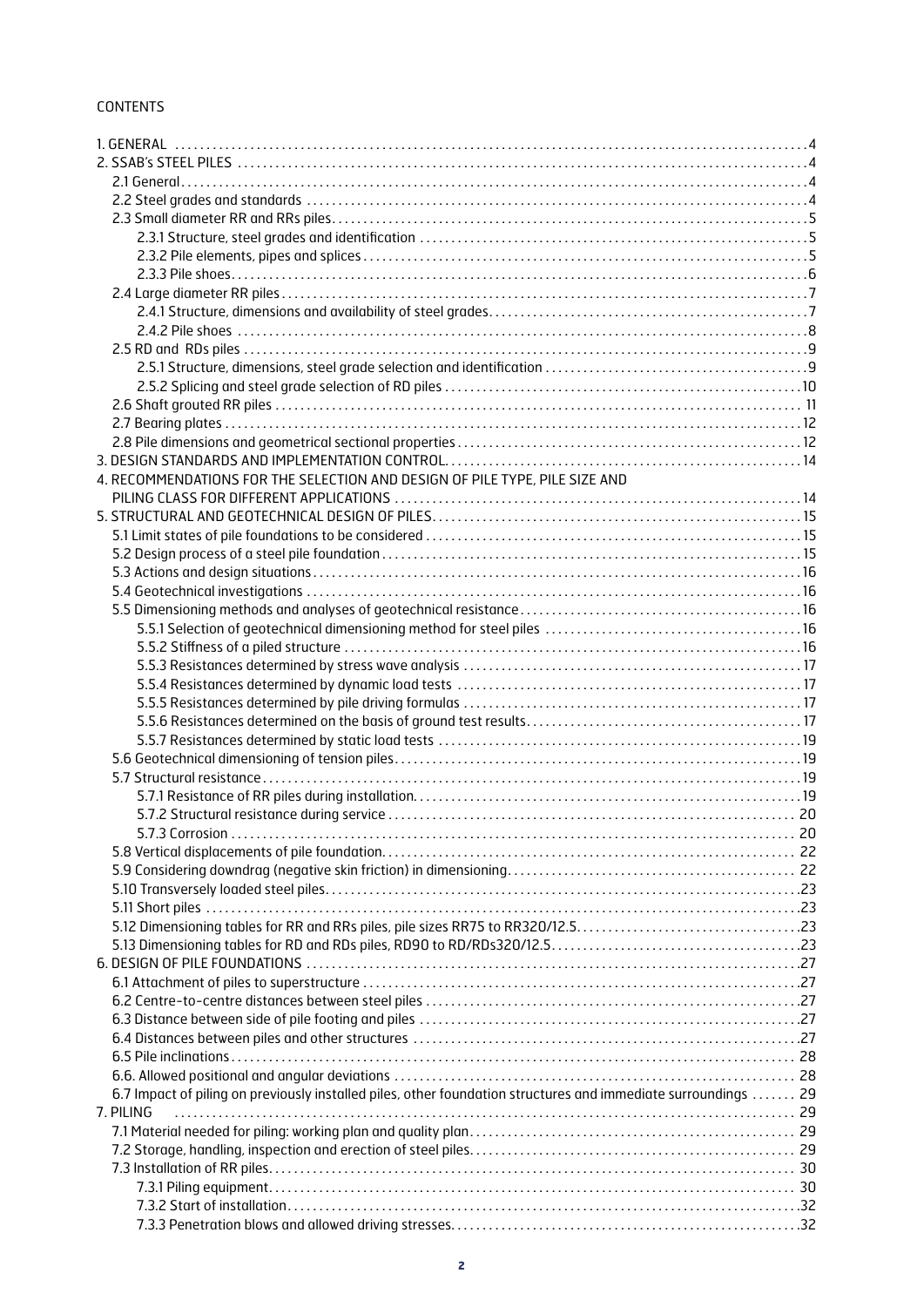CONTENTS

| | |
|---|---|
| 1. GENERAL | 4 |
| 2. SSAB's STEEL PILES | 4 |
| 2.1 General | 4 |
| 2.2 Steel grades and standards | 4 |
| 2.3 Small diameter RR and RRs piles | 5 |
| 2.3.1 Structure, steel grades and identification | 5 |
| 2.3.2 Pile elements, pipes and splices | 5 |
| 2.3.3 Pile shoes | 6 |
| 2.4 Large diameter RR piles | 7 |
| 2.4.1 Structure, dimensions and availability of steel grades | 7 |
| 2.4.2 Pile shoes | 8 |
| 2.5 RD and RDs piles | 9 |
| 2.5.1 Structure, dimensions, steel grade selection and identification | 9 |
| 2.5.2 Splicing and steel grade selection of RD piles | 10 |
| 2.6 Shaft grouted RR piles | 11 |
| 2.7 Bearing plates | 12 |
| 2.8 Pile dimensions and geometrical sectional properties | 12 |
| 3. DESIGN STANDARDS AND IMPLEMENTATION CONTROL | 14 |
| 4. RECOMMENDATIONS FOR THE SELECTION AND DESIGN OF PILE TYPE, PILE SIZE AND PILING CLASS FOR DIFFERENT APPLICATIONS | 14 |
| 5. STRUCTURAL AND GEOTECHNICAL DESIGN OF PILES | 15 |
| 5.1 Limit states of pile foundations to be considered | 15 |
| 5.2 Design process of a steel pile foundation | 15 |
| 5.3 Actions and design situations | 16 |
| 5.4 Geotechnical investigations | 16 |
| 5.5 Dimensioning methods and analyses of geotechnical resistance | 16 |
| 5.5.1 Selection of geotechnical dimensioning method for steel piles | 16 |
| 5.5.2 Stiffness of a piled structure | 16 |
| 5.5.3 Resistances determined by stress wave analysis | 17 |
| 5.5.4 Resistances determined by dynamic load tests | 17 |
| 5.5.5 Resistances determined by pile driving formulas | 17 |
| 5.5.6 Resistances determined on the basis of ground test results | 17 |
| 5.5.7 Resistances determined by static load tests | 19 |
| 5.6 Geotechnical dimensioning of tension piles | 19 |
| 5.7 Structural resistance | 19 |
| 5.7.1 Resistance of RR piles during installation | 19 |
| 5.7.2 Structural resistance during service | 20 |
| 5.7.3 Corrosion | 20 |
| 5.8 Vertical displacements of pile foundation | 22 |
| 5.9 Considering downdrag (negative skin friction) in dimensioning | 22 |
| 5.10 Transversely loaded steel piles | 23 |
| 5.11 Short piles | 23 |
| 5.12 Dimensioning tables for RR and RRs piles, pile sizes RR75 to RR320/12.5 | 23 |
| 5.13 Dimensioning tables for RD and RDs piles, RD90 to RD/RDs320/12.5 | 23 |
| 6. DESIGN OF PILE FOUNDATIONS | 27 |
| 6.1 Attachment of piles to superstructure | 27 |
| 6.2 Centre-to-centre distances between steel piles | 27 |
| 6.3 Distance between side of pile footing and piles | 27 |
| 6.4 Distances between piles and other structures | 27 |
| 6.5 Pile inclinations | 28 |
| 6.6. Allowed positional and angular deviations | 28 |
| 6.7 Impact of piling on previously installed piles, other foundation structures and immediate surroundings | 29 |
| 7. PILING | 29 |
| 7.1 Material needed for piling: working plan and quality plan | 29 |
| 7.2 Storage, handling, inspection and erection of steel piles | 29 |
| 7.3 Installation of RR piles | 30 |
| 7.3.1 Piling equipment | 30 |
| 7.3.2 Start of installation | 32 |
| 7.3.3 Penetration blows and allowed driving stresses | 32 |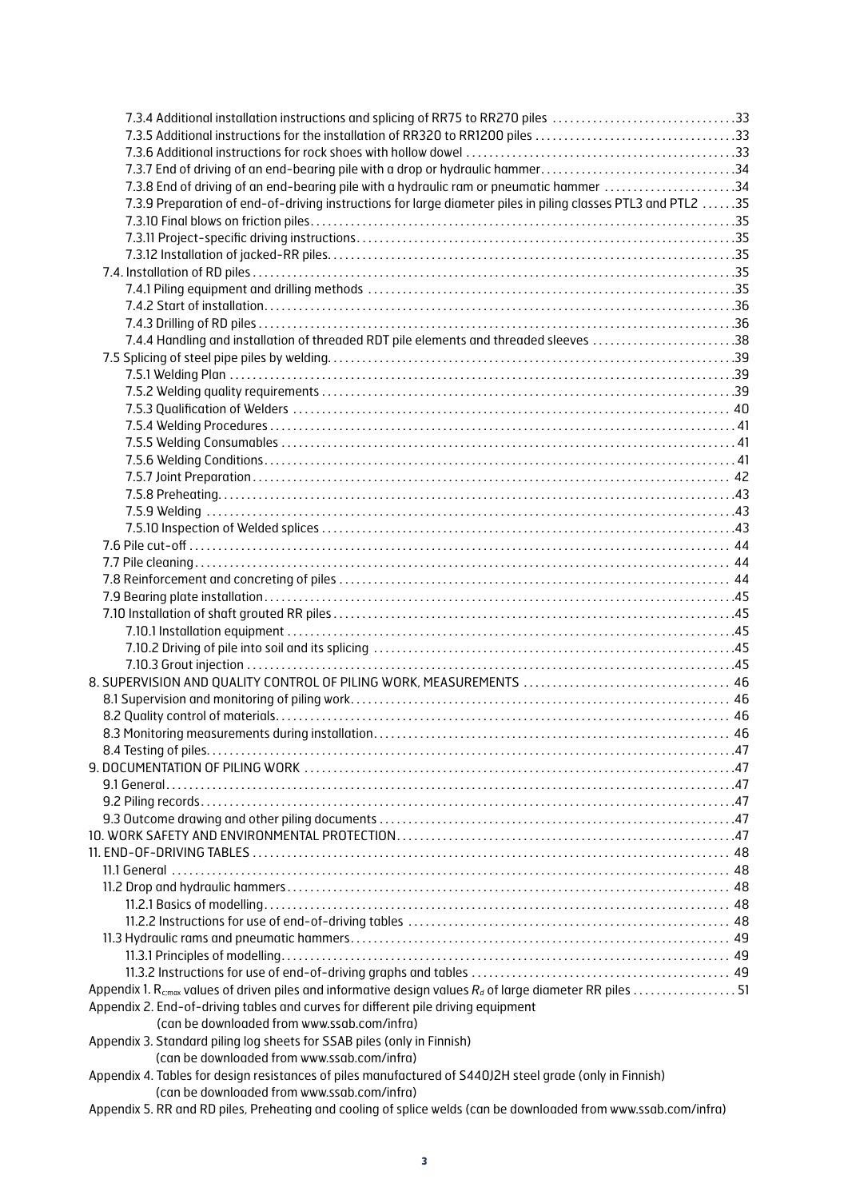7.3.4 Additional installation instructions and splicing of RR75 to RR270 piles ....33
7.3.5 Additional instructions for the installation of RR320 to RR1200 piles ....33
7.3.6 Additional instructions for rock shoes with hollow dowel ....33
7.3.7 End of driving of an end-bearing pile with a drop or hydraulic hammer....34
7.3.8 End of driving of an end-bearing pile with a hydraulic ram or pneumatic hammer ....34
7.3.9 Preparation of end-of-driving instructions for large diameter piles in piling classes PTL3 and PTL2 ....35
7.3.10 Final blows on friction piles....35
7.3.11 Project-specific driving instructions....35
7.3.12 Installation of jacked-RR piles....35
7.4. Installation of RD piles....35
7.4.1 Piling equipment and drilling methods ....35
7.4.2 Start of installation....36
7.4.3 Drilling of RD piles....36
7.4.4 Handling and installation of threaded RDT pile elements and threaded sleeves ....38
7.5 Splicing of steel pipe piles by welding....39
7.5.1 Welding Plan ....39
7.5.2 Welding quality requirements ....39
7.5.3 Qualification of Welders .... 40
7.5.4 Welding Procedures ....41
7.5.5 Welding Consumables ....41
7.5.6 Welding Conditions....41
7.5.7 Joint Preparation.... 42
7.5.8 Preheating....43
7.5.9 Welding ....43
7.5.10 Inspection of Welded splices ....43
7.6 Pile cut-off .... 44
7.7 Pile cleaning.... 44
7.8 Reinforcement and concreting of piles .... 44
7.9 Bearing plate installation....45
7.10 Installation of shaft grouted RR piles....45
7.10.1 Installation equipment ....45
7.10.2 Driving of pile into soil and its splicing ....45
7.10.3 Grout injection ....45
8. SUPERVISION AND QUALITY CONTROL OF PILING WORK, MEASUREMENTS .... 46
8.1 Supervision and monitoring of piling work.... 46
8.2 Quality control of materials.... 46
8.3 Monitoring measurements during installation.... 46
8.4 Testing of piles....47
9. DOCUMENTATION OF PILING WORK ....47
9.1 General....47
9.2 Piling records....47
9.3 Outcome drawing and other piling documents ....47
10. WORK SAFETY AND ENVIRONMENTAL PROTECTION....47
11. END-OF-DRIVING TABLES .... 48
11.1 General .... 48
11.2 Drop and hydraulic hammers.... 48
11.2.1 Basics of modelling.... 48
11.2.2 Instructions for use of end-of-driving tables .... 48
11.3 Hydraulic rams and pneumatic hammers.... 49
11.3.1 Principles of modelling.... 49
11.3.2 Instructions for use of end-of-driving graphs and tables .... 49
Appendix 1. $R_{c;max}$ values of driven piles and informative design values $R_d$ of large diameter RR piles .... 51
Appendix 2. End-of-driving tables and curves for different pile driving equipment
(can be downloaded from www.ssab.com/infra)
Appendix 3. Standard piling log sheets for SSAB piles (only in Finnish)
(can be downloaded from www.ssab.com/infra)
Appendix 4. Tables for design resistances of piles manufactured of S440J2H steel grade (only in Finnish)
(can be downloaded from www.ssab.com/infra)
Appendix 5. RR and RD piles, Preheating and cooling of splice welds (can be downloaded from www.ssab.com/infra)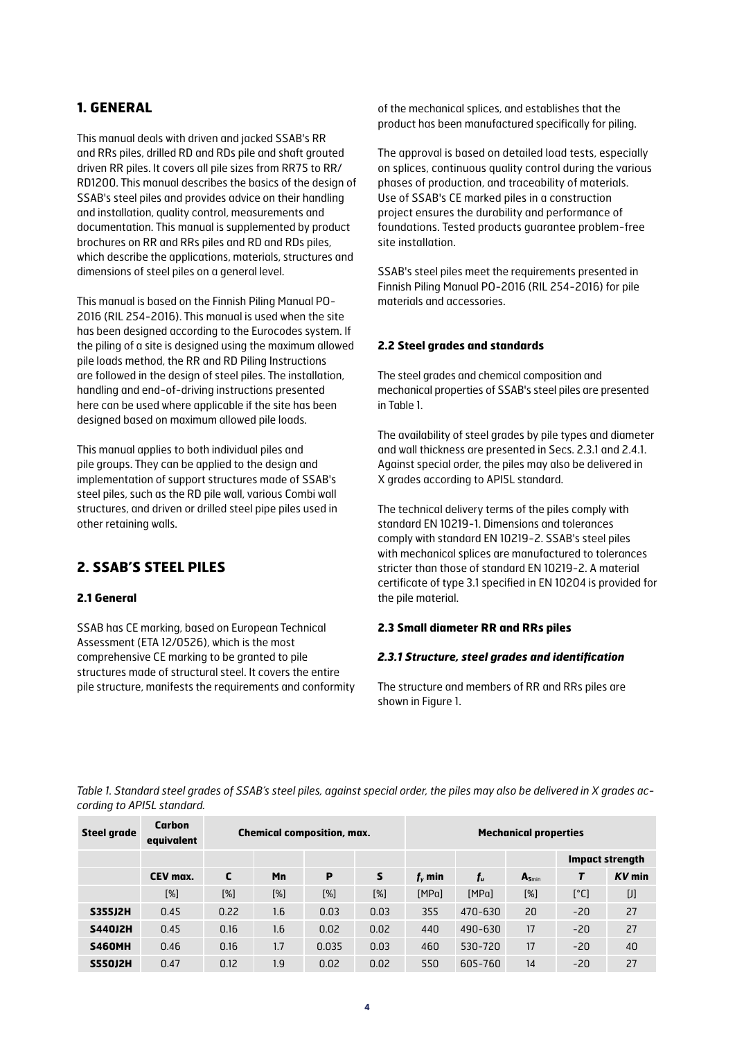## 1. GENERAL

This manual deals with driven and jacked SSAB's RR and RRs piles, drilled RD and RDs pile and shaft grouted driven RR piles. It covers all pile sizes from RR75 to RR/RD1200. This manual describes the basics of the design of SSAB's steel piles and provides advice on their handling and installation, quality control, measurements and documentation. This manual is supplemented by product brochures on RR and RRs piles and RD and RDs piles, which describe the applications, materials, structures and dimensions of steel piles on a general level.

This manual is based on the Finnish Piling Manual PO-2016 (RIL 254-2016). This manual is used when the site has been designed according to the Eurocodes system. If the piling of a site is designed using the maximum allowed pile loads method, the RR and RD Piling Instructions are followed in the design of steel piles. The installation, handling and end-of-driving instructions presented here can be used where applicable if the site has been designed based on maximum allowed pile loads.

This manual applies to both individual piles and pile groups. They can be applied to the design and implementation of support structures made of SSAB's steel piles, such as the RD pile wall, various Combi wall structures, and driven or drilled steel pipe piles used in other retaining walls.

## 2. SSAB'S STEEL PILES

### 2.1 General

SSAB has CE marking, based on European Technical Assessment (ETA 12/0526), which is the most comprehensive CE marking to be granted to pile structures made of structural steel. It covers the entire pile structure, manifests the requirements and conformity of the mechanical splices, and establishes that the product has been manufactured specifically for piling.

The approval is based on detailed load tests, especially on splices, continuous quality control during the various phases of production, and traceability of materials. Use of SSAB's CE marked piles in a construction project ensures the durability and performance of foundations. Tested products guarantee problem-free site installation.

SSAB's steel piles meet the requirements presented in Finnish Piling Manual PO-2016 (RIL 254-2016) for pile materials and accessories.

### 2.2 Steel grades and standards

The steel grades and chemical composition and mechanical properties of SSAB's steel piles are presented in Table 1.

The availability of steel grades by pile types and diameter and wall thickness are presented in Secs. 2.3.1 and 2.4.1. Against special order, the piles may also be delivered in X grades according to API5L standard.

The technical delivery terms of the piles comply with standard EN 10219-1. Dimensions and tolerances comply with standard EN 10219-2. SSAB's steel piles with mechanical splices are manufactured to tolerances stricter than those of standard EN 10219-2. A material certificate of type 3.1 specified in EN 10204 is provided for the pile material.

### 2.3 Small diameter RR and RRs piles

#### *2.3.1 Structure, steel grades and identification*

The structure and members of RR and RRs piles are shown in Figure 1.

*Table 1. Standard steel grades of SSAB's steel piles, against special order, the piles may also be delivered in X grades according to API5L standard.*

| Steel grade | Carbon equivalent | Chemical composition, max. | | | | Mechanical properties | | | | |
|---|---|---|---|---|---|---|---|---|---|---|
| | | | | | | | | | Impact strength | |
| | CEV max. | C | Mn | P | S | $f_y$ min | $f_u$ | $A_{5min}$ | $T$ | $KV$ min |
| | [%] | [%] | [%] | [%] | [%] | [MPa] | [MPa] | [%] | [°C] | [J] |
| **S355J2H** | 0.45 | 0.22 | 1.6 | 0.03 | 0.03 | 355 | 470-630 | 20 | -20 | 27 |
| **S440J2H** | 0.45 | 0.16 | 1.6 | 0.02 | 0.02 | 440 | 490-630 | 17 | -20 | 27 |
| **S460MH** | 0.46 | 0.16 | 1.7 | 0.035 | 0.03 | 460 | 530-720 | 17 | -20 | 40 |
| **S550J2H** | 0.47 | 0.12 | 1.9 | 0.02 | 0.02 | 550 | 605-760 | 14 | -20 | 27 |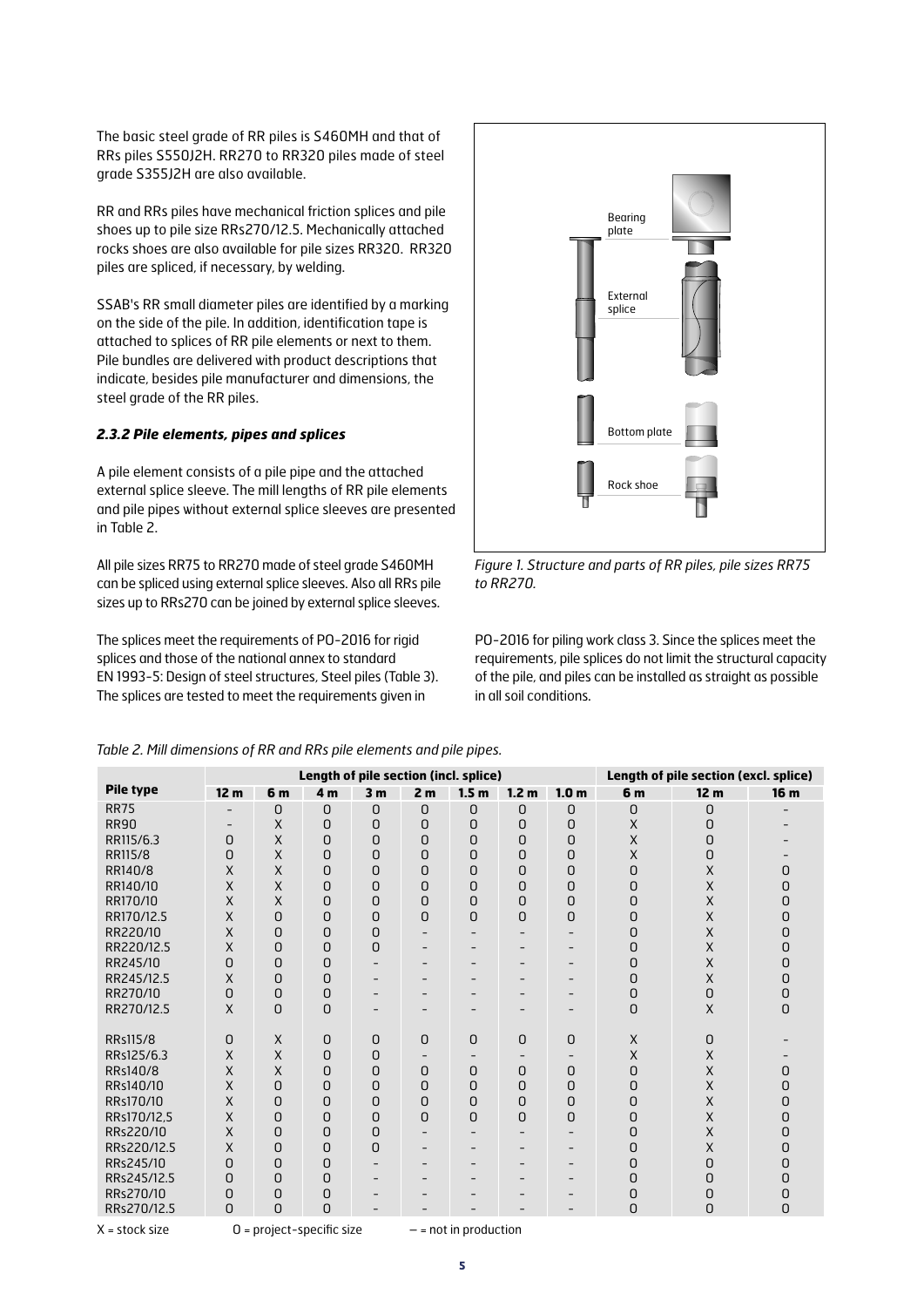The basic steel grade of RR piles is S460MH and that of RRs piles S550J2H. RR270 to RR320 piles made of steel grade S355J2H are also available.

RR and RRs piles have mechanical friction splices and pile shoes up to pile size RRs270/12.5. Mechanically attached rocks shoes are also available for pile sizes RR320. RR320 piles are spliced, if necessary, by welding.

SSAB's RR small diameter piles are identified by a marking on the side of the pile. In addition, identification tape is attached to splices of RR pile elements or next to them. Pile bundles are delivered with product descriptions that indicate, besides pile manufacturer and dimensions, the steel grade of the RR piles.

### *2.3.2 Pile elements, pipes and splices*

A pile element consists of a pile pipe and the attached external splice sleeve. The mill lengths of RR pile elements and pile pipes without external splice sleeves are presented in Table 2.

All pile sizes RR75 to RR270 made of steel grade S460MH can be spliced using external splice sleeves. Also all RRs pile sizes up to RRs270 can be joined by external splice sleeves.

The splices meet the requirements of PO-2016 for rigid splices and those of the national annex to standard EN 1993-5: Design of steel structures, Steel piles (Table 3). The splices are tested to meet the requirements given in PO-2016 for piling work class 3. Since the splices meet the requirements, pile splices do not limit the structural capacity of the pile, and piles can be installed as straight as possible in all soil conditions.

*Figure 1. Structure and parts of RR piles, pile sizes RR75 to RR270.*

*Table 2. Mill dimensions of RR and RRs pile elements and pile pipes.*

| Pile type | Length of pile section (incl. splice) | | | | | | | | Length of pile section (excl. splice) | | |
|---|---|---|---|---|---|---|---|---|---|---|---|
| | **12 m** | **6 m** | **4 m** | **3 m** | **2 m** | **1.5 m** | **1.2 m** | **1.0 m** | **6 m** | **12 m** | **16 m** |
| RR75 | – | O | O | O | O | O | O | O | O | O | – |
| RR90 | – | X | O | O | O | O | O | O | X | O | – |
| RR115/6.3 | O | X | O | O | O | O | O | O | X | O | – |
| RR115/8 | O | X | O | O | O | O | O | O | X | O | – |
| RR140/8 | X | X | O | O | O | O | O | O | O | X | O |
| RR140/10 | X | X | O | O | O | O | O | O | O | X | O |
| RR170/10 | X | X | O | O | O | O | O | O | O | X | O |
| RR170/12.5 | X | O | O | O | O | O | O | O | O | X | O |
| RR220/10 | X | O | O | O | – | – | – | – | O | X | O |
| RR220/12.5 | X | O | O | O | – | – | – | – | O | X | O |
| RR245/10 | O | O | O | – | – | – | – | – | O | X | O |
| RR245/12.5 | X | O | O | – | – | – | – | – | O | X | O |
| RR270/10 | O | O | O | – | – | – | – | – | O | O | O |
| RR270/12.5 | X | O | O | – | – | – | – | – | O | X | O |
| | | | | | | | | | | | |
| RRs115/8 | O | X | O | O | O | O | O | O | X | O | – |
| RRs125/6.3 | X | X | O | O | – | – | – | – | X | X | – |
| RRs140/8 | X | X | O | O | O | O | O | O | O | X | O |
| RRs140/10 | X | O | O | O | O | O | O | O | O | X | O |
| RRs170/10 | X | O | O | O | O | O | O | O | O | X | O |
| RRs170/12.5 | X | O | O | O | O | O | O | O | O | X | O |
| RRs220/10 | X | O | O | O | – | – | – | – | O | X | O |
| RRs220/12.5 | X | O | O | O | – | – | – | – | O | X | O |
| RRs245/10 | O | O | O | – | – | – | – | – | O | O | O |
| RRs245/12.5 | O | O | O | – | – | – | – | – | O | O | O |
| RRs270/10 | O | O | O | – | – | – | – | – | O | O | O |
| RRs270/12.5 | O | O | O | – | – | – | – | – | O | O | O |

X = stock size O = project-specific size – = not in production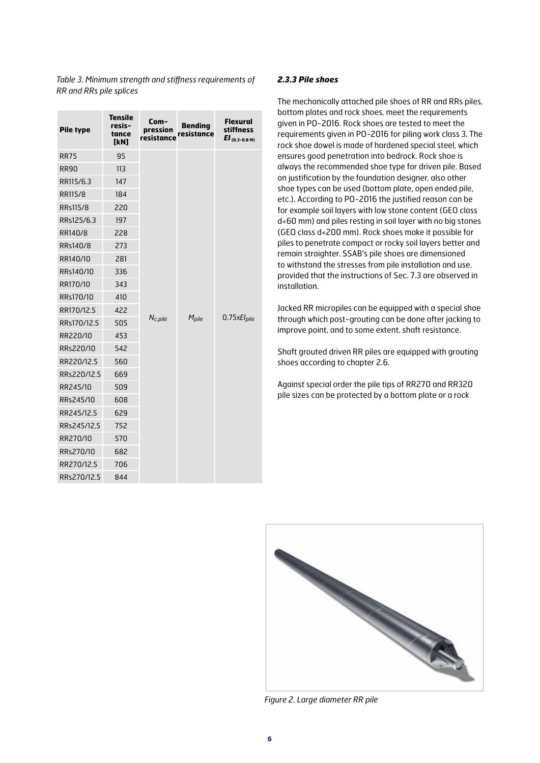*Table 3. Minimum strength and stiffness requirements of RR and RRs pile splices*

| Pile type | Tensile resistance [kN] | Compression resistance | Bending resistance | Flexural stiffness $EI_{(0.3-0.8\ M)}$ |
|---|---|---|---|---|
| RR75 | 95 | $N_{c,pile}$ | $M_{pile}$ | $0.75xEI_{pile}$ |
| RR90 | 113 | | | |
| RR115/6.3 | 147 | | | |
| RR115/8 | 184 | | | |
| RRs115/8 | 220 | | | |
| RRs125/6.3 | 197 | | | |
| RR140/8 | 228 | | | |
| RRs140/8 | 273 | | | |
| RR140/10 | 281 | | | |
| RRs140/10 | 336 | | | |
| RR170/10 | 343 | | | |
| RRs170/10 | 410 | | | |
| RR170/12.5 | 422 | | | |
| RRs170/12.5 | 505 | | | |
| RR220/10 | 453 | | | |
| RRs220/10 | 542 | | | |
| RR220/12.5 | 560 | | | |
| RRs220/12.5 | 669 | | | |
| RR245/10 | 509 | | | |
| RRs245/10 | 608 | | | |
| RR245/12,5 | 629 | | | |
| RRs245/12,5 | 752 | | | |
| RR270/10 | 570 | | | |
| RRs270/10 | 682 | | | |
| RR270/12.5 | 706 | | | |
| RRs270/12.5 | 844 | | | |

#### *2.3.3 Pile shoes*

The mechanically attached pile shoes of RR and RRs piles, bottom plates and rock shoes, meet the requirements given in PO-2016. Rock shoes are tested to meet the requirements given in PO-2016 for piling work class 3. The rock shoe dowel is made of hardened special steel, which ensures good penetration into bedrock. Rock shoe is always the recommended shoe type for driven pile. Based on justification by the foundation designer, also other shoe types can be used (bottom plate, open ended pile, etc.). According to PO-2016 the justified reason can be for example soil layers with low stone content (GEO class d<60 mm) and piles resting in soil layer with no big stones (GEO class d<200 mm). Rock shoes make it possible for piles to penetrate compact or rocky soil layers better and remain straighter. SSAB's pile shoes are dimensioned to withstand the stresses from pile installation and use, provided that the instructions of Sec. 7.3 are observed in installation.

Jacked RR micropiles can be equipped with a special shoe through which post-grouting can be done after jacking to improve point, and to some extent, shaft resistance.

Shaft grouted driven RR piles are equipped with grouting shoes according to chapter 2.6.

Against special order the pile tips of RR270 and RR320 pile sizes can be protected by a bottom plate or a rock

*Figure 2. Large diameter RR pile*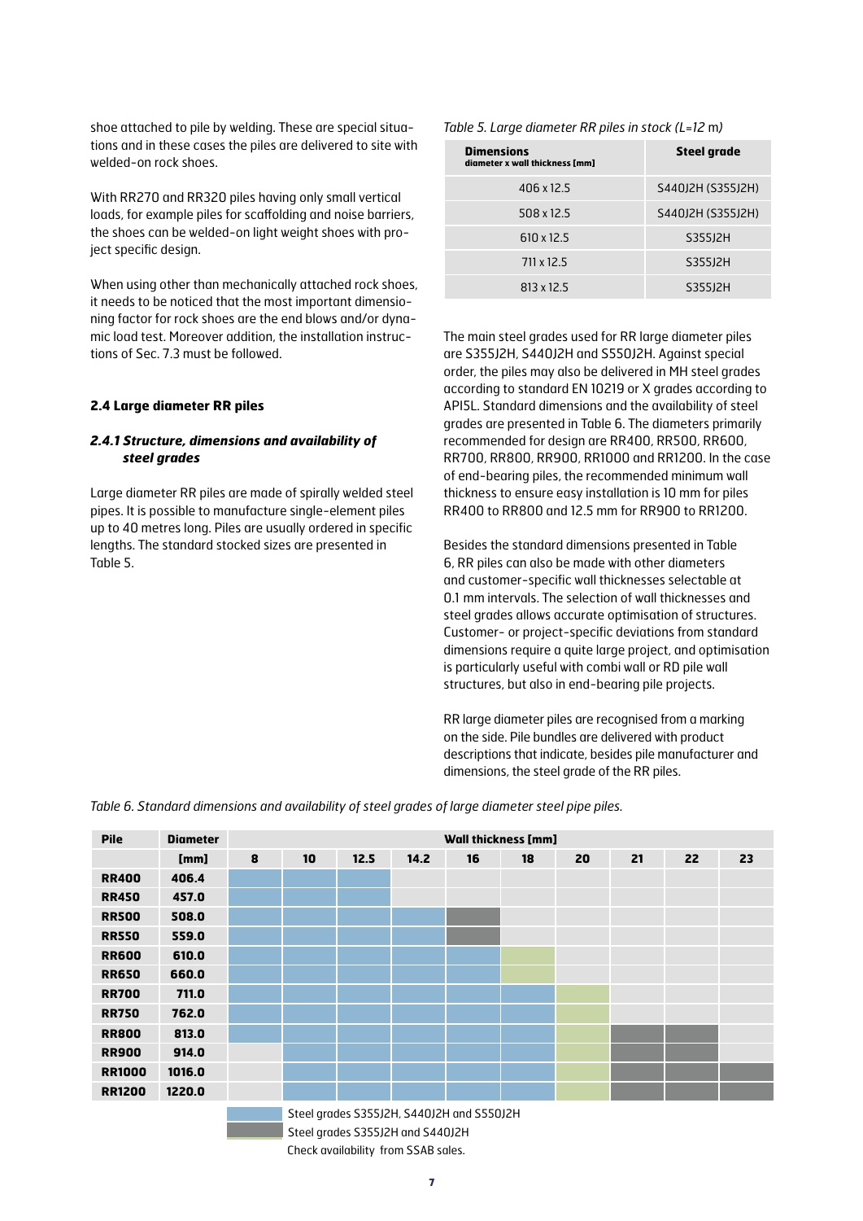shoe attached to pile by welding. These are special situations and in these cases the piles are delivered to site with welded-on rock shoes.

With RR270 and RR320 piles having only small vertical loads, for example piles for scaffolding and noise barriers, the shoes can be welded-on light weight shoes with project specific design.

When using other than mechanically attached rock shoes, it needs to be noticed that the most important dimensioning factor for rock shoes are the end blows and/or dynamic load test. Moreover addition, the installation instructions of Sec. 7.3 must be followed.

### 2.4 Large diameter RR piles

#### *2.4.1 Structure, dimensions and availability of steel grades*

Large diameter RR piles are made of spirally welded steel pipes. It is possible to manufacture single-element piles up to 40 metres long. Piles are usually ordered in specific lengths. The standard stocked sizes are presented in Table 5.

*Table 5. Large diameter RR piles in stock (L=12 m)*

| **Dimensions** diameter x wall thickness [mm] | **Steel grade** |
|---|---|
| 406 x 12.5 | S440J2H (S355J2H) |
| 508 x 12.5 | S440J2H (S355J2H) |
| 610 x 12.5 | S355J2H |
| 711 x 12.5 | S355J2H |
| 813 x 12.5 | S355J2H |

The main steel grades used for RR large diameter piles are S355J2H, S440J2H and S550J2H. Against special order, the piles may also be delivered in MH steel grades according to standard EN 10219 or X grades according to API5L. Standard dimensions and the availability of steel grades are presented in Table 6. The diameters primarily recommended for design are RR400, RR500, RR600, RR700, RR800, RR900, RR1000 and RR1200. In the case of end-bearing piles, the recommended minimum wall thickness to ensure easy installation is 10 mm for piles RR400 to RR800 and 12.5 mm for RR900 to RR1200.

Besides the standard dimensions presented in Table 6, RR piles can also be made with other diameters and customer-specific wall thicknesses selectable at 0.1 mm intervals. The selection of wall thicknesses and steel grades allows accurate optimisation of structures. Customer- or project-specific deviations from standard dimensions require a quite large project, and optimisation is particularly useful with combi wall or RD pile wall structures, but also in end-bearing pile projects.

RR large diameter piles are recognised from a marking on the side. Pile bundles are delivered with product descriptions that indicate, besides pile manufacturer and dimensions, the steel grade of the RR piles.

*Table 6. Standard dimensions and availability of steel grades of large diameter steel pipe piles.*

| Pile | Diameter | Wall thickness [mm] | | | | | | | | | |
|---|---|---|---|---|---|---|---|---|---|---|---|
| | [mm] | 8 | 10 | 12.5 | 14.2 | 16 | 18 | 20 | 21 | 22 | 23 |
| **RR400** | 406.4 | A | A | A | | | | | | | |
| **RR450** | 457.0 | A | A | A | | | | | | | |
| **RR500** | 508.0 | A | A | A | A | B | | | | | |
| **RR550** | 559.0 | A | A | A | A | B | | | | | |
| **RR600** | 610.0 | A | A | A | A | A | C | | | | |
| **RR650** | 660.0 | A | A | A | A | A | C | | | | |
| **RR700** | 711.0 | A | A | A | A | A | A | C | | | |
| **RR750** | 762.0 | A | A | A | A | A | A | C | | | |
| **RR800** | 813.0 | A | A | A | A | A | A | C | B | B | |
| **RR900** | 914.0 | | A | A | A | A | A | C | B | B | |
| **RR1000** | 1016.0 | | A | A | A | A | A | C | B | B | B |
| **RR1200** | 1220.0 | | A | A | A | A | A | C | B | B | B |

A: Steel grades S355J2H, S440J2H and S550J2H

B: Steel grades S355J2H and S440J2H

C: Check availability from SSAB sales.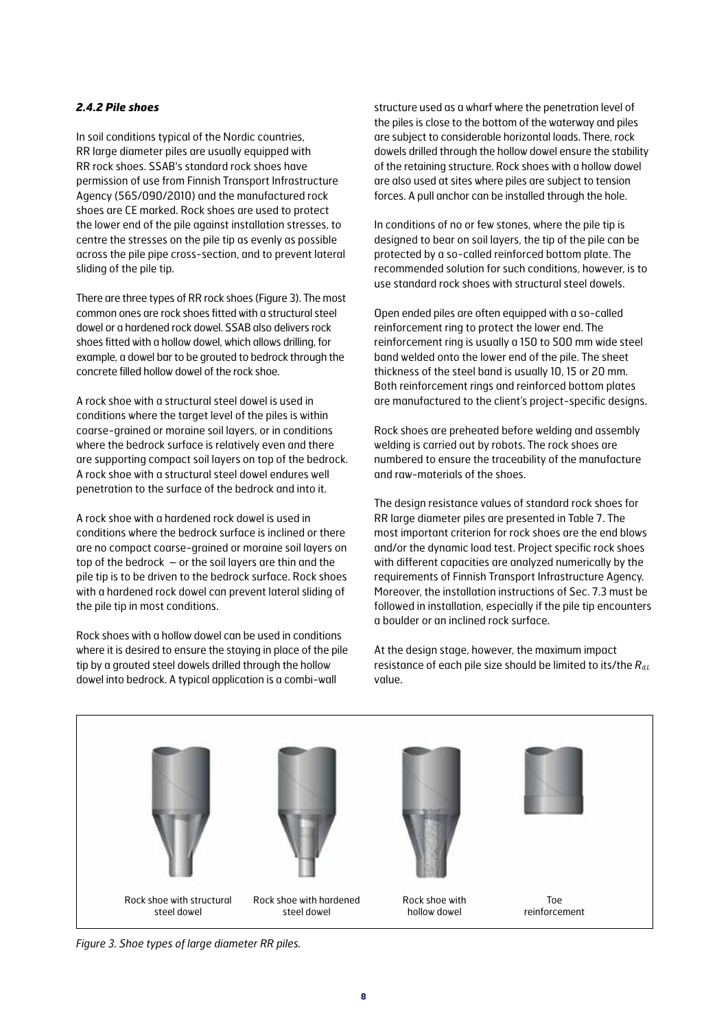#### *2.4.2 Pile shoes*

In soil conditions typical of the Nordic countries, RR large diameter piles are usually equipped with RR rock shoes. SSAB's standard rock shoes have permission of use from Finnish Transport Infrastructure Agency (565/090/2010) and the manufactured rock shoes are CE marked. Rock shoes are used to protect the lower end of the pile against installation stresses, to centre the stresses on the pile tip as evenly as possible across the pile pipe cross-section, and to prevent lateral sliding of the pile tip.

There are three types of RR rock shoes (Figure 3). The most common ones are rock shoes fitted with a structural steel dowel or a hardened rock dowel. SSAB also delivers rock shoes fitted with a hollow dowel, which allows drilling, for example, a dowel bar to be grouted to bedrock through the concrete filled hollow dowel of the rock shoe.

A rock shoe with a structural steel dowel is used in conditions where the target level of the piles is within coarse-grained or moraine soil layers, or in conditions where the bedrock surface is relatively even and there are supporting compact soil layers on top of the bedrock. A rock shoe with a structural steel dowel endures well penetration to the surface of the bedrock and into it.

A rock shoe with a hardened rock dowel is used in conditions where the bedrock surface is inclined or there are no compact coarse-grained or moraine soil layers on top of the bedrock – or the soil layers are thin and the pile tip is to be driven to the bedrock surface. Rock shoes with a hardened rock dowel can prevent lateral sliding of the pile tip in most conditions.

Rock shoes with a hollow dowel can be used in conditions where it is desired to ensure the staying in place of the pile tip by a grouted steel dowels drilled through the hollow dowel into bedrock. A typical application is a combi-wall structure used as a wharf where the penetration level of the piles is close to the bottom of the waterway and piles are subject to considerable horizontal loads. There, rock dowels drilled through the hollow dowel ensure the stability of the retaining structure. Rock shoes with a hollow dowel are also used at sites where piles are subject to tension forces. A pull anchor can be installed through the hole.

In conditions of no or few stones, where the pile tip is designed to bear on soil layers, the tip of the pile can be protected by a so-called reinforced bottom plate. The recommended solution for such conditions, however, is to use standard rock shoes with structural steel dowels.

Open ended piles are often equipped with a so-called reinforcement ring to protect the lower end. The reinforcement ring is usually a 150 to 500 mm wide steel band welded onto the lower end of the pile. The sheet thickness of the steel band is usually 10, 15 or 20 mm. Both reinforcement rings and reinforced bottom plates are manufactured to the client's project-specific designs.

Rock shoes are preheated before welding and assembly welding is carried out by robots. The rock shoes are numbered to ensure the traceability of the manufacture and raw-materials of the shoes.

The design resistance values of standard rock shoes for RR large diameter piles are presented in Table 7. The most important criterion for rock shoes are the end blows and/or the dynamic load test. Project specific rock shoes with different capacities are analyzed numerically by the requirements of Finnish Transport Infrastructure Agency. Moreover, the installation instructions of Sec. 7.3 must be followed in installation, especially if the pile tip encounters a boulder or an inclined rock surface.

At the design stage, however, the maximum impact resistance of each pile size should be limited to its/the $R_{d,L}$ value.

Rock shoe with structural steel dowel | Rock shoe with hardened steel dowel | Rock shoe with hollow dowel | Toe reinforcement

*Figure 3. Shoe types of large diameter RR piles.*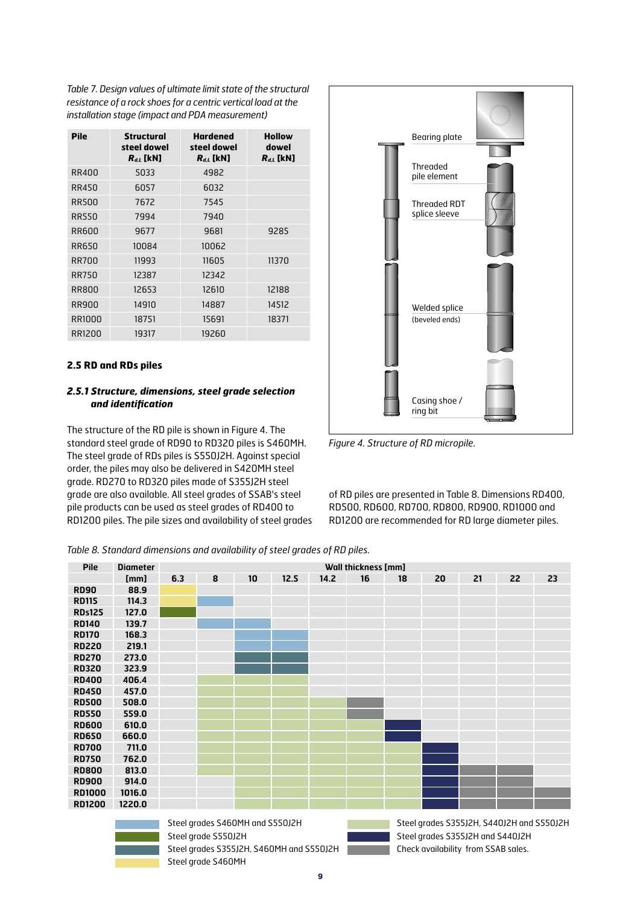*Table 7. Design values of ultimate limit state of the structural resistance of a rock shoes for a centric vertical load at the installation stage (impact and PDA measurement)*

| Pile | Structural steel dowel $R_{d;L}$ [kN] | Hardened steel dowel $R_{d;L}$ [kN] | Hollow dowel $R_{d;L}$ [kN] |
|---|---|---|---|
| RR400 | 5033 | 4982 | |
| RR450 | 6057 | 6032 | |
| RR500 | 7672 | 7545 | |
| RR550 | 7994 | 7940 | |
| RR600 | 9677 | 9681 | 9285 |
| RR650 | 10084 | 10062 | |
| RR700 | 11993 | 11605 | 11370 |
| RR750 | 12387 | 12342 | |
| RR800 | 12653 | 12610 | 12188 |
| RR900 | 14910 | 14887 | 14512 |
| RR1000 | 18751 | 15691 | 18371 |
| RR1200 | 19317 | 19260 | |

### 2.5 RD and RDs piles

#### *2.5.1 Structure, dimensions, steel grade selection and identification*

The structure of the RD pile is shown in Figure 4. The standard steel grade of RD90 to RD320 piles is S460MH. The steel grade of RDs piles is S550J2H. Against special order, the piles may also be delivered in S420MH steel grade. RD270 to RD320 piles made of S355J2H steel grade are also available. All steel grades of SSAB's steel pile products can be used as steel grades of RD400 to RD1200 piles. The pile sizes and availability of steel grades of RD piles are presented in Table 8. Dimensions RD400, RD500, RD600, RD700, RD800, RD900, RD1000 and RD1200 are recommended for RD large diameter piles.

Bearing plate

Threaded pile element

Threaded RDT splice sleeve

Welded splice (beveled ends)

Casing shoe / ring bit

*Figure 4. Structure of RD micropile.*

*Table 8. Standard dimensions and availability of steel grades of RD piles.*

| Pile | Diameter [mm] | Wall thickness [mm] 6.3 | 8 | 10 | 12.5 | 14.2 | 16 | 18 | 20 | 21 | 22 | 23 |
|---|---|---|---|---|---|---|---|---|---|---|---|---|
| RD90 | 88.9 | D | | | | | | | | | | |
| RD115 | 114.3 | D | A | | | | | | | | | |
| RDs125 | 127.0 | B | | | | | | | | | | |
| RD140 | 139.7 | | A | A | | | | | | | | |
| RD170 | 168.3 | | | A | A | | | | | | | |
| RD220 | 219.1 | | | A | A | | | | | | | |
| RD270 | 273.0 | | | C | C | | | | | | | |
| RD320 | 323.9 | | | C | C | | | | | | | |
| RD400 | 406.4 | | E | E | E | | | | | | | |
| RD450 | 457.0 | | E | E | E | | | | | | | |
| RD500 | 508.0 | | E | E | E | E | G | | | | | |
| RD550 | 559.0 | | E | E | E | E | G | | | | | |
| RD600 | 610.0 | | E | E | E | E | E | F | | | | |
| RD650 | 660.0 | | E | E | E | E | E | F | | | | |
| RD700 | 711.0 | | E | E | E | E | E | E | F | | | |
| RD750 | 762.0 | | E | E | E | E | E | E | F | | | |
| RD800 | 813.0 | | E | E | E | E | E | E | F | G | G | |
| RD900 | 914.0 | | | E | E | E | E | E | F | G | G | |
| RD1000 | 1016.0 | | | E | E | E | E | E | F | G | G | G |
| RD1200 | 1220.0 | | | E | E | E | E | E | F | G | G | G |

A: Steel grades S460MH and S550J2H
B: Steel grade S550J2H
C: Steel grades S355J2H, S460MH and S550J2H
D: Steel grade S460MH
E: Steel grades S355J2H, S440J2H and S550J2H
F: Steel grades S355J2H and S440J2H
G: Check availability from SSAB sales.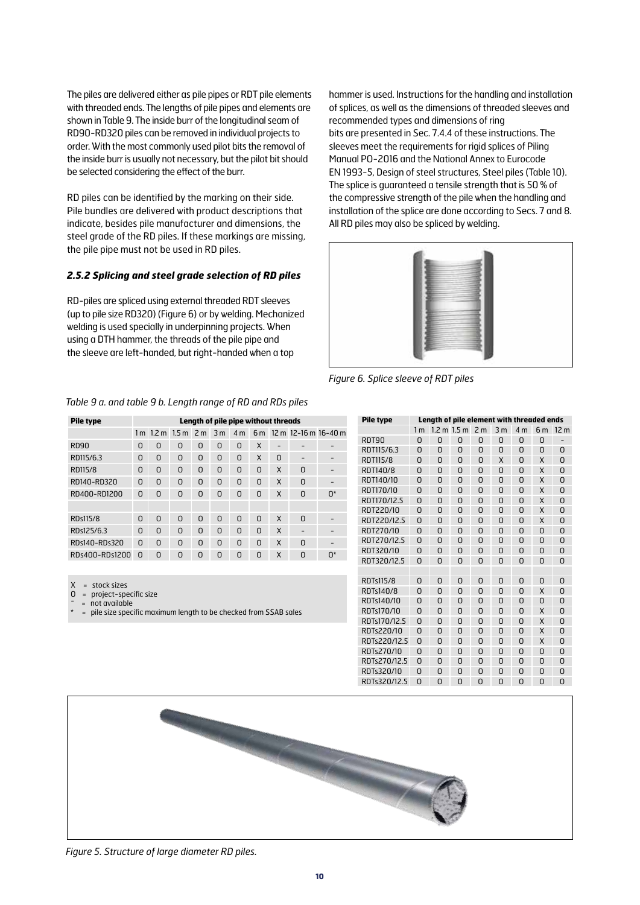The piles are delivered either as pile pipes or RDT pile elements with threaded ends. The lengths of pile pipes and elements are shown in Table 9. The inside burr of the longitudinal seam of RD90-RD320 piles can be removed in individual projects to order. With the most commonly used pilot bits the removal of the inside burr is usually not necessary, but the pilot bit should be selected considering the effect of the burr.

RD piles can be identified by the marking on their side. Pile bundles are delivered with product descriptions that indicate, besides pile manufacturer and dimensions, the steel grade of the RD piles. If these markings are missing, the pile pipe must not be used in RD piles.

### *2.5.2 Splicing and steel grade selection of RD piles*

RD-piles are spliced using external threaded RDT sleeves (up to pile size RD320) (Figure 6) or by welding. Mechanized welding is used specially in underpinning projects. When using a DTH hammer, the threads of the pile pipe and the sleeve are left-handed, but right-handed when a top hammer is used. Instructions for the handling and installation of splices, as well as the dimensions of threaded sleeves and recommended types and dimensions of ring bits are presented in Sec. 7.4.4 of these instructions. The sleeves meet the requirements for rigid splices of Piling Manual PO-2016 and the National Annex to Eurocode EN 1993-5, Design of steel structures, Steel piles (Table 10). The splice is guaranteed a tensile strength that is 50 % of the compressive strength of the pile when the handling and installation of the splice are done according to Secs. 7 and 8. All RD piles may also be spliced by welding.

*Figure 6. Splice sleeve of RDT piles*

*Table 9 a. and table 9 b. Length range of RD and RDs piles*

| **Pile type** | **Length of pile pipe without threads** | | | | | | | | | |
|---|---|---|---|---|---|---|---|---|---|---|
| | 1 m | 1.2 m | 1.5 m | 2 m | 3 m | 4 m | 6 m | 12 m | 12-16 m | 16-40 m |
| RD90 | O | O | O | O | O | O | X | - | - | - |
| RD115/6.3 | O | O | O | O | O | O | X | O | - | - |
| RD115/8 | O | O | O | O | O | O | O | X | O | - |
| RD140-RD320 | O | O | O | O | O | O | O | X | O | - |
| RD400-RD1200 | O | O | O | O | O | O | O | X | O | O* |
| | | | | | | | | | | |
| RDs115/8 | O | O | O | O | O | O | O | X | O | - |
| RDs125/6.3 | O | O | O | O | O | O | O | X | - | - |
| RDs140-RDs320 | O | O | O | O | O | O | O | X | O | - |
| RDs400-RDs1200 | O | O | O | O | O | O | O | X | O | O* |

X = stock sizes
O = project-specific size
- = not available
* = pile size specific maximum length to be checked from SSAB sales

| **Pile type** | **Length of pile element with threaded ends** | | | | | | | |
|---|---|---|---|---|---|---|---|---|
| | 1 m | 1.2 m | 1.5 m | 2 m | 3 m | 4 m | 6 m | 12 m |
| RDT90 | O | O | O | O | O | O | O | - |
| RDT115/6.3 | O | O | O | O | O | O | O | O |
| RDT115/8 | O | O | O | O | X | O | X | O |
| RDT140/8 | O | O | O | O | O | O | X | O |
| RDT140/10 | O | O | O | O | O | O | X | O |
| RDT170/10 | O | O | O | O | O | O | X | O |
| RDT170/12.5 | O | O | O | O | O | O | X | O |
| RDT220/10 | O | O | O | O | O | O | X | O |
| RDT220/12.5 | O | O | O | O | O | O | X | O |
| RDT270/10 | O | O | O | O | O | O | O | O |
| RDT270/12.5 | O | O | O | O | O | O | O | O |
| RDT320/10 | O | O | O | O | O | O | O | O |
| RDT320/12.5 | O | O | O | O | O | O | O | O |
| | | | | | | | | |
| RDTs115/8 | O | O | O | O | O | O | O | O |
| RDTs140/8 | O | O | O | O | O | O | X | O |
| RDTs140/10 | O | O | O | O | O | O | O | O |
| RDTs170/10 | O | O | O | O | O | O | X | O |
| RDTs170/12.5 | O | O | O | O | O | O | X | O |
| RDTs220/10 | O | O | O | O | O | O | X | O |
| RDTs220/12.5 | O | O | O | O | O | O | X | O |
| RDTs270/10 | O | O | O | O | O | O | O | O |
| RDTs270/12.5 | O | O | O | O | O | O | O | O |
| RDTs320/10 | O | O | O | O | O | O | O | O |
| RDTs320/12.5 | O | O | O | O | O | O | O | O |

*Figure 5. Structure of large diameter RD piles.*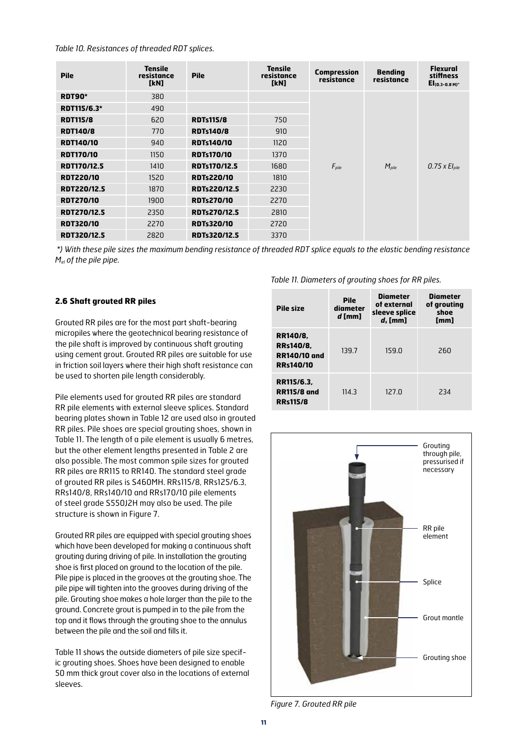*Table 10. Resistances of threaded RDT splices.*

| Pile | Tensile resistance [kN] | Pile | Tensile resistance [kN] | Compression resistance | Bending resistance | Flexural stiffness $EI_{(0.3-0.8\,M)^*}$ |
|---|---|---|---|---|---|---|
| **RDT90*** | 380 | | | $F_{pile}$ | $M_{pile}$ | $0.75 \times EI_{pile}$ |
| **RDT115/6.3*** | 490 | | | | | |
| **RDT115/8** | 620 | **RDTs115/8** | 750 | | | |
| **RDT140/8** | 770 | **RDTs140/8** | 910 | | | |
| **RDT140/10** | 940 | **RDTs140/10** | 1120 | | | |
| **RDT170/10** | 1150 | **RDTs170/10** | 1370 | | | |
| **RDT170/12.5** | 1410 | **RDTs170/12.5** | 1680 | | | |
| **RDT220/10** | 1520 | **RDTs220/10** | 1810 | | | |
| **RDT220/12.5** | 1870 | **RDTs220/12.5** | 2230 | | | |
| **RDT270/10** | 1900 | **RDTs270/10** | 2270 | | | |
| **RDT270/12.5** | 2350 | **RDTs270/12.5** | 2810 | | | |
| **RDT320/10** | 2270 | **RDTs320/10** | 2720 | | | |
| **RDT320/12.5** | 2820 | **RDTs320/12.5** | 3370 | | | |

*\*) With these pile sizes the maximum bending resistance of threaded RDT splice equals to the elastic bending resistance $M_{el}$ of the pile pipe.*

### 2.6 Shaft grouted RR piles

Grouted RR piles are for the most part shaft-bearing micropiles where the geotechnical bearing resistance of the pile shaft is improved by continuous shaft grouting using cement grout. Grouted RR piles are suitable for use in friction soil layers where their high shaft resistance can be used to shorten pile length considerably.

Pile elements used for grouted RR piles are standard RR pile elements with external sleeve splices. Standard bearing plates shown in Table 12 are used also in grouted RR piles. Pile shoes are special grouting shoes, shown in Table 11. The length of a pile element is usually 6 metres, but the other element lengths presented in Table 2 are also possible. The most common spile sizes for grouted RR piles are RR115 to RR140. The standard steel grade of grouted RR piles is S460MH. RRs115/8, RRs125/6.3, RRs140/8, RRs140/10 and RRs170/10 pile elements of steel grade S550J2H may also be used. The pile structure is shown in Figure 7.

Grouted RR piles are equipped with special grouting shoes which have been developed for making a continuous shaft grouting during driving of pile. In installation the grouting shoe is first placed on ground to the location of the pile. Pile pipe is placed in the grooves at the grouting shoe. The pile pipe will tighten into the grooves during driving of the pile. Grouting shoe makes a hole larger than the pile to the ground. Concrete grout is pumped in to the pile from the top and it flows through the grouting shoe to the annulus between the pile and the soil and fills it.

Table 11 shows the outside diameters of pile size specific grouting shoes. Shoes have been designed to enable 50 mm thick grout cover also in the locations of external sleeves.

*Table 11. Diameters of grouting shoes for RR piles.*

| Pile size | Pile diameter $d$ [mm] | Diameter of external sleeve splice $d_s$ [mm] | Diameter of grouting shoe [mm] |
|---|---|---|---|
| **RR140/8, RRs140/8, RR140/10 and RRs140/10** | 139.7 | 159.0 | 260 |
| **RR115/6.3, RR115/8 and RRs115/8** | 114.3 | 127.0 | 234 |

Grouting through pile, pressurised if necessary

RR pile element

Splice

Grout mantle

Grouting shoe

*Figure 7. Grouted RR pile*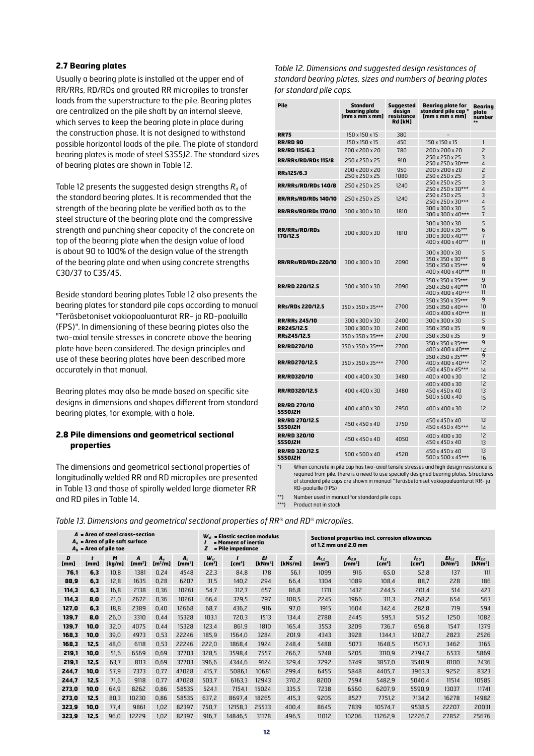## 2.7 Bearing plates

Usually a bearing plate is installed at the upper end of RR/RRs, RD/RDs and grouted RR micropiles to transfer loads from the superstructure to the pile. Bearing plates are centralized on the pile shaft by an internal sleeve, which serves to keep the bearing plate in place during the construction phase. It is not designed to withstand possible horizontal loads of the pile. The plate of standard bearing plates is made of steel S355J2. The standard sizes of bearing plates are shown in Table 12.

Table 12 presents the suggested design strengths $R_d$ of the standard bearing plates. It is recommended that the strength of the bearing plate be verified both as to the steel structure of the bearing plate and the compressive strength and punching shear capacity of the concrete on top of the bearing plate when the design value of load is about 90 to 100% of the design value of the strength of the bearing plate and when using concrete strengths C30/37 to C35/45.

Beside standard bearing plates Table 12 also presents the bearing plates for standard pile caps according to manual "Teräsbetoniset vakiopaaluanturat RR- ja RD-paaluilla (FPS)". In dimensioning of these bearing plates also the two-axial tensile stresses in concrete above the bearing plate have been considered. The design principles and use of these bearing plates have been described more accurately in that manual.

Bearing plates may also be made based on specific site designs in dimensions and shapes different from standard bearing plates, for example, with a hole.

## 2.8 Pile dimensions and geometrical sectional properties

The dimensions and geometrical sectional properties of longitudinally welded RR and RD micropiles are presented in Table 13 and those of spirally welded large diameter RR and RD piles in Table 14.

*Table 12. Dimensions and suggested design resistances of standard bearing plates, sizes and numbers of bearing plates for standard pile caps.*

| Pile | Standard bearing plate [mm x mm x mm] | Suggested design resistance Rd [kN] | Bearing plate for standard pile cap * [mm x mm x mm] | Bearing plate number ** |
|---|---|---|---|---|
| RR75 | 150 x 150 x 15 | 380 | - | |
| RR/RD 90 | 150 x 150 x 15 | 450 | 150 x 150 x 15 | 1 |
| RR/RD 115/6.3 | 200 x 200 x 20 | 780 | 200 x 200 x 20 | 2 |
| RR/RRs/RD/RDs 115/8 | 250 x 250 x 25 | 910 | 250 x 250 x 25<br>250 x 250 x 30*** | 3<br>4 |
| RRs125/6.3 | 200 x 200 x 20<br>250 x 250 x 25 | 950<br>1080 | 200 x 200 x 20<br>250 x 250 x 25 | 2<br>3 |
| RR/RRs/RD/RDs 140/8 | 250 x 250 x 25 | 1240 | 250 x 250 x 25<br>250 x 250 x 30*** | 3<br>4 |
| RR/RRs/RD/RDs 140/10 | 250 x 250 x 25 | 1240 | 250 x 250 x 25<br>250 x 250 x 30*** | 3<br>4 |
| RR/RRs/RD/RDs 170/10 | 300 x 300 x 30 | 1810 | 300 x 300 x 30<br>300 x 300 x 40*** | 5<br>7 |
| RR/RRs/RD/RDs 170/12.5 | 300 x 300 x 30 | 1810 | 300 x 300 x 30<br>300 x 300 x 35***<br>300 x 300 x 40***<br>400 x 400 x 40*** | 5<br>6<br>7<br>11 |
| RR/RRs/RD/RDs 220/10 | 300 x 300 x 30 | 2090 | 300 x 300 x 30<br>350 x 350 x 30***<br>350 x 350 x 35***<br>400 x 400 x 40*** | 5<br>8<br>9<br>11 |
| RR/RD 220/12.5 | 300 x 300 x 30 | 2090 | 350 x 350 x 35***<br>350 x 350 x 40***<br>400 x 400 x 40*** | 9<br>10<br>11 |
| RRs/RDs 220/12.5 | 350 x 350 x 35*** | 2700 | 350 x 350 x 35***<br>350 x 350 x 40***<br>400 x 400 x 40*** | 9<br>10<br>11 |
| RR/RRs 245/10 | 300 x 300 x 30 | 2400 | 300 x 300 x 30 | 5 |
| RR245/12.5 | 300 x 300 x 30 | 2400 | 350 x 350 x 35 | 9 |
| RRs245/12.5 | 350 x 350 x 35*** | 2700 | 350 x 350 x 35 | 9 |
| RR/RD270/10 | 350 x 350 x 35*** | 2700 | 350 x 350 x 35***<br>400 x 400 x 40*** | 9<br>12 |
| RR/RD270/12.5 | 350 x 350 x 35*** | 2700 | 350 x 350 x 35***<br>400 x 400 x 40***<br>450 x 450 x 45*** | 9<br>12<br>14 |
| RR/RD320/10 | 400 x 400 x 30 | 3480 | 400 x 400 x 30 | 12 |
| RR/RD320/12.5 | 400 x 400 x 30 | 3480 | 400 x 400 x 30<br>450 x 450 x 40<br>500 x 500 x 40 | 12<br>13<br>15 |
| RR/RD 270/10 S550J2H | 400 x 400 x 30 | 2950 | 400 x 400 x 30 | 12 |
| RR/RD 270/12.5 S550J2H | 450 x 450 x 40 | 3750 | 450 x 450 x 40<br>450 x 450 x 45*** | 13<br>14 |
| RR/RD 320/10 S550J2H | 450 x 450 x 40 | 4050 | 400 x 400 x 30<br>450 x 450 x 40 | 12<br>13 |
| RR/RD 320/12.5 S550J2H | 500 x 500 x 40 | 4520 | 450 x 450 x 40<br>500 x 500 x 45*** | 13<br>16 |

*) When concrete in pile cap has two-axial tensile stresses and high design resistance is required from pile, there is a need to use specially designed bearing plates. Structures of standard pile caps are shown in manual "Teräsbetoniset vakiopaaluanturat RR- ja RD-paaluilla (FPS)

**) Number used in manual for standard pile caps

***) Product not in stock

*Table 13. Dimensions and geometrical sectional properties of RR® and RD® micropiles.*

$A$ = Area of steel cross-section; $A_u$ = Area of pile saft surface; $A_b$ = Area of pile toe; $W_{el}$ = Elastic section modulus; $I$ = Moment of inertia; $Z$ = Pile impedance. Sectional properties incl. corrosion allowances of 1.2 mm and 2.0 mm.

| D [mm] | t [mm] | M [kg/m] | A [mm²] | $A_u$ [m²/m] | $A_b$ [mm²] | $W_{el}$ [cm³] | I [cm⁴] | EI [kNm²] | Z [kNs/m] | $A_{1,2}$ [mm²] | $A_{2,0}$ [mm²] | $I_{1,2}$ [cm⁴] | $I_{2,0}$ [cm⁴] | $EI_{1,2}$ [kNm²] | $EI_{2,0}$ [kNm²] |
|---|---|---|---|---|---|---|---|---|---|---|---|---|---|---|---|
| 76,1 | 6,3 | 10,8 | 1381 | 0,24 | 4548 | 22,3 | 84,8 | 178 | 56,1 | 1099 | 916 | 65,0 | 52,8 | 137 | 111 |
| 88,9 | 6,3 | 12,8 | 1635 | 0,28 | 6207 | 31,5 | 140,2 | 294 | 66,4 | 1304 | 1089 | 108,4 | 88,7 | 228 | 186 |
| 114,3 | 6,3 | 16,8 | 2138 | 0,36 | 10261 | 54,7 | 312,7 | 657 | 86,8 | 1711 | 1432 | 244,5 | 201,4 | 514 | 423 |
| 114,3 | 8,0 | 21,0 | 2672 | 0,36 | 10261 | 66,4 | 379,5 | 797 | 108,5 | 2245 | 1966 | 311,3 | 268,2 | 654 | 563 |
| 127,0 | 6,3 | 18,8 | 2389 | 0,40 | 12668 | 68,7 | 436,2 | 916 | 97,0 | 1915 | 1604 | 342,4 | 282,8 | 719 | 594 |
| 139,7 | 8,0 | 26,0 | 3310 | 0,44 | 15328 | 103,1 | 720,3 | 1513 | 134,4 | 2788 | 2445 | 595,1 | 515,2 | 1250 | 1082 |
| 139,7 | 10,0 | 32,0 | 4075 | 0,44 | 15328 | 123,4 | 861,9 | 1810 | 165,4 | 3553 | 3209 | 736,7 | 656,8 | 1547 | 1379 |
| 168,3 | 10,0 | 39,0 | 4973 | 0,53 | 22246 | 185,9 | 1564,0 | 3284 | 201,9 | 4343 | 3928 | 1344,1 | 1202,7 | 2823 | 2526 |
| 168,3 | 12,5 | 48,0 | 6118 | 0,53 | 22246 | 222,0 | 1868,4 | 3924 | 248,4 | 5488 | 5073 | 1648,5 | 1507,1 | 3462 | 3165 |
| 219,1 | 10,0 | 51,6 | 6569 | 0,69 | 37703 | 328,5 | 3598,4 | 7557 | 266,7 | 5748 | 5205 | 3110,9 | 2794,7 | 6533 | 5869 |
| 219,1 | 12,5 | 63,7 | 8113 | 0,69 | 37703 | 396,6 | 4344,6 | 9124 | 329,4 | 7292 | 6749 | 3857,0 | 3540,9 | 8100 | 7436 |
| 244,7 | 10,0 | 57,9 | 7373 | 0,77 | 47028 | 415,7 | 5086,1 | 10681 | 299,4 | 6455 | 5848 | 4405,7 | 3963,3 | 9252 | 8323 |
| 244,7 | 12,5 | 71,6 | 9118 | 0,77 | 47028 | 503,7 | 6163,3 | 12943 | 370,2 | 8200 | 7594 | 5482,9 | 5040,4 | 11514 | 10585 |
| 273,0 | 10,0 | 64,9 | 8262 | 0,86 | 58535 | 524,1 | 7154,1 | 15024 | 335,5 | 7238 | 6560 | 6207,9 | 5590,9 | 13037 | 11741 |
| 273,0 | 12,5 | 80,3 | 10230 | 0,86 | 58535 | 637,2 | 8697,4 | 18265 | 415,3 | 9205 | 8527 | 7751,2 | 7134,2 | 16278 | 14982 |
| 323,9 | 10,0 | 77,4 | 9861 | 1,02 | 82397 | 750,7 | 12158,3 | 25533 | 400,4 | 8645 | 7839 | 10574,7 | 9538,5 | 22207 | 20031 |
| 323,9 | 12,5 | 96,0 | 12229 | 1,02 | 82397 | 916,7 | 14846,5 | 31178 | 496,5 | 11012 | 10206 | 13262,9 | 12226,7 | 27852 | 25676 |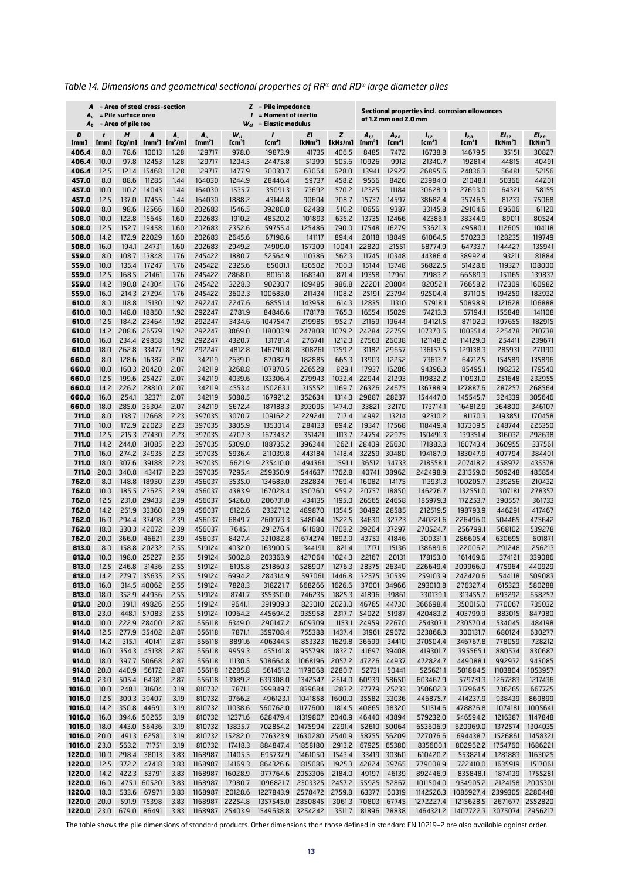*Table 14. Dimensions and geometrical sectional properties of RR® and RD® large diameter piles*

$A$ = Area of steel cross-section
$A_u$ = Pile surface area
$A_b$ = Area of pile toe
$Z$ = Pile impedance
$I$ = Moment of inertia
$W_{el}$ = Elastic modulus

| $D$ [mm] | $t$ [mm] | $M$ [kg/m] | $A$ [mm²] | $A_u$ [m²/m] | $A_b$ [mm²] | $W_{el}$ [cm³] | $I$ [cm⁴] | $EI$ [kNm²] | $Z$ [kNs/m] | Sectional properties incl. corrosion allowances of 1.2 mm and 2.0 mm $A_{1,2}$ [mm²] | $A_{2,0}$ [cm⁴] | $I_{1,2}$ [cm⁴] | $I_{2,0}$ [cm⁴] | $EI_{1,2}$ [kNm²] | $EI_{2,0}$ [kNm²] |
|---|---|---|---|---|---|---|---|---|---|---|---|---|---|---|---|
| **406.4** | 8.0 | 78.6 | 10013 | 1.28 | 129717 | 978.0 | 19873.9 | 41735 | 406.5 | 8485 | 7472 | 16738.8 | 14679.5 | 35151 | 30827 |
| **406.4** | 10.0 | 97.8 | 12453 | 1.28 | 129717 | 1204.5 | 24475.8 | 51399 | 505.6 | 10926 | 9912 | 21340.7 | 19281.4 | 44815 | 40491 |
| **406.4** | 12.5 | 121.4 | 15468 | 1.28 | 129717 | 1477.9 | 30030.7 | 63064 | 628.0 | 13941 | 12927 | 26895.6 | 24836.3 | 56481 | 52156 |
| **457.0** | 8.0 | 88.6 | 11285 | 1.44 | 164030 | 1244.9 | 28446.4 | 59737 | 458.2 | 9566 | 8426 | 23984.0 | 21048.1 | 50366 | 44201 |
| **457.0** | 10.0 | 110.2 | 14043 | 1.44 | 164030 | 1535.7 | 35091.3 | 73692 | 570.2 | 12325 | 11184 | 30628.9 | 27693.0 | 64321 | 58155 |
| **457.0** | 12.5 | 137.0 | 17455 | 1.44 | 164030 | 1888.2 | 43144.8 | 90604 | 708.7 | 15737 | 14597 | 38682.4 | 35746.5 | 81233 | 75068 |
| **508.0** | 8.0 | 98.6 | 12566 | 1.60 | 202683 | 1546.5 | 39280.0 | 82488 | 510.2 | 10656 | 9387 | 33145.8 | 29104.6 | 69606 | 61120 |
| **508.0** | 10.0 | 122.8 | 15645 | 1.60 | 202683 | 1910.2 | 48520.2 | 101893 | 635.2 | 13735 | 12466 | 42386.1 | 38344.9 | 89011 | 80524 |
| **508.0** | 12.5 | 152.7 | 19458 | 1.60 | 202683 | 2352.6 | 59755.4 | 125486 | 790.0 | 17548 | 16279 | 53621.3 | 49580.1 | 112605 | 104118 |
| **508.0** | 14.2 | 172.9 | 22029 | 1.60 | 202683 | 2645.6 | 67198.6 | 141117 | 894.4 | 20118 | 18849 | 61064.5 | 57023.3 | 128235 | 119749 |
| **508.0** | 16.0 | 194.1 | 24731 | 1.60 | 202683 | 2949.2 | 74909.0 | 157309 | 1004.1 | 22820 | 21551 | 68774.9 | 64733.7 | 144427 | 135941 |
| **559.0** | 8.0 | 108.7 | 13848 | 1.76 | 245422 | 1880.7 | 52564.9 | 110386 | 562.3 | 11745 | 10348 | 44386.4 | 38992.4 | 93211 | 81884 |
| **559.0** | 10.0 | 135.4 | 17247 | 1.76 | 245422 | 2325.6 | 65001.1 | 136502 | 700.3 | 15144 | 13748 | 56822.5 | 51428.6 | 119327 | 108000 |
| **559.0** | 12.5 | 168.5 | 21461 | 1.76 | 245422 | 2868.0 | 80161.8 | 168340 | 871.4 | 19358 | 17961 | 71983.2 | 66589.3 | 151165 | 139837 |
| **559.0** | 14.2 | 190.8 | 24304 | 1.76 | 245422 | 3228.3 | 90230.7 | 189485 | 986.8 | 22201 | 20804 | 82052.1 | 76658.2 | 172309 | 160982 |
| **559.0** | 16.0 | 214.3 | 27294 | 1.76 | 245422 | 3602.3 | 100683.0 | 211434 | 1108.2 | 25191 | 23794 | 92504.4 | 87110.5 | 194259 | 182932 |
| **610.0** | 8.0 | 118.8 | 15130 | 1.92 | 292247 | 2247.6 | 68551.4 | 143958 | 614.3 | 12835 | 11310 | 57918.1 | 50898.9 | 121628 | 106888 |
| **610.0** | 10.0 | 148.0 | 18850 | 1.92 | 292247 | 2781.9 | 84846.6 | 178178 | 765.3 | 16554 | 15029 | 74213.3 | 67194.1 | 155848 | 141108 |
| **610.0** | 12.5 | 184.2 | 23464 | 1.92 | 292247 | 3434.6 | 104754.7 | 219985 | 952.7 | 21169 | 19644 | 94121.5 | 87102.3 | 197655 | 182915 |
| **610.0** | 14.2 | 208.6 | 26579 | 1.92 | 292247 | 3869.0 | 118003.9 | 247808 | 1079.2 | 24284 | 22759 | 107370.6 | 100351.4 | 225478 | 210738 |
| **610.0** | 16.0 | 234.4 | 29858 | 1.92 | 292247 | 4320.7 | 131781.4 | 276741 | 1212.3 | 27563 | 26038 | 121148.2 | 114129.0 | 254411 | 239671 |
| **610.0** | 18.0 | 262.8 | 33477 | 1.92 | 292247 | 4812.8 | 146790.8 | 308261 | 1359.2 | 31182 | 29657 | 136157.5 | 129138.3 | 285931 | 271190 |
| **660.0** | 8.0 | 128.6 | 16387 | 2.07 | 342119 | 2639.0 | 87087.9 | 182885 | 665.3 | 13903 | 12252 | 73613.7 | 64712.5 | 154589 | 135896 |
| **660.0** | 10.0 | 160.3 | 20420 | 2.07 | 342119 | 3268.8 | 107870.5 | 226528 | 829.1 | 17937 | 16286 | 94396.3 | 85495.1 | 198232 | 179540 |
| **660.0** | 12.5 | 199.6 | 25427 | 2.07 | 342119 | 4039.6 | 133306.4 | 279943 | 1032.4 | 22944 | 21293 | 119832.2 | 110931.0 | 251648 | 232955 |
| **660.0** | 14.2 | 226.2 | 28810 | 2.07 | 342119 | 4553.4 | 150263.1 | 315552 | 1169.7 | 26326 | 24675 | 136788.9 | 127887.6 | 287257 | 268564 |
| **660.0** | 16.0 | 254.1 | 32371 | 2.07 | 342119 | 5088.5 | 167921.2 | 352634 | 1314.3 | 29887 | 28237 | 154447.0 | 145545.7 | 324339 | 305646 |
| **660.0** | 18.0 | 285.0 | 36304 | 2.07 | 342119 | 5672.4 | 187188.3 | 393095 | 1474.0 | 33821 | 32170 | 173714.1 | 164812.9 | 364800 | 346107 |
| **711.0** | 8.0 | 138.7 | 17668 | 2.23 | 397035 | 3070.7 | 109162.2 | 229241 | 717.4 | 14992 | 13214 | 92310.2 | 81170.3 | 193851 | 170458 |
| **711.0** | 10.0 | 172.9 | 22023 | 2.23 | 397035 | 3805.9 | 135301.4 | 284133 | 894.2 | 19347 | 17568 | 118449.4 | 107309.5 | 248744 | 225350 |
| **711.0** | 12.5 | 215.3 | 27430 | 2.23 | 397035 | 4707.3 | 167343.2 | 351421 | 1113.7 | 24754 | 22975 | 150491.3 | 139351.4 | 316032 | 292638 |
| **711.0** | 14.2 | 244.0 | 31085 | 2.23 | 397035 | 5309.0 | 188735.2 | 396344 | 1262.1 | 28409 | 26630 | 171883.3 | 160743.4 | 360955 | 337561 |
| **711.0** | 16.0 | 274.2 | 34935 | 2.23 | 397035 | 5936.4 | 211039.8 | 443184 | 1418.4 | 32259 | 30480 | 194187.9 | 183047.9 | 407794 | 384401 |
| **711.0** | 18.0 | 307.6 | 39188 | 2.23 | 397035 | 6621.9 | 235410.0 | 494361 | 1591.1 | 36512 | 34733 | 218558.1 | 207418.2 | 458972 | 435578 |
| **711.0** | 20.0 | 340.8 | 43417 | 2.23 | 397035 | 7295.4 | 259350.9 | 544637 | 1762.8 | 40741 | 38962 | 242498.9 | 231359.0 | 509248 | 485854 |
| **762.0** | 8.0 | 148.8 | 18950 | 2.39 | 456037 | 3535.0 | 134683.0 | 282834 | 769.4 | 16082 | 14175 | 113931.3 | 100205.7 | 239256 | 210432 |
| **762.0** | 10.0 | 185.5 | 23625 | 2.39 | 456037 | 4383.9 | 167028.4 | 350760 | 959.2 | 20757 | 18850 | 146276.7 | 132551.0 | 307181 | 278357 |
| **762.0** | 12.5 | 231.0 | 29433 | 2.39 | 456037 | 5426.0 | 206731.0 | 434135 | 1195.0 | 26565 | 24658 | 185979.3 | 172253.7 | 390557 | 361733 |
| **762.0** | 14.2 | 261.9 | 33360 | 2.39 | 456037 | 6122.6 | 233271.2 | 489870 | 1354.5 | 30492 | 28585 | 212519.5 | 198793.9 | 446291 | 417467 |
| **762.0** | 16.0 | 294.4 | 37498 | 2.39 | 456037 | 6849.7 | 260973.3 | 548044 | 1522.5 | 34630 | 32723 | 240221.6 | 226496.0 | 504465 | 475642 |
| **762.0** | 18.0 | 330.3 | 42072 | 2.39 | 456037 | 7645.1 | 291276.4 | 611680 | 1708.2 | 39204 | 37297 | 270524.7 | 256799.1 | 568102 | 539278 |
| **762.0** | 20.0 | 366.0 | 46621 | 2.39 | 456037 | 8427.4 | 321082.8 | 674274 | 1892.9 | 43753 | 41846 | 300331.1 | 286605.4 | 630695 | 601871 |
| **813.0** | 8.0 | 158.8 | 20232 | 2.55 | 519124 | 4032.0 | 163900.5 | 344191 | 821.4 | 17171 | 15136 | 138689.6 | 122006.2 | 291248 | 256213 |
| **813.0** | 10.0 | 198.0 | 25227 | 2.55 | 519124 | 5002.8 | 203363.9 | 427064 | 1024.3 | 22167 | 20131 | 178153.0 | 161469.6 | 374121 | 339086 |
| **813.0** | 12.5 | 246.8 | 31436 | 2.55 | 519124 | 6195.8 | 251860.3 | 528907 | 1276.3 | 28375 | 26340 | 226649.4 | 209966.0 | 475964 | 440929 |
| **813.0** | 14.2 | 279.7 | 35635 | 2.55 | 519124 | 6994.2 | 284314.9 | 597061 | 1446.8 | 32575 | 30539 | 259103.9 | 242420.6 | 544118 | 509083 |
| **813.0** | 16.0 | 314.5 | 40062 | 2.55 | 519124 | 7828.3 | 318221.7 | 668266 | 1626.6 | 37001 | 34966 | 293010.8 | 276327.4 | 615323 | 580288 |
| **813.0** | 18.0 | 352.9 | 44956 | 2.55 | 519124 | 8741.7 | 355350.0 | 746235 | 1825.3 | 41896 | 39861 | 330139.1 | 313455.7 | 693292 | 658257 |
| **813.0** | 20.0 | 391.1 | 49826 | 2.55 | 519124 | 9641.1 | 391909.3 | 823010 | 2023.0 | 46765 | 44730 | 366698.4 | 350015.0 | 770067 | 735032 |
| **813.0** | 23.0 | 448.1 | 57083 | 2.55 | 519124 | 10964.2 | 445694.2 | 935958 | 2317.7 | 54022 | 51987 | 420483.2 | 403799.9 | 883015 | 847980 |
| **914.0** | 10.0 | 222.9 | 28400 | 2.87 | 656118 | 6349.0 | 290147.2 | 609309 | 1153.1 | 24959 | 22670 | 254307.1 | 230570.4 | 534045 | 484198 |
| **914.0** | 12.5 | 277.9 | 35402 | 2.87 | 656118 | 7871.1 | 359708.4 | 755388 | 1437.4 | 31961 | 29672 | 323868.3 | 300131.7 | 680124 | 630277 |
| **914.0** | 14.2 | 315.1 | 40141 | 2.87 | 656118 | 8891.6 | 406344.5 | 853323 | 1629.8 | 36699 | 34410 | 370504.4 | 346767.8 | 778059 | 728212 |
| **914.0** | 16.0 | 354.3 | 45138 | 2.87 | 656118 | 9959.3 | 455141.8 | 955798 | 1832.7 | 41697 | 39408 | 419301.7 | 395565.1 | 880534 | 830687 |
| **914.0** | 18.0 | 397.7 | 50668 | 2.87 | 656118 | 11130.5 | 508664.8 | 1068196 | 2057.2 | 47226 | 44937 | 472824.7 | 449088.1 | 992932 | 943085 |
| **914.0** | 20.0 | 440.9 | 56172 | 2.87 | 656118 | 12285.8 | 561461.2 | 1179068 | 2280.7 | 52731 | 50441 | 525621.1 | 501884.5 | 1103804 | 1053957 |
| **914.0** | 23.0 | 505.4 | 64381 | 2.87 | 656118 | 13989.2 | 639308.0 | 1342547 | 2614.0 | 60939 | 58650 | 603467.9 | 579731.3 | 1267283 | 1217436 |
| **1016.0** | 10.0 | 248.1 | 31604 | 3.19 | 810732 | 7871.1 | 399849.7 | 839684 | 1283.2 | 27779 | 25233 | 350602.3 | 317964.5 | 736265 | 667725 |
| **1016.0** | 12.5 | 309.3 | 39407 | 3.19 | 810732 | 9766.2 | 496123.1 | 1041858 | 1600.0 | 35582 | 33036 | 446875.7 | 414237.9 | 938439 | 869899 |
| **1016.0** | 14.2 | 350.8 | 44691 | 3.19 | 810732 | 11038.6 | 560762.0 | 1177600 | 1814.5 | 40865 | 38320 | 511514.6 | 478876.8 | 1074181 | 1005641 |
| **1016.0** | 16.0 | 394.6 | 50265 | 3.19 | 810732 | 12371.6 | 628479.4 | 1319807 | 2040.9 | 46440 | 43894 | 579232.0 | 546594.2 | 1216387 | 1147848 |
| **1016.0** | 18.0 | 443.0 | 56436 | 3.19 | 810732 | 13835.7 | 702854.2 | 1475994 | 2291.4 | 52610 | 50064 | 653606.9 | 620969.0 | 1372574 | 1304035 |
| **1016.0** | 20.0 | 491.3 | 62581 | 3.19 | 810732 | 15282.0 | 776323.9 | 1630280 | 2540.9 | 58755 | 56209 | 727076.6 | 694438.7 | 1526861 | 1458321 |
| **1016.0** | 23.0 | 563.2 | 71751 | 3.19 | 810732 | 17418.3 | 884847.4 | 1858180 | 2913.2 | 67925 | 65380 | 835600.1 | 802962.2 | 1754760 | 1686221 |
| **1220.0** | 10.0 | 298.4 | 38013 | 3.83 | 1168987 | 11405.5 | 695737.9 | 1461050 | 1543.4 | 33419 | 30360 | 610420.2 | 553821.4 | 1281883 | 1163025 |
| **1220.0** | 12.5 | 372.2 | 47418 | 3.83 | 1168987 | 14169.3 | 864326.6 | 1815086 | 1925.3 | 42824 | 39765 | 779008.9 | 722410.0 | 1635919 | 1517061 |
| **1220.0** | 14.2 | 422.3 | 53791 | 3.83 | 1168987 | 16028.9 | 977764.6 | 2053306 | 2184.0 | 49197 | 46139 | 892446.9 | 835848.1 | 1874139 | 1755281 |
| **1220.0** | 16.0 | 475.1 | 60520 | 3.83 | 1168987 | 17980.7 | 1096821.7 | 2303325 | 2457.2 | 55925 | 52867 | 1011504.0 | 954905.2 | 2124158 | 2005301 |
| **1220.0** | 18.0 | 533.6 | 67971 | 3.83 | 1168987 | 20128.6 | 1227843.9 | 2578472 | 2759.8 | 63377 | 60319 | 1142526.3 | 1085927.4 | 2399305 | 2280448 |
| **1220.0** | 20.0 | 591.9 | 75398 | 3.83 | 1168987 | 22254.8 | 1357545.0 | 2850845 | 3061.3 | 70803 | 67745 | 1272227.4 | 1215628.5 | 2671677 | 2552820 |
| **1220.0** | 23.0 | 679.0 | 86491 | 3.83 | 1168987 | 25403.9 | 1549638.8 | 3254242 | 3511.7 | 81896 | 78838 | 1464321.2 | 1407722.3 | 3075074 | 2956217 |

The table shows the pile dimensions of standard products. Other dimensions than those defined in standard EN 10219-2 are also available against order.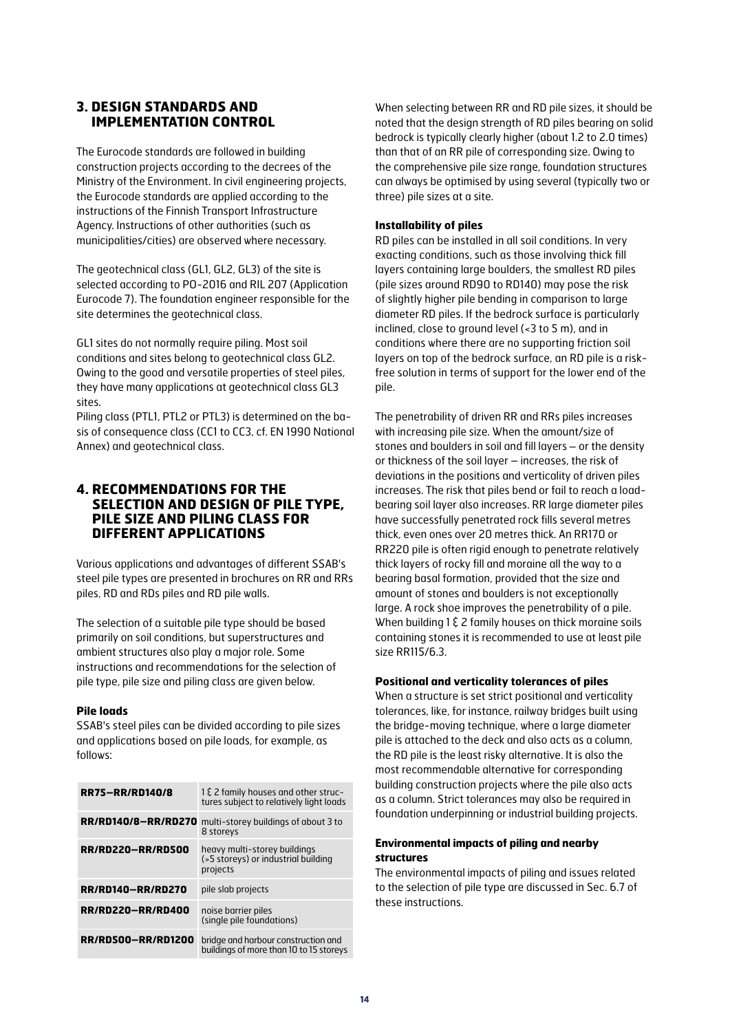## 3. DESIGN STANDARDS AND IMPLEMENTATION CONTROL

The Eurocode standards are followed in building construction projects according to the decrees of the Ministry of the Environment. In civil engineering projects, the Eurocode standards are applied according to the instructions of the Finnish Transport Infrastructure Agency. Instructions of other authorities (such as municipalities/cities) are observed where necessary.

The geotechnical class (GL1, GL2, GL3) of the site is selected according to PO-2016 and RIL 207 (Application Eurocode 7). The foundation engineer responsible for the site determines the geotechnical class.

GL1 sites do not normally require piling. Most soil conditions and sites belong to geotechnical class GL2. Owing to the good and versatile properties of steel piles, they have many applications at geotechnical class GL3 sites.

Piling class (PTL1, PTL2 or PTL3) is determined on the basis of consequence class (CC1 to CC3, cf. EN 1990 National Annex) and geotechnical class.

## 4. RECOMMENDATIONS FOR THE SELECTION AND DESIGN OF PILE TYPE, PILE SIZE AND PILING CLASS FOR DIFFERENT APPLICATIONS

Various applications and advantages of different SSAB's steel pile types are presented in brochures on RR and RRs piles, RD and RDs piles and RD pile walls.

The selection of a suitable pile type should be based primarily on soil conditions, but superstructures and ambient structures also play a major role. Some instructions and recommendations for the selection of pile type, pile size and piling class are given below.

### Pile loads

SSAB's steel piles can be divided according to pile sizes and applications based on pile loads, for example, as follows:

| | |
|---|---|
| **RR75–RR/RD140/8** | 1 & 2 family houses and other structures subject to relatively light loads |
| **RR/RD140/8–RR/RD270** | multi-storey buildings of about 3 to 8 storeys |
| **RR/RD220–RR/RD500** | heavy multi-storey buildings (>5 storeys) or industrial building projects |
| **RR/RD140–RR/RD270** | pile slab projects |
| **RR/RD220–RR/RD400** | noise barrier piles (single pile foundations) |
| **RR/RD500–RR/RD1200** | bridge and harbour construction and buildings of more than 10 to 15 storeys |

When selecting between RR and RD pile sizes, it should be noted that the design strength of RD piles bearing on solid bedrock is typically clearly higher (about 1.2 to 2.0 times) than that of an RR pile of corresponding size. Owing to the comprehensive pile size range, foundation structures can always be optimised by using several (typically two or three) pile sizes at a site.

### Installability of piles

RD piles can be installed in all soil conditions. In very exacting conditions, such as those involving thick fill layers containing large boulders, the smallest RD piles (pile sizes around RD90 to RD140) may pose the risk of slightly higher pile bending in comparison to large diameter RD piles. If the bedrock surface is particularly inclined, close to ground level (<3 to 5 m), and in conditions where there are no supporting friction soil layers on top of the bedrock surface, an RD pile is a risk-free solution in terms of support for the lower end of the pile.

The penetrability of driven RR and RRs piles increases with increasing pile size. When the amount/size of stones and boulders in soil and fill layers – or the density or thickness of the soil layer – increases, the risk of deviations in the positions and verticality of driven piles increases. The risk that piles bend or fail to reach a load-bearing soil layer also increases. RR large diameter piles have successfully penetrated rock fills several metres thick, even ones over 20 metres thick. An RR170 or RR220 pile is often rigid enough to penetrate relatively thick layers of rocky fill and moraine all the way to a bearing basal formation, provided that the size and amount of stones and boulders is not exceptionally large. A rock shoe improves the penetrability of a pile. When building 1 & 2 family houses on thick moraine soils containing stones it is recommended to use at least pile size RR115/6.3.

### Positional and verticality tolerances of piles

When a structure is set strict positional and verticality tolerances, like, for instance, railway bridges built using the bridge-moving technique, where a large diameter pile is attached to the deck and also acts as a column, the RD pile is the least risky alternative. It is also the most recommendable alternative for corresponding building construction projects where the pile also acts as a column. Strict tolerances may also be required in foundation underpinning or industrial building projects.

### Environmental impacts of piling and nearby structures

The environmental impacts of piling and issues related to the selection of pile type are discussed in Sec. 6.7 of these instructions.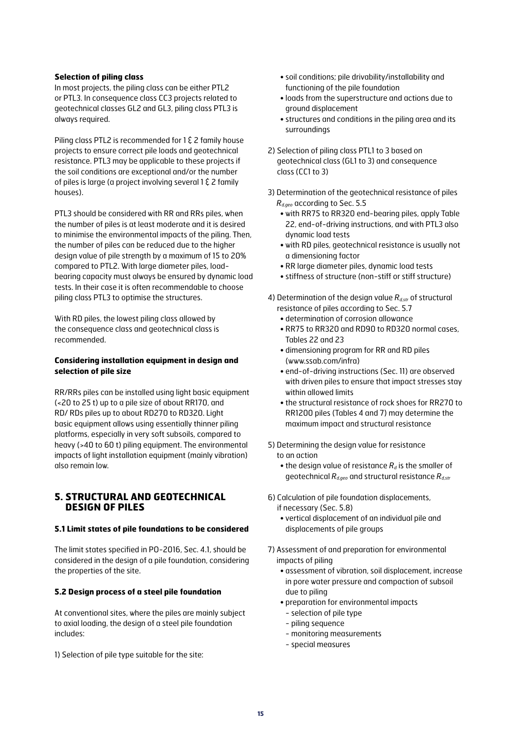**Selection of piling class**

In most projects, the piling class can be either PTL2 or PTL3. In consequence class CC3 projects related to geotechnical classes GL2 and GL3, piling class PTL3 is always required.

Piling class PTL2 is recommended for 1 & 2 family house projects to ensure correct pile loads and geotechnical resistance. PTL3 may be applicable to these projects if the soil conditions are exceptional and/or the number of piles is large (a project involving several 1 & 2 family houses).

PTL3 should be considered with RR and RRs piles, when the number of piles is at least moderate and it is desired to minimise the environmental impacts of the piling. Then, the number of piles can be reduced due to the higher design value of pile strength by a maximum of 15 to 20% compared to PTL2. With large diameter piles, load-bearing capacity must always be ensured by dynamic load tests. In their case it is often recommendable to choose piling class PTL3 to optimise the structures.

With RD piles, the lowest piling class allowed by the consequence class and geotechnical class is recommended.

**Considering installation equipment in design and selection of pile size**

RR/RRs piles can be installed using light basic equipment (<20 to 25 t) up to a pile size of about RR170, and RD/ RDs piles up to about RD270 to RD320. Light basic equipment allows using essentially thinner piling platforms, especially in very soft subsoils, compared to heavy (>40 to 60 t) piling equipment. The environmental impacts of light installation equipment (mainly vibration) also remain low.

## 5. STRUCTURAL AND GEOTECHNICAL DESIGN OF PILES

### 5.1 Limit states of pile foundations to be considered

The limit states specified in PO-2016, Sec. 4.1, should be considered in the design of a pile foundation, considering the properties of the site.

### 5.2 Design process of a steel pile foundation

At conventional sites, where the piles are mainly subject to axial loading, the design of a steel pile foundation includes:

1) Selection of pile type suitable for the site:
   - soil conditions; pile drivability/installability and functioning of the pile foundation
   - loads from the superstructure and actions due to ground displacement
   - structures and conditions in the piling area and its surroundings

2) Selection of piling class PTL1 to 3 based on geotechnical class (GL1 to 3) and consequence class (CC1 to 3)

3) Determination of the geotechnical resistance of piles $R_{d,geo}$ according to Sec. 5.5
   - with RR75 to RR320 end-bearing piles, apply Table 22, end-of-driving instructions, and with PTL3 also dynamic load tests
   - with RD piles, geotechnical resistance is usually not a dimensioning factor
   - RR large diameter piles, dynamic load tests
   - stiffness of structure (non-stiff or stiff structure)

4) Determination of the design value $R_{d,str}$ of structural resistance of piles according to Sec. 5.7
   - determination of corrosion allowance
   - RR75 to RR320 and RD90 to RD320 normal cases, Tables 22 and 23
   - dimensioning program for RR and RD piles (www.ssab.com/infra)
   - end-of-driving instructions (Sec. 11) are observed with driven piles to ensure that impact stresses stay within allowed limits
   - the structural resistance of rock shoes for RR270 to RR1200 piles (Tables 4 and 7) may determine the maximum impact and structural resistance

5) Determining the design value for resistance to an action
   - the design value of resistance $R_d$ is the smaller of geotechnical $R_{d,geo}$ and structural resistance $R_{d,str}$

6) Calculation of pile foundation displacements, if necessary (Sec. 5.8)
   - vertical displacement of an individual pile and displacements of pile groups

7) Assessment of and preparation for environmental impacts of piling
   - assessment of vibration, soil displacement, increase in pore water pressure and compaction of subsoil due to piling
   - preparation for environmental impacts
     - selection of pile type
     - piling sequence
     - monitoring measurements
     - special measures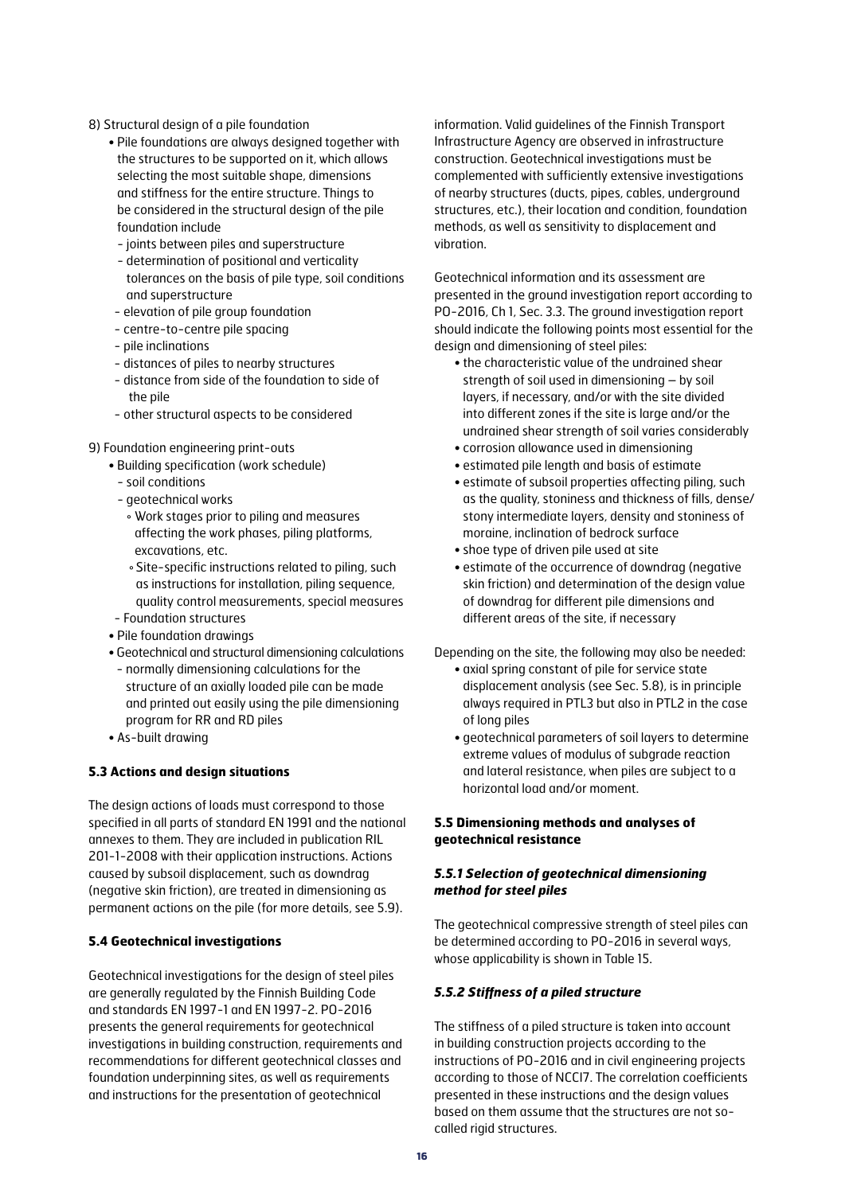8) Structural design of a pile foundation
   - Pile foundations are always designed together with the structures to be supported on it, which allows selecting the most suitable shape, dimensions and stiffness for the entire structure. Things to be considered in the structural design of the pile foundation include
     - joints between piles and superstructure
     - determination of positional and verticality tolerances on the basis of pile type, soil conditions and superstructure
     - elevation of pile group foundation
     - centre-to-centre pile spacing
     - pile inclinations
     - distances of piles to nearby structures
     - distance from side of the foundation to side of the pile
     - other structural aspects to be considered

9) Foundation engineering print-outs
   - Building specification (work schedule)
     - soil conditions
     - geotechnical works
       - Work stages prior to piling and measures affecting the work phases, piling platforms, excavations, etc.
       - Site-specific instructions related to piling, such as instructions for installation, piling sequence, quality control measurements, special measures
     - Foundation structures
   - Pile foundation drawings
   - Geotechnical and structural dimensioning calculations
     - normally dimensioning calculations for the structure of an axially loaded pile can be made and printed out easily using the pile dimensioning program for RR and RD piles
   - As-built drawing

### 5.3 Actions and design situations

The design actions of loads must correspond to those specified in all parts of standard EN 1991 and the national annexes to them. They are included in publication RIL 201-1-2008 with their application instructions. Actions caused by subsoil displacement, such as downdrag (negative skin friction), are treated in dimensioning as permanent actions on the pile (for more details, see 5.9).

### 5.4 Geotechnical investigations

Geotechnical investigations for the design of steel piles are generally regulated by the Finnish Building Code and standards EN 1997-1 and EN 1997-2. PO-2016 presents the general requirements for geotechnical investigations in building construction, requirements and recommendations for different geotechnical classes and foundation underpinning sites, as well as requirements and instructions for the presentation of geotechnical information. Valid guidelines of the Finnish Transport Infrastructure Agency are observed in infrastructure construction. Geotechnical investigations must be complemented with sufficiently extensive investigations of nearby structures (ducts, pipes, cables, underground structures, etc.), their location and condition, foundation methods, as well as sensitivity to displacement and vibration.

Geotechnical information and its assessment are presented in the ground investigation report according to PO-2016, Ch 1, Sec. 3.3. The ground investigation report should indicate the following points most essential for the design and dimensioning of steel piles:

- the characteristic value of the undrained shear strength of soil used in dimensioning – by soil layers, if necessary, and/or with the site divided into different zones if the site is large and/or the undrained shear strength of soil varies considerably
- corrosion allowance used in dimensioning
- estimated pile length and basis of estimate
- estimate of subsoil properties affecting piling, such as the quality, stoniness and thickness of fills, dense/stony intermediate layers, density and stoniness of moraine, inclination of bedrock surface
- shoe type of driven pile used at site
- estimate of the occurrence of downdrag (negative skin friction) and determination of the design value of downdrag for different pile dimensions and different areas of the site, if necessary

Depending on the site, the following may also be needed:

- axial spring constant of pile for service state displacement analysis (see Sec. 5.8), is in principle always required in PTL3 but also in PTL2 in the case of long piles
- geotechnical parameters of soil layers to determine extreme values of modulus of subgrade reaction and lateral resistance, when piles are subject to a horizontal load and/or moment.

### 5.5 Dimensioning methods and analyses of geotechnical resistance

#### *5.5.1 Selection of geotechnical dimensioning method for steel piles*

The geotechnical compressive strength of steel piles can be determined according to PO-2016 in several ways, whose applicability is shown in Table 15.

#### *5.5.2 Stiffness of a piled structure*

The stiffness of a piled structure is taken into account in building construction projects according to the instructions of PO-2016 and in civil engineering projects according to those of NCCI7. The correlation coefficients presented in these instructions and the design values based on them assume that the structures are not so-called rigid structures.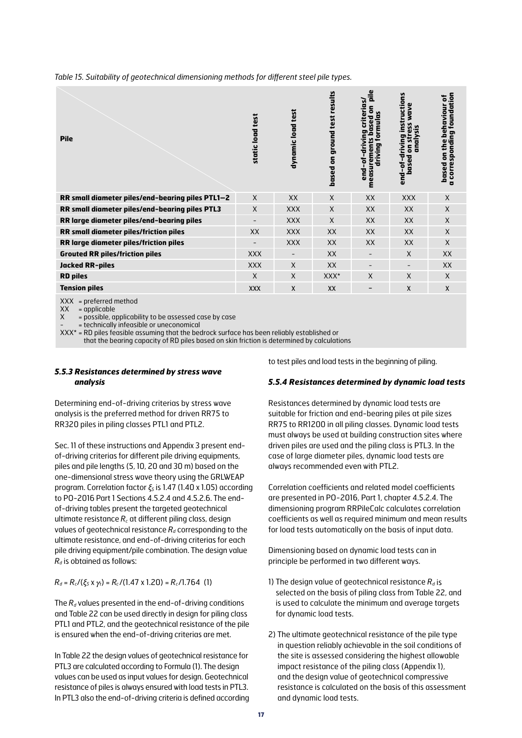*Table 15. Suitability of geotechnical dimensioning methods for different steel pile types.*

| Pile | static load test | dynamic load test | based on ground test results | end-of-driving criterias/ measurements based on pile driving formulas | end-of-driving instructions based on stress wave analysis | based on the behaviour of a corresponding foundation |
|---|---|---|---|---|---|---|
| **RR small diameter piles/end-bearing piles PTL1–2** | X | XX | X | XX | XXX | X |
| **RR small diameter piles/end-bearing piles PTL3** | X | XXX | X | XX | XX | X |
| **RR large diameter piles/end-bearing piles** | - | XXX | X | XX | XX | X |
| **RR small diameter piles/friction piles** | XX | XXX | XX | XX | XX | X |
| **RR large diameter piles/friction piles** | - | XXX | XX | XX | XX | X |
| **Grouted RR piles/friction piles** | XXX | - | XX | - | X | XX |
| **Jacked RR-piles** | XXX | X | XX | - | - | XX |
| **RD piles** | X | X | XXX* | X | X | X |
| **Tension piles** | XXX | X | XX | – | X | X |

XXX = preferred method
XX = applicable
X = possible, applicability to be assessed case by case
\- = technically infeasible or uneconomical
XXX* = RD piles feasible assuming that the bedrock surface has been reliably established or that the bearing capacity of RD piles based on skin friction is determined by calculations

### *5.5.3 Resistances determined by stress wave analysis*

Determining end-of-driving criterias by stress wave analysis is the preferred method for driven RR75 to RR320 piles in piling classes PTL1 and PTL2.

Sec. 11 of these instructions and Appendix 3 present end-of-driving criterias for different pile driving equipments, piles and pile lengths (5, 10, 20 and 30 m) based on the one-dimensional stress wave theory using the GRLWEAP program. Correlation factor $\xi_5$ is 1.47 (1.40 x 1.05) according to PO-2016 Part 1 Sections 4.5.2.4 and 4.5.2.6. The end-of-driving tables present the targeted geotechnical ultimate resistance $R_c$ at different piling class, design values of geotechnical resistance $R_d$ corresponding to the ultimate resistance, and end-of-driving criterias for each pile driving equipment/pile combination. The design value $R_d$ is obtained as follows:

$$R_d = R_c/(\xi_5 \times \gamma_t) = R_c/(1.47 \times 1.20) = R_c/1.764 \quad (1)$$

The $R_d$ values presented in the end-of-driving conditions and Table 22 can be used directly in design for piling class PTL1 and PTL2, and the geotechnical resistance of the pile is ensured when the end-of-driving criterias are met.

In Table 22 the design values of geotechnical resistance for PTL3 are calculated according to Formula (1). The design values can be used as input values for design. Geotechnical resistance of piles is always ensured with load tests in PTL3. In PTL3 also the end-of-driving criteria is defined according to test piles and load tests in the beginning of piling.

### *5.5.4 Resistances determined by dynamic load tests*

Resistances determined by dynamic load tests are suitable for friction and end-bearing piles at pile sizes RR75 to RR1200 in all piling classes. Dynamic load tests must always be used at building construction sites where driven piles are used and the piling class is PTL3. In the case of large diameter piles, dynamic load tests are always recommended even with PTL2.

Correlation coefficients and related model coefficients are presented in PO-2016, Part 1, chapter 4.5.2.4. The dimensioning program RRPileCalc calculates correlation coefficients as well as required minimum and mean results for load tests automatically on the basis of input data.

Dimensioning based on dynamic load tests can in principle be performed in two different ways.

1) The design value of geotechnical resistance $R_d$ is selected on the basis of piling class from Table 22, and is used to calculate the minimum and average targets for dynamic load tests.

2) The ultimate geotechnical resistance of the pile type in question reliably achievable in the soil conditions of the site is assessed considering the highest allowable impact resistance of the piling class (Appendix 1), and the design value of geotechnical compressive resistance is calculated on the basis of this assessment and dynamic load tests.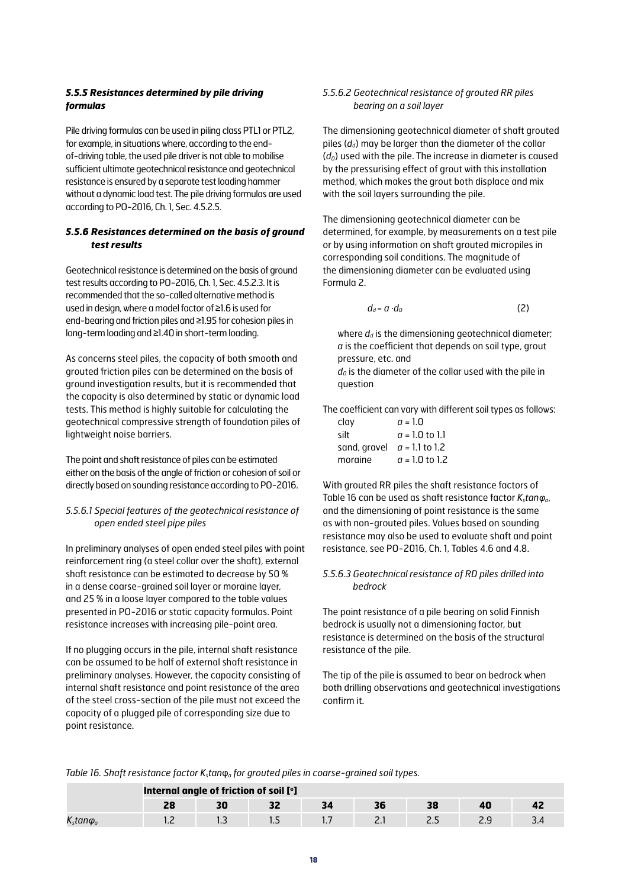### *5.5.5 Resistances determined by pile driving formulas*

Pile driving formulas can be used in piling class PTL1 or PTL2, for example, in situations where, according to the end-of-driving table, the used pile driver is not able to mobilise sufficient ultimate geotechnical resistance and geotechnical resistance is ensured by a separate test loading hammer without a dynamic load test. The pile driving formulas are used according to PO-2016, Ch. 1, Sec. 4.5.2.5.

### *5.5.6 Resistances determined on the basis of ground test results*

Geotechnical resistance is determined on the basis of ground test results according to PO-2016, Ch. 1, Sec. 4.5.2.3. It is recommended that the so-called alternative method is used in design, where a model factor of ≥1.6 is used for end-bearing and friction piles and ≥1.95 for cohesion piles in long-term loading and ≥1.40 in short-term loading.

As concerns steel piles, the capacity of both smooth and grouted friction piles can be determined on the basis of ground investigation results, but it is recommended that the capacity is also determined by static or dynamic load tests. This method is highly suitable for calculating the geotechnical compressive strength of foundation piles of lightweight noise barriers.

The point and shaft resistance of piles can be estimated either on the basis of the angle of friction or cohesion of soil or directly based on sounding resistance according to PO-2016.

#### *5.5.6.1 Special features of the geotechnical resistance of open ended steel pipe piles*

In preliminary analyses of open ended steel piles with point reinforcement ring (a steel collar over the shaft), external shaft resistance can be estimated to decrease by 50 % in a dense coarse-grained soil layer or moraine layer, and 25 % in a loose layer compared to the table values presented in PO-2016 or static capacity formulas. Point resistance increases with increasing pile-point area.

If no plugging occurs in the pile, internal shaft resistance can be assumed to be half of external shaft resistance in preliminary analyses. However, the capacity consisting of internal shaft resistance and point resistance of the area of the steel cross-section of the pile must not exceed the capacity of a plugged pile of corresponding size due to point resistance.

#### *5.5.6.2 Geotechnical resistance of grouted RR piles bearing on a soil layer*

The dimensioning geotechnical diameter of shaft grouted piles ($d_d$) may be larger than the diameter of the collar ($d_0$) used with the pile. The increase in diameter is caused by the pressurising effect of grout with this installation method, which makes the grout both displace and mix with the soil layers surrounding the pile.

The dimensioning geotechnical diameter can be determined, for example, by measurements on a test pile or by using information on shaft grouted micropiles in corresponding soil conditions. The magnitude of the dimensioning diameter can be evaluated using Formula 2.

$$d_d = a \cdot d_0 \qquad (2)$$

where $d_d$ is the dimensioning geotechnical diameter;
$a$ is the coefficient that depends on soil type, grout pressure, etc. and
$d_0$ is the diameter of the collar used with the pile in question

The coefficient can vary with different soil types as follows:

| | |
|---|---|
| clay | $a$ = 1.0 |
| silt | $a$ = 1.0 to 1.1 |
| sand, gravel | $a$ = 1.1 to 1.2 |
| moraine | $a$ = 1.0 to 1.2 |

With grouted RR piles the shaft resistance factors of Table 16 can be used as shaft resistance factor $K_s tan\varphi_a$, and the dimensioning of point resistance is the same as with non-grouted piles. Values based on sounding resistance may also be used to evaluate shaft and point resistance, see PO-2016, Ch. 1, Tables 4.6 and 4.8.

#### *5.5.6.3 Geotechnical resistance of RD piles drilled into bedrock*

The point resistance of a pile bearing on solid Finnish bedrock is usually not a dimensioning factor, but resistance is determined on the basis of the structural resistance of the pile.

The tip of the pile is assumed to bear on bedrock when both drilling observations and geotechnical investigations confirm it.

*Table 16. Shaft resistance factor $K_s tan\varphi_a$ for grouted piles in coarse-grained soil types.*

| | **Internal angle of friction of soil [°]** | | | | | | | |
|---|---|---|---|---|---|---|---|---|
| | **28** | **30** | **32** | **34** | **36** | **38** | **40** | **42** |
| $K_s tan\varphi_a$ | 1.2 | 1.3 | 1.5 | 1.7 | 2.1 | 2.5 | 2.9 | 3.4 |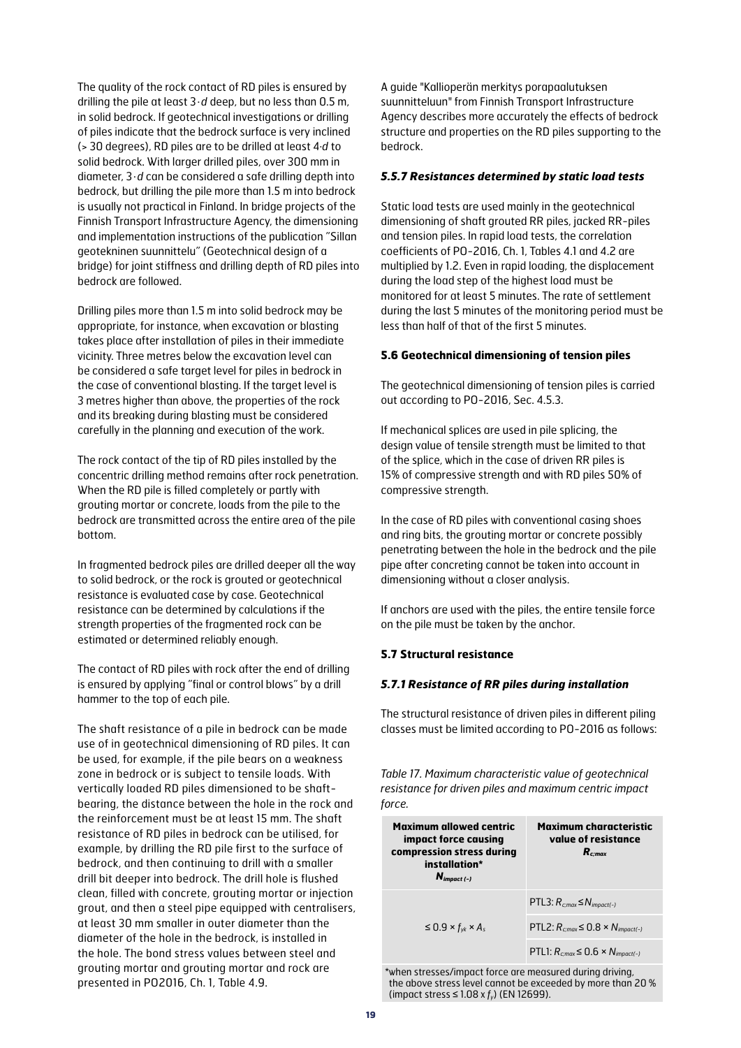The quality of the rock contact of RD piles is ensured by drilling the pile at least $3 \cdot d$ deep, but no less than 0.5 m, in solid bedrock. If geotechnical investigations or drilling of piles indicate that the bedrock surface is very inclined (> 30 degrees), RD piles are to be drilled at least $4 \cdot d$ to solid bedrock. With larger drilled piles, over 300 mm in diameter, $3 \cdot d$ can be considered a safe drilling depth into bedrock, but drilling the pile more than 1.5 m into bedrock is usually not practical in Finland. In bridge projects of the Finnish Transport Infrastructure Agency, the dimensioning and implementation instructions of the publication "Sillan geotekninen suunnittelu" (Geotechnical design of a bridge) for joint stiffness and drilling depth of RD piles into bedrock are followed.

Drilling piles more than 1.5 m into solid bedrock may be appropriate, for instance, when excavation or blasting takes place after installation of piles in their immediate vicinity. Three metres below the excavation level can be considered a safe target level for piles in bedrock in the case of conventional blasting. If the target level is 3 metres higher than above, the properties of the rock and its breaking during blasting must be considered carefully in the planning and execution of the work.

The rock contact of the tip of RD piles installed by the concentric drilling method remains after rock penetration. When the RD pile is filled completely or partly with grouting mortar or concrete, loads from the pile to the bedrock are transmitted across the entire area of the pile bottom.

In fragmented bedrock piles are drilled deeper all the way to solid bedrock, or the rock is grouted or geotechnical resistance is evaluated case by case. Geotechnical resistance can be determined by calculations if the strength properties of the fragmented rock can be estimated or determined reliably enough.

The contact of RD piles with rock after the end of drilling is ensured by applying "final or control blows" by a drill hammer to the top of each pile.

The shaft resistance of a pile in bedrock can be made use of in geotechnical dimensioning of RD piles. It can be used, for example, if the pile bears on a weakness zone in bedrock or is subject to tensile loads. With vertically loaded RD piles dimensioned to be shaft-bearing, the distance between the hole in the rock and the reinforcement must be at least 15 mm. The shaft resistance of RD piles in bedrock can be utilised, for example, by drilling the RD pile first to the surface of bedrock, and then continuing to drill with a smaller drill bit deeper into bedrock. The drill hole is flushed clean, filled with concrete, grouting mortar or injection grout, and then a steel pipe equipped with centralisers, at least 30 mm smaller in outer diameter than the diameter of the hole in the bedrock, is installed in the hole. The bond stress values between steel and grouting mortar and grouting mortar and rock are presented in PO2016, Ch. 1, Table 4.9.

A guide "Kallioperän merkitys porapaalutuksen suunnitteluun" from Finnish Transport Infrastructure Agency describes more accurately the effects of bedrock structure and properties on the RD piles supporting to the bedrock.

#### *5.5.7 Resistances determined by static load tests*

Static load tests are used mainly in the geotechnical dimensioning of shaft grouted RR piles, jacked RR-piles and tension piles. In rapid load tests, the correlation coefficients of PO-2016, Ch. 1, Tables 4.1 and 4.2 are multiplied by 1.2. Even in rapid loading, the displacement during the load step of the highest load must be monitored for at least 5 minutes. The rate of settlement during the last 5 minutes of the monitoring period must be less than half of that of the first 5 minutes.

### 5.6 Geotechnical dimensioning of tension piles

The geotechnical dimensioning of tension piles is carried out according to PO-2016, Sec. 4.5.3.

If mechanical splices are used in pile splicing, the design value of tensile strength must be limited to that of the splice, which in the case of driven RR piles is 15% of compressive strength and with RD piles 50% of compressive strength.

In the case of RD piles with conventional casing shoes and ring bits, the grouting mortar or concrete possibly penetrating between the hole in the bedrock and the pile pipe after concreting cannot be taken into account in dimensioning without a closer analysis.

If anchors are used with the piles, the entire tensile force on the pile must be taken by the anchor.

### 5.7 Structural resistance

#### *5.7.1 Resistance of RR piles during installation*

The structural resistance of driven piles in different piling classes must be limited according to PO-2016 as follows:

*Table 17. Maximum characteristic value of geotechnical resistance for driven piles and maximum centric impact force.*

| Maximum allowed centric impact force causing compression stress during installation* $N_{impact(-)}$ | Maximum characteristic value of resistance $R_{c;max}$ |
|---|---|
| | PTL3: $R_{c;max} \leq N_{impact(-)}$ |
| $\leq 0.9 \times f_{yk} \times A_s$ | PTL2: $R_{c;max} \leq 0.8 \times N_{impact(-)}$ |
| | PTL1: $R_{c;max} \leq 0.6 \times N_{impact(-)}$ |

*when stresses/impact force are measured during driving, the above stress level cannot be exceeded by more than 20 % (impact stress $\leq 1.08 \times f_y$) (EN 12699).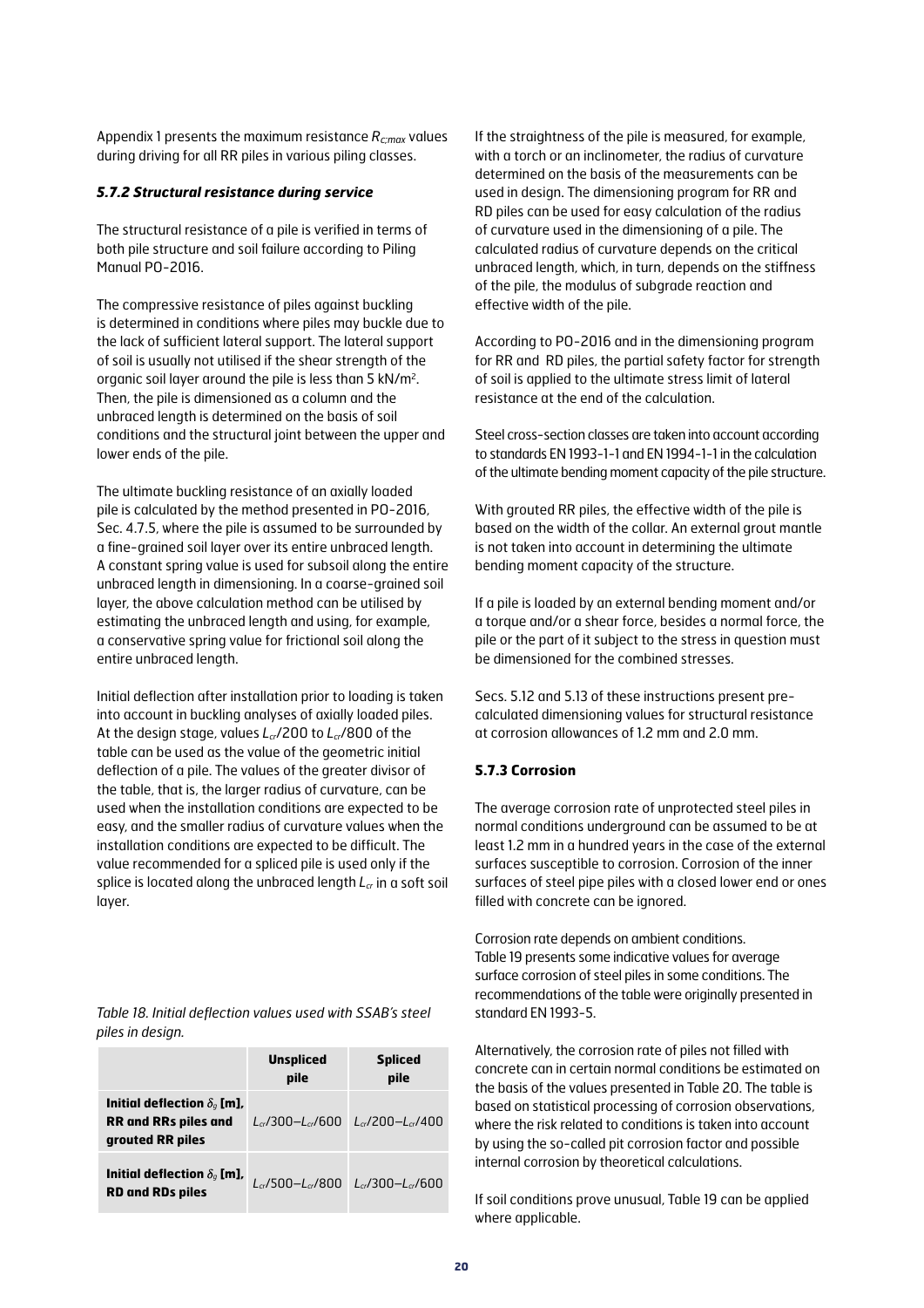Appendix 1 presents the maximum resistance $R_{c;max}$ values during driving for all RR piles in various piling classes.

### *5.7.2 Structural resistance during service*

The structural resistance of a pile is verified in terms of both pile structure and soil failure according to Piling Manual PO-2016.

The compressive resistance of piles against buckling is determined in conditions where piles may buckle due to the lack of sufficient lateral support. The lateral support of soil is usually not utilised if the shear strength of the organic soil layer around the pile is less than 5 kN/m$^2$. Then, the pile is dimensioned as a column and the unbraced length is determined on the basis of soil conditions and the structural joint between the upper and lower ends of the pile.

The ultimate buckling resistance of an axially loaded pile is calculated by the method presented in PO-2016, Sec. 4.7.5, where the pile is assumed to be surrounded by a fine-grained soil layer over its entire unbraced length. A constant spring value is used for subsoil along the entire unbraced length in dimensioning. In a coarse-grained soil layer, the above calculation method can be utilised by estimating the unbraced length and using, for example, a conservative spring value for frictional soil along the entire unbraced length.

Initial deflection after installation prior to loading is taken into account in buckling analyses of axially loaded piles. At the design stage, values $L_{cr}/200$ to $L_{cr}/800$ of the table can be used as the value of the geometric initial deflection of a pile. The values of the greater divisor of the table, that is, the larger radius of curvature, can be used when the installation conditions are expected to be easy, and the smaller radius of curvature values when the installation conditions are expected to be difficult. The value recommended for a spliced pile is used only if the splice is located along the unbraced length $L_{cr}$ in a soft soil layer.

*Table 18. Initial deflection values used with SSAB's steel piles in design.*

| | **Unspliced pile** | **Spliced pile** |
|---|---|---|
| **Initial deflection $\delta_0$ [m], RR and RRs piles and grouted RR piles** | $L_{cr}/300$–$L_{cr}/600$ | $L_{cr}/200$–$L_{cr}/400$ |
| **Initial deflection $\delta_0$ [m], RD and RDs piles** | $L_{cr}/500$–$L_{cr}/800$ | $L_{cr}/300$–$L_{cr}/600$ |

If the straightness of the pile is measured, for example, with a torch or an inclinometer, the radius of curvature determined on the basis of the measurements can be used in design. The dimensioning program for RR and RD piles can be used for easy calculation of the radius of curvature used in the dimensioning of a pile. The calculated radius of curvature depends on the critical unbraced length, which, in turn, depends on the stiffness of the pile, the modulus of subgrade reaction and effective width of the pile.

According to PO-2016 and in the dimensioning program for RR and RD piles, the partial safety factor for strength of soil is applied to the ultimate stress limit of lateral resistance at the end of the calculation.

Steel cross-section classes are taken into account according to standards EN 1993-1-1 and EN 1994-1-1 in the calculation of the ultimate bending moment capacity of the pile structure.

With grouted RR piles, the effective width of the pile is based on the width of the collar. An external grout mantle is not taken into account in determining the ultimate bending moment capacity of the structure.

If a pile is loaded by an external bending moment and/or a torque and/or a shear force, besides a normal force, the pile or the part of it subject to the stress in question must be dimensioned for the combined stresses.

Secs. 5.12 and 5.13 of these instructions present pre-calculated dimensioning values for structural resistance at corrosion allowances of 1.2 mm and 2.0 mm.

### **5.7.3 Corrosion**

The average corrosion rate of unprotected steel piles in normal conditions underground can be assumed to be at least 1.2 mm in a hundred years in the case of the external surfaces susceptible to corrosion. Corrosion of the inner surfaces of steel pipe piles with a closed lower end or ones filled with concrete can be ignored.

Corrosion rate depends on ambient conditions. Table 19 presents some indicative values for average surface corrosion of steel piles in some conditions. The recommendations of the table were originally presented in standard EN 1993-5.

Alternatively, the corrosion rate of piles not filled with concrete can in certain normal conditions be estimated on the basis of the values presented in Table 20. The table is based on statistical processing of corrosion observations, where the risk related to conditions is taken into account by using the so-called pit corrosion factor and possible internal corrosion by theoretical calculations.

If soil conditions prove unusual, Table 19 can be applied where applicable.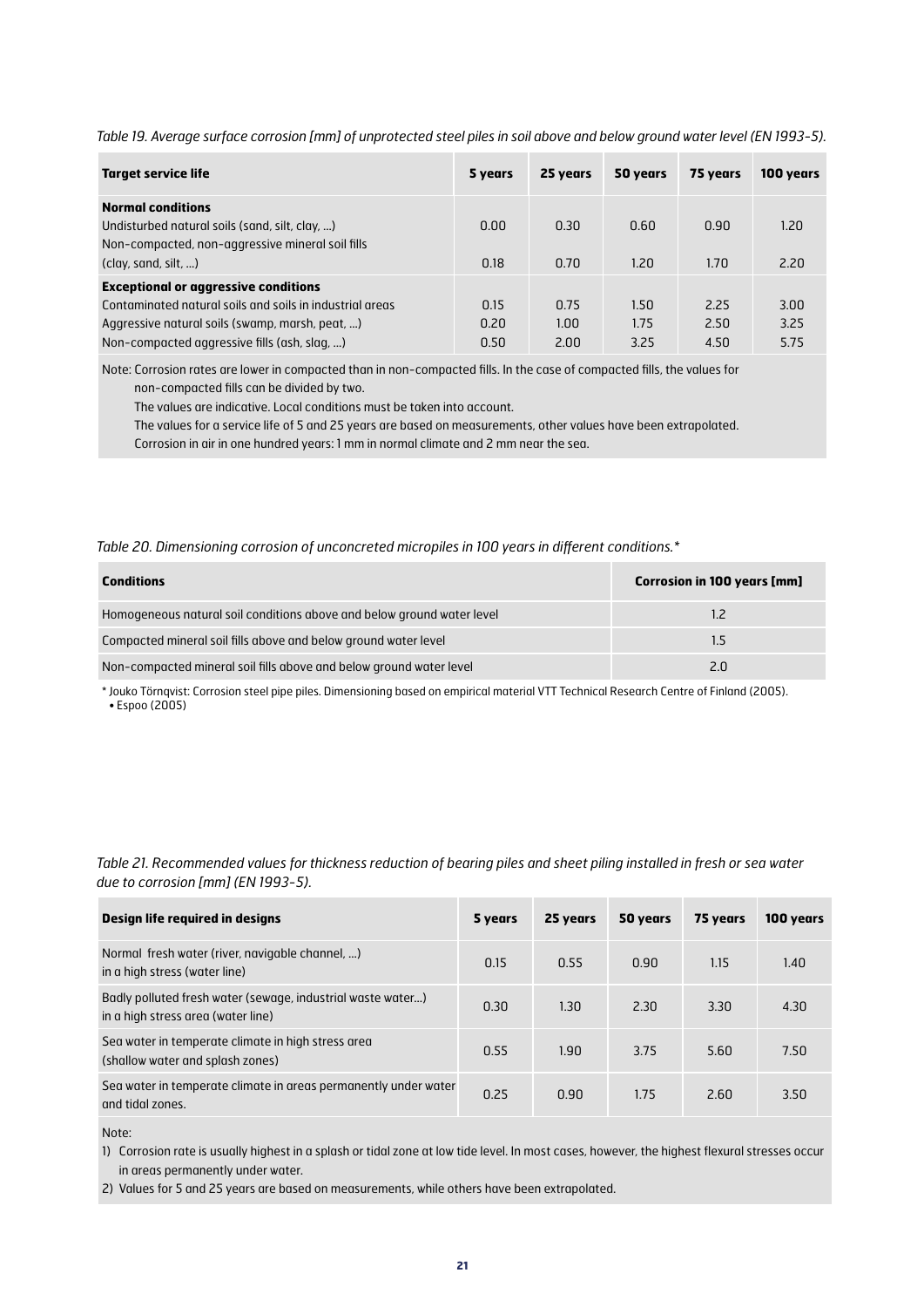*Table 19. Average surface corrosion [mm] of unprotected steel piles in soil above and below ground water level (EN 1993-5).*

| Target service life | 5 years | 25 years | 50 years | 75 years | 100 years |
|---|---|---|---|---|---|
| **Normal conditions** | | | | | |
| Undisturbed natural soils (sand, silt, clay, ...) | 0.00 | 0.30 | 0.60 | 0.90 | 1.20 |
| Non-compacted, non-aggressive mineral soil fills (clay, sand, silt, ...) | 0.18 | 0.70 | 1.20 | 1.70 | 2.20 |
| **Exceptional or aggressive conditions** | | | | | |
| Contaminated natural soils and soils in industrial areas | 0.15 | 0.75 | 1.50 | 2.25 | 3.00 |
| Aggressive natural soils (swamp, marsh, peat, ...) | 0.20 | 1.00 | 1.75 | 2.50 | 3.25 |
| Non-compacted aggressive fills (ash, slag, ...) | 0.50 | 2.00 | 3.25 | 4.50 | 5.75 |

Note: Corrosion rates are lower in compacted than in non-compacted fills. In the case of compacted fills, the values for non-compacted fills can be divided by two.
The values are indicative. Local conditions must be taken into account.
The values for a service life of 5 and 25 years are based on measurements, other values have been extrapolated.
Corrosion in air in one hundred years: 1 mm in normal climate and 2 mm near the sea.

*Table 20. Dimensioning corrosion of unconcreted micropiles in 100 years in different conditions.**

| Conditions | Corrosion in 100 years [mm] |
|---|---|
| Homogeneous natural soil conditions above and below ground water level | 1.2 |
| Compacted mineral soil fills above and below ground water level | 1.5 |
| Non-compacted mineral soil fills above and below ground water level | 2.0 |

* Jouko Törnqvist: Corrosion steel pipe piles. Dimensioning based on empirical material VTT Technical Research Centre of Finland (2005).
• Espoo (2005)

*Table 21. Recommended values for thickness reduction of bearing piles and sheet piling installed in fresh or sea water due to corrosion [mm] (EN 1993-5).*

| Design life required in designs | 5 years | 25 years | 50 years | 75 years | 100 years |
|---|---|---|---|---|---|
| Normal fresh water (river, navigable channel, ...) in a high stress (water line) | 0.15 | 0.55 | 0.90 | 1.15 | 1.40 |
| Badly polluted fresh water (sewage, industrial waste water...) in a high stress area (water line) | 0.30 | 1.30 | 2.30 | 3.30 | 4.30 |
| Sea water in temperate climate in high stress area (shallow water and splash zones) | 0.55 | 1.90 | 3.75 | 5.60 | 7.50 |
| Sea water in temperate climate in areas permanently under water and tidal zones. | 0.25 | 0.90 | 1.75 | 2.60 | 3.50 |

Note:

1) Corrosion rate is usually highest in a splash or tidal zone at low tide level. In most cases, however, the highest flexural stresses occur in areas permanently under water.
2) Values for 5 and 25 years are based on measurements, while others have been extrapolated.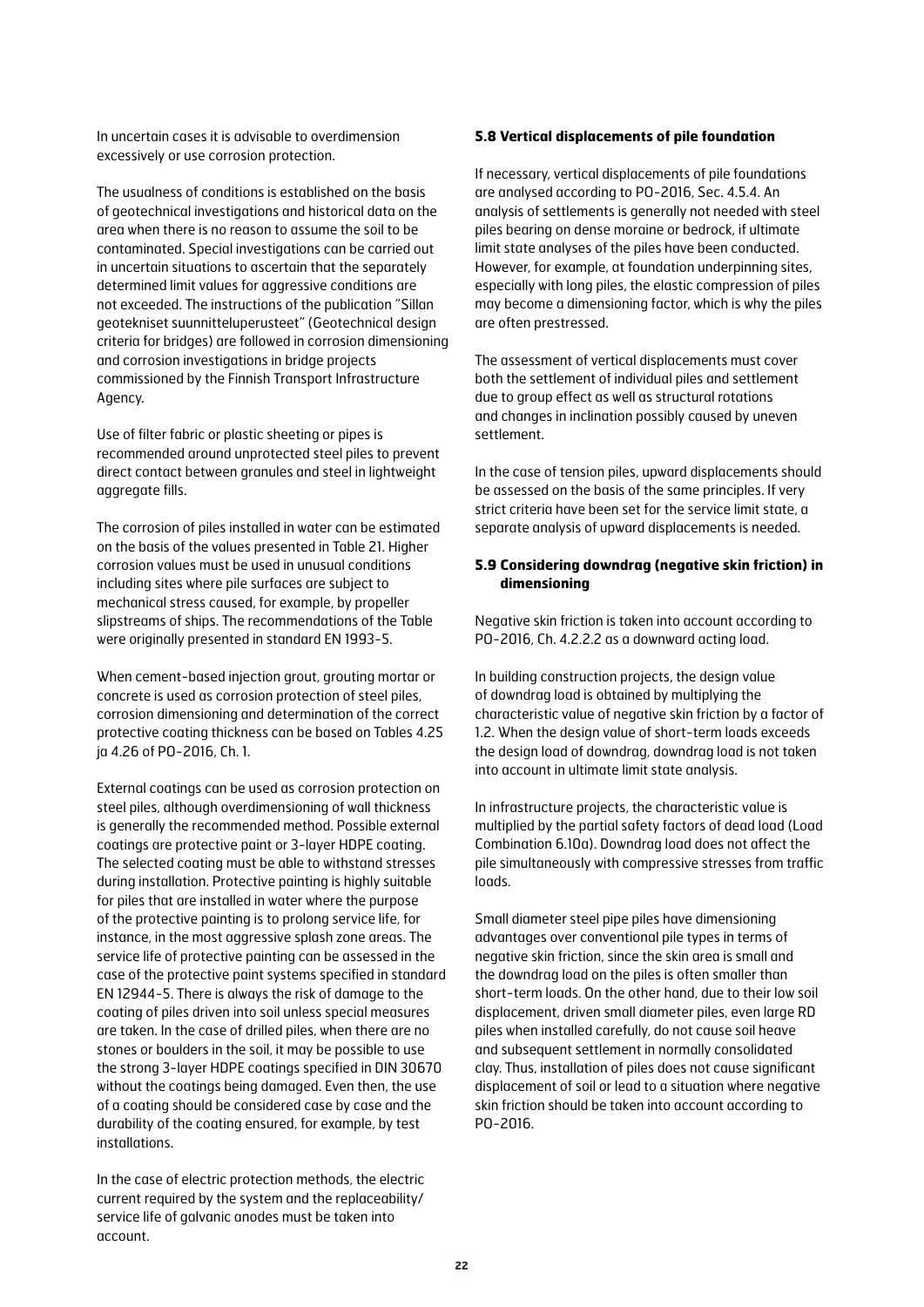In uncertain cases it is advisable to overdimension excessively or use corrosion protection.

The usualness of conditions is established on the basis of geotechnical investigations and historical data on the area when there is no reason to assume the soil to be contaminated. Special investigations can be carried out in uncertain situations to ascertain that the separately determined limit values for aggressive conditions are not exceeded. The instructions of the publication "Sillan geotekniset suunnitteluperusteet" (Geotechnical design criteria for bridges) are followed in corrosion dimensioning and corrosion investigations in bridge projects commissioned by the Finnish Transport Infrastructure Agency.

Use of filter fabric or plastic sheeting or pipes is recommended around unprotected steel piles to prevent direct contact between granules and steel in lightweight aggregate fills.

The corrosion of piles installed in water can be estimated on the basis of the values presented in Table 21. Higher corrosion values must be used in unusual conditions including sites where pile surfaces are subject to mechanical stress caused, for example, by propeller slipstreams of ships. The recommendations of the Table were originally presented in standard EN 1993-5.

When cement-based injection grout, grouting mortar or concrete is used as corrosion protection of steel piles, corrosion dimensioning and determination of the correct protective coating thickness can be based on Tables 4.25 ja 4.26 of PO-2016, Ch. 1.

External coatings can be used as corrosion protection on steel piles, although overdimensioning of wall thickness is generally the recommended method. Possible external coatings are protective paint or 3-layer HDPE coating. The selected coating must be able to withstand stresses during installation. Protective painting is highly suitable for piles that are installed in water where the purpose of the protective painting is to prolong service life, for instance, in the most aggressive splash zone areas. The service life of protective painting can be assessed in the case of the protective paint systems specified in standard EN 12944-5. There is always the risk of damage to the coating of piles driven into soil unless special measures are taken. In the case of drilled piles, when there are no stones or boulders in the soil, it may be possible to use the strong 3-layer HDPE coatings specified in DIN 30670 without the coatings being damaged. Even then, the use of a coating should be considered case by case and the durability of the coating ensured, for example, by test installations.

In the case of electric protection methods, the electric current required by the system and the replaceability/service life of galvanic anodes must be taken into account.

### 5.8 Vertical displacements of pile foundation

If necessary, vertical displacements of pile foundations are analysed according to PO-2016, Sec. 4.5.4. An analysis of settlements is generally not needed with steel piles bearing on dense moraine or bedrock, if ultimate limit state analyses of the piles have been conducted. However, for example, at foundation underpinning sites, especially with long piles, the elastic compression of piles may become a dimensioning factor, which is why the piles are often prestressed.

The assessment of vertical displacements must cover both the settlement of individual piles and settlement due to group effect as well as structural rotations and changes in inclination possibly caused by uneven settlement.

In the case of tension piles, upward displacements should be assessed on the basis of the same principles. If very strict criteria have been set for the service limit state, a separate analysis of upward displacements is needed.

### 5.9 Considering downdrag (negative skin friction) in dimensioning

Negative skin friction is taken into account according to PO-2016, Ch. 4.2.2.2 as a downward acting load.

In building construction projects, the design value of downdrag load is obtained by multiplying the characteristic value of negative skin friction by a factor of 1.2. When the design value of short-term loads exceeds the design load of downdrag, downdrag load is not taken into account in ultimate limit state analysis.

In infrastructure projects, the characteristic value is multiplied by the partial safety factors of dead load (Load Combination 6.10a). Downdrag load does not affect the pile simultaneously with compressive stresses from traffic loads.

Small diameter steel pipe piles have dimensioning advantages over conventional pile types in terms of negative skin friction, since the skin area is small and the downdrag load on the piles is often smaller than short-term loads. On the other hand, due to their low soil displacement, driven small diameter piles, even large RD piles when installed carefully, do not cause soil heave and subsequent settlement in normally consolidated clay. Thus, installation of piles does not cause significant displacement of soil or lead to a situation where negative skin friction should be taken into account according to PO-2016.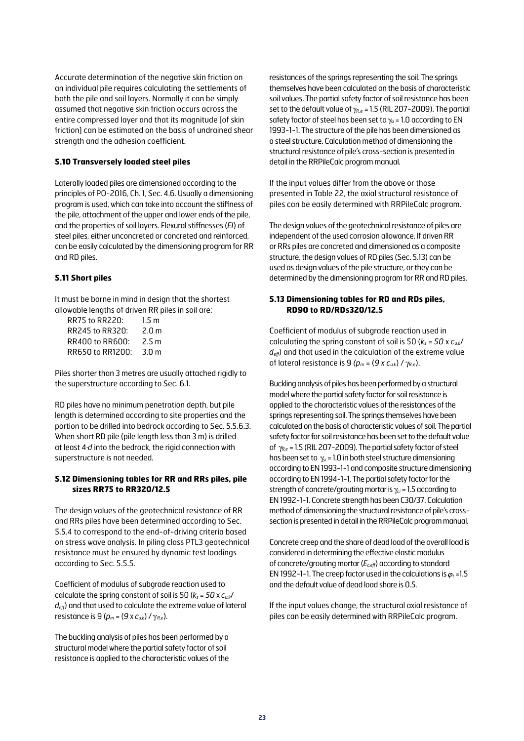Accurate determination of the negative skin friction on an individual pile requires calculating the settlements of both the pile and soil layers. Normally it can be simply assumed that negative skin friction occurs across the entire compressed layer and that its magnitude [of skin friction] can be estimated on the basis of undrained shear strength and the adhesion coefficient.

### 5.10 Transversely loaded steel piles

Laterally loaded piles are dimensioned according to the principles of PO-2016, Ch. 1, Sec. 4.6. Usually a dimensioning program is used, which can take into account the stiffness of the pile, attachment of the upper and lower ends of the pile, and the properties of soil layers. Flexural stiffnesses (*EI*) of steel piles, either unconcreted or concreted and reinforced, can be easily calculated by the dimensioning program for RR and RD piles.

### 5.11 Short piles

It must be borne in mind in design that the shortest allowable lengths of driven RR piles in soil are:

| | |
|---|---|
| RR75 to RR220: | 1.5 m |
| RR245 to RR320: | 2.0 m |
| RR400 to RR600: | 2.5 m |
| RR650 to RR1200: | 3.0 m |

Piles shorter than 3 metres are usually attached rigidly to the superstructure according to Sec. 6.1.

RD piles have no minimum penetration depth, but pile length is determined according to site properties and the portion to be drilled into bedrock according to Sec. 5.5.6.3. When short RD pile (pile length less than 3 m) is drilled at least $4 \cdot d$ into the bedrock, the rigid connection with superstructure is not needed.

### 5.12 Dimensioning tables for RR and RRs piles, pile sizes RR75 to RR320/12.5

The design values of the geotechnical resistance of RR and RRs piles have been determined according to Sec. 5.5.4 to correspond to the end-of-driving criteria based on stress wave analysis. In piling class PTL3 geotechnical resistance must be ensured by dynamic test loadings according to Sec. 5.5.5.

Coefficient of modulus of subgrade reaction used to calculate the spring constant of soil is 50 ($k_s = 50 \times c_{u,k} / d_{eff}$) and that used to calculate the extreme value of lateral resistance is 9 ($p_m = (9 \times c_{u,k}) / \gamma_{R,e}$).

The buckling analysis of piles has been performed by a structural model where the partial safety factor of soil resistance is applied to the characteristic values of the resistances of the springs representing the soil. The springs themselves have been calculated on the basis of characteristic soil values. The partial safety factor of soil resistance has been set to the default value of $\gamma_{R,e} = 1.5$ (RIL 207-2009). The partial safety factor of steel has been set to $\gamma_{si} = 1.0$ according to EN 1993-1-1. The structure of the pile has been dimensioned as a steel structure. Calculation method of dimensioning the structural resistance of pile's cross-section is presented in detail in the RRPileCalc program manual.

If the input values differ from the above or those presented in Table 22, the axial structural resistance of piles can be easily determined with RRPileCalc program.

The design values of the geotechnical resistance of piles are independent of the used corrosion allowance. If driven RR or RRs piles are concreted and dimensioned as a composite structure, the design values of RD piles (Sec. 5.13) can be used as design values of the pile structure, or they can be determined by the dimensioning program for RR and RD piles.

### 5.13 Dimensioning tables for RD and RDs piles, RD90 to RD/RDs320/12.5

Coefficient of modulus of subgrade reaction used in calculating the spring constant of soil is 50 ($k_s = 50 \times c_{u,k} / d_{eff}$) and that used in the calculation of the extreme value of lateral resistance is 9 ($p_m = (9 \times c_{u,k}) / \gamma_{R,e}$).

Buckling analysis of piles has been performed by a structural model where the partial safety factor for soil resistance is applied to the characteristic values of the resistances of the springs representing soil. The springs themselves have been calculated on the basis of characteristic values of soil. The partial safety factor for soil resistance has been set to the default value of $\gamma_{R,e} = 1.5$ (RIL 207-2009). The partial safety factor of steel has been set to $\gamma_{si} = 1.0$ in both steel structure dimensioning according to EN 1993-1-1 and composite structure dimensioning according to EN 1994-1-1. The partial safety factor for the strength of concrete/grouting mortar is $\gamma_{ci} = 1.5$ according to EN 1992-1-1. Concrete strength has been C30/37. Calculation method of dimensioning the structural resistance of pile's cross-section is presented in detail in the RRPileCalc program manual.

Concrete creep and the share of dead load of the overall load is considered in determining the effective elastic modulus of concrete/grouting mortar ($E_{c,eff}$) according to standard EN 1992-1-1. The creep factor used in the calculations is $\varphi_t = 1.5$ and the default value of dead load share is 0.5.

If the input values change, the structural axial resistance of piles can be easily determined with RRPileCalc program.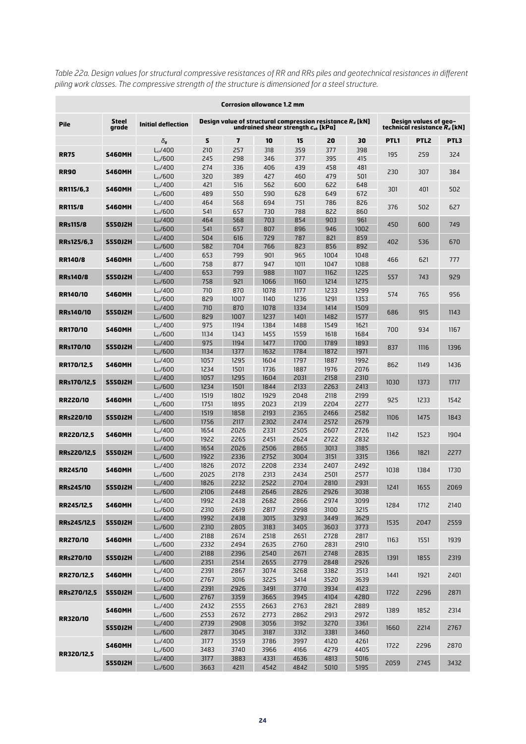*Table 22a. Design values for structural compressive resistances of RR and RRs piles and geotechnical resistances in different piling work classes. The compressive strength of the structure is dimensioned for a steel structure.*

| Corrosion allowance 1.2 mm | | | | | | | | | | | |
|---|---|---|---|---|---|---|---|---|---|---|---|
| **Pile** | **Steel grade** | **Initial deflection** | **Design value of structural compression resistance $R_d$ [kN] undrained shear strength $c_{uk}$ [kPa]** | | | | | | **Design values of geo-technical resistance $R_d$ [kN]** | | |
| | | $\delta_0$ | **5** | **7** | **10** | **15** | **20** | **30** | **PTL1** | **PTL2** | **PTL3** |
| **RR75** | **S460MH** | $L_{cr}$/400 | 210 | 257 | 318 | 359 | 377 | 398 | 195 | 259 | 324 |
| | | $L_{cr}$/600 | 245 | 298 | 346 | 377 | 395 | 415 | | | |
| **RR90** | **S460MH** | $L_{cr}$/400 | 274 | 336 | 406 | 439 | 458 | 481 | 230 | 307 | 384 |
| | | $L_{cr}$/600 | 320 | 389 | 427 | 460 | 479 | 501 | | | |
| **RR115/6,3** | **S460MH** | $L_{cr}$/400 | 421 | 516 | 562 | 600 | 622 | 648 | 301 | 401 | 502 |
| | | $L_{cr}$/600 | 489 | 550 | 590 | 628 | 649 | 672 | | | |
| **RR115/8** | **S460MH** | $L_{cr}$/400 | 464 | 568 | 694 | 751 | 786 | 826 | 376 | 502 | 627 |
| | | $L_{cr}$/600 | 541 | 657 | 730 | 788 | 822 | 860 | | | |
| **RRs115/8** | **S550J2H** | $L_{cr}$/400 | 464 | 568 | 703 | 854 | 903 | 961 | 450 | 600 | 749 |
| | | $L_{cr}$/600 | 541 | 657 | 807 | 896 | 946 | 1002 | | | |
| **RRs125/6,3** | **S550J2H** | $L_{cr}$/400 | 504 | 616 | 729 | 787 | 821 | 859 | 402 | 536 | 670 |
| | | $L_{cr}$/600 | 582 | 704 | 766 | 823 | 856 | 892 | | | |
| **RR140/8** | **S460MH** | $L_{cr}$/400 | 653 | 799 | 901 | 965 | 1004 | 1048 | 466 | 621 | 777 |
| | | $L_{cr}$/600 | 758 | 877 | 947 | 1011 | 1047 | 1088 | | | |
| **RRs140/8** | **S550J2H** | $L_{cr}$/400 | 653 | 799 | 988 | 1107 | 1162 | 1225 | 557 | 743 | 929 |
| | | $L_{cr}$/600 | 758 | 921 | 1066 | 1160 | 1214 | 1275 | | | |
| **RR140/10** | **S460MH** | $L_{cr}$/400 | 710 | 870 | 1078 | 1177 | 1233 | 1299 | 574 | 765 | 956 |
| | | $L_{cr}$/600 | 829 | 1007 | 1140 | 1236 | 1291 | 1353 | | | |
| **RRs140/10** | **S550J2H** | $L_{cr}$/400 | 710 | 870 | 1078 | 1334 | 1414 | 1509 | 686 | 915 | 1143 |
| | | $L_{cr}$/600 | 829 | 1007 | 1237 | 1401 | 1482 | 1577 | | | |
| **RR170/10** | **S460MH** | $L_{cr}$/400 | 975 | 1194 | 1384 | 1488 | 1549 | 1621 | 700 | 934 | 1167 |
| | | $L_{cr}$/600 | 1134 | 1343 | 1455 | 1559 | 1618 | 1684 | | | |
| **RRs170/10** | **S550J2H** | $L_{cr}$/400 | 975 | 1194 | 1477 | 1700 | 1789 | 1893 | 837 | 1116 | 1396 |
| | | $L_{cr}$/600 | 1134 | 1377 | 1632 | 1784 | 1872 | 1971 | | | |
| **RR170/12,5** | **S460MH** | $L_{cr}$/400 | 1057 | 1295 | 1604 | 1797 | 1887 | 1992 | 862 | 1149 | 1436 |
| | | $L_{cr}$/600 | 1234 | 1501 | 1736 | 1887 | 1976 | 2076 | | | |
| **RRs170/12,5** | **S550J2H** | $L_{cr}$/400 | 1057 | 1295 | 1604 | 2031 | 2158 | 2310 | 1030 | 1373 | 1717 |
| | | $L_{cr}$/600 | 1234 | 1501 | 1844 | 2133 | 2263 | 2413 | | | |
| **RR220/10** | **S460MH** | $L_{cr}$/400 | 1519 | 1802 | 1929 | 2048 | 2118 | 2199 | 925 | 1233 | 1542 |
| | | $L_{cr}$/600 | 1751 | 1895 | 2023 | 2139 | 2204 | 2277 | | | |
| **RRs220/10** | **S550J2H** | $L_{cr}$/400 | 1519 | 1858 | 2193 | 2365 | 2466 | 2582 | 1106 | 1475 | 1843 |
| | | $L_{cr}$/600 | 1756 | 2117 | 2302 | 2474 | 2572 | 2679 | | | |
| **RR220/12,5** | **S460MH** | $L_{cr}$/400 | 1654 | 2026 | 2331 | 2505 | 2607 | 2726 | 1142 | 1523 | 1904 |
| | | $L_{cr}$/600 | 1922 | 2265 | 2451 | 2624 | 2722 | 2832 | | | |
| **RRs220/12,5** | **S550J2H** | $L_{cr}$/400 | 1654 | 2026 | 2506 | 2865 | 3013 | 3185 | 1366 | 1821 | 2277 |
| | | $L_{cr}$/600 | 1922 | 2336 | 2752 | 3004 | 3151 | 3315 | | | |
| **RR245/10** | **S460MH** | $L_{cr}$/400 | 1826 | 2072 | 2208 | 2334 | 2407 | 2492 | 1038 | 1384 | 1730 |
| | | $L_{cr}$/600 | 2025 | 2178 | 2313 | 2434 | 2501 | 2577 | | | |
| **RRs245/10** | **S550J2H** | $L_{cr}$/400 | 1826 | 2232 | 2522 | 2704 | 2810 | 2931 | 1241 | 1655 | 2069 |
| | | $L_{cr}$/600 | 2106 | 2448 | 2646 | 2826 | 2926 | 3038 | | | |
| **RR245/12,5** | **S460MH** | $L_{cr}$/400 | 1992 | 2438 | 2682 | 2866 | 2974 | 3099 | 1284 | 1712 | 2140 |
| | | $L_{cr}$/600 | 2310 | 2619 | 2817 | 2998 | 3100 | 3215 | | | |
| **RRs245/12,5** | **S550J2H** | $L_{cr}$/400 | 1992 | 2438 | 3015 | 3293 | 3449 | 3629 | 1535 | 2047 | 2559 |
| | | $L_{cr}$/600 | 2310 | 2805 | 3183 | 3405 | 3603 | 3773 | | | |
| **RR270/10** | **S460MH** | $L_{cr}$/400 | 2188 | 2674 | 2518 | 2651 | 2728 | 2817 | 1163 | 1551 | 1939 |
| | | $L_{cr}$/600 | 2332 | 2494 | 2635 | 2760 | 2831 | 2910 | | | |
| **RRs270/10** | **S550J2H** | $L_{cr}$/400 | 2188 | 2396 | 2540 | 2671 | 2748 | 2835 | 1391 | 1855 | 2319 |
| | | $L_{cr}$/600 | 2351 | 2514 | 2655 | 2779 | 2848 | 2926 | | | |
| **RR270/12,5** | **S460MH** | $L_{cr}$/400 | 2391 | 2867 | 3074 | 3268 | 3382 | 3513 | 1441 | 1921 | 2401 |
| | | $L_{cr}$/600 | 2767 | 3016 | 3225 | 3414 | 3520 | 3639 | | | |
| **RRs270/12,5** | **S550J2H** | $L_{cr}$/400 | 2391 | 2926 | 3491 | 3770 | 3934 | 4123 | 1722 | 2296 | 2871 |
| | | $L_{cr}$/600 | 2767 | 3359 | 3665 | 3945 | 4104 | 4280 | | | |
| **RR320/10** | **S460MH** | $L_{cr}$/400 | 2432 | 2555 | 2663 | 2763 | 2821 | 2889 | 1389 | 1852 | 2314 |
| | | $L_{cr}$/600 | 2553 | 2672 | 2773 | 2862 | 2913 | 2972 | | | |
| | **S550J2H** | $L_{cr}$/400 | 2739 | 2908 | 3056 | 3192 | 3270 | 3361 | 1660 | 2214 | 2767 |
| | | $L_{cr}$/600 | 2877 | 3045 | 3187 | 3312 | 3381 | 3460 | | | |
| **RR320/12,5** | **S460MH** | $L_{cr}$/400 | 3177 | 3559 | 3786 | 3997 | 4120 | 4261 | 1722 | 2296 | 2870 |
| | | $L_{cr}$/600 | 3483 | 3740 | 3966 | 4166 | 4279 | 4405 | | | |
| | **S550J2H** | $L_{cr}$/400 | 3177 | 3883 | 4331 | 4636 | 4813 | 5016 | 2059 | 2745 | 3432 |
| | | $L_{cr}$/600 | 3663 | 4211 | 4542 | 4842 | 5010 | 5195 | | | |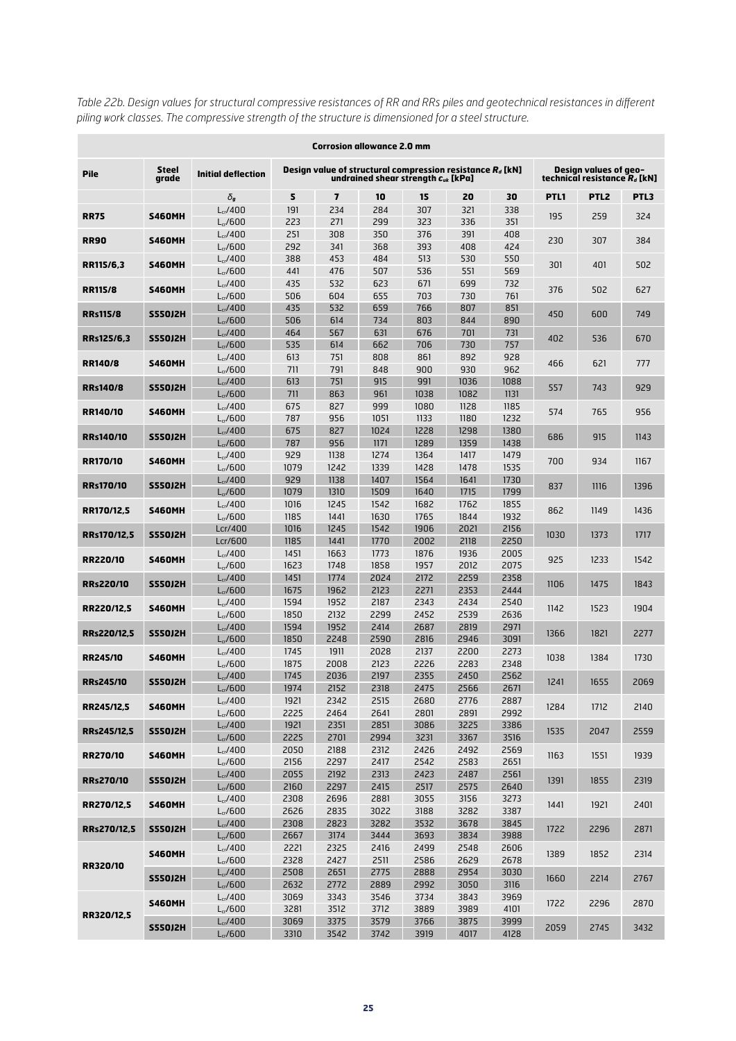*Table 22b. Design values for structural compressive resistances of RR and RRs piles and geotechnical resistances in different piling work classes. The compressive strength of the structure is dimensioned for a steel structure.*

| Corrosion allowance 2.0 mm | | | | | | | | | | | |
|---|---|---|---|---|---|---|---|---|---|---|---|
| **Pile** | **Steel grade** | **Initial deflection** | **Design value of structural compression resistance $R_d$ [kN] undrained shear strength $c_{uk}$ [kPa]** | | | | | | **Design values of geo-technical resistance $R_d$ [kN]** | | |
| | | $\delta_g$ | **5** | **7** | **10** | **15** | **20** | **30** | **PTL1** | **PTL2** | **PTL3** |
| **RR75** | **S460MH** | $L_{cr}/400$ | 191 | 234 | 284 | 307 | 321 | 338 | 195 | 259 | 324 |
| | | $L_{cr}/600$ | 223 | 271 | 299 | 323 | 336 | 351 | | | |
| **RR90** | **S460MH** | $L_{cr}/400$ | 251 | 308 | 350 | 376 | 391 | 408 | 230 | 307 | 384 |
| | | $L_{cr}/600$ | 292 | 341 | 368 | 393 | 408 | 424 | | | |
| **RR115/6,3** | **S460MH** | $L_{cr}/400$ | 388 | 453 | 484 | 513 | 530 | 550 | 301 | 401 | 502 |
| | | $L_{cr}/600$ | 441 | 476 | 507 | 536 | 551 | 569 | | | |
| **RR115/8** | **S460MH** | $L_{cr}/400$ | 435 | 532 | 623 | 671 | 699 | 732 | 376 | 502 | 627 |
| | | $L_{cr}/600$ | 506 | 604 | 655 | 703 | 730 | 761 | | | |
| **RRs115/8** | **S550J2H** | $L_{cr}/400$ | 435 | 532 | 659 | 766 | 807 | 851 | 450 | 600 | 749 |
| | | $L_{cr}/600$ | 506 | 614 | 734 | 803 | 844 | 890 | | | |
| **RRs125/6,3** | **S550J2H** | $L_{cr}/400$ | 464 | 567 | 631 | 676 | 701 | 731 | 402 | 536 | 670 |
| | | $L_{cr}/600$ | 535 | 614 | 662 | 706 | 730 | 757 | | | |
| **RR140/8** | **S460MH** | $L_{cr}/400$ | 613 | 751 | 808 | 861 | 892 | 928 | 466 | 621 | 777 |
| | | $L_{cr}/600$ | 711 | 791 | 848 | 900 | 930 | 962 | | | |
| **RRs140/8** | **S550J2H** | $L_{cr}/400$ | 613 | 751 | 915 | 991 | 1036 | 1088 | 557 | 743 | 929 |
| | | $L_{cr}/600$ | 711 | 863 | 961 | 1038 | 1082 | 1131 | | | |
| **RR140/10** | **S460MH** | $L_{cr}/400$ | 675 | 827 | 999 | 1080 | 1128 | 1185 | 574 | 765 | 956 |
| | | $L_{cr}/600$ | 787 | 956 | 1051 | 1133 | 1180 | 1232 | | | |
| **RRs140/10** | **S550J2H** | $L_{cr}/400$ | 675 | 827 | 1024 | 1228 | 1298 | 1380 | 686 | 915 | 1143 |
| | | $L_{cr}/600$ | 787 | 956 | 1171 | 1289 | 1359 | 1438 | | | |
| **RR170/10** | **S460MH** | $L_{cr}/400$ | 929 | 1138 | 1274 | 1364 | 1417 | 1479 | 700 | 934 | 1167 |
| | | $L_{cr}/600$ | 1079 | 1242 | 1339 | 1428 | 1478 | 1535 | | | |
| **RRs170/10** | **S550J2H** | $L_{cr}/400$ | 929 | 1138 | 1407 | 1564 | 1641 | 1730 | 837 | 1116 | 1396 |
| | | $L_{cr}/600$ | 1079 | 1310 | 1509 | 1640 | 1715 | 1799 | | | |
| **RR170/12,5** | **S460MH** | $L_{cr}/400$ | 1016 | 1245 | 1542 | 1682 | 1762 | 1855 | 862 | 1149 | 1436 |
| | | $L_{cr}/600$ | 1185 | 1441 | 1630 | 1765 | 1844 | 1932 | | | |
| **RRs170/12,5** | **S550J2H** | Lcr/400 | 1016 | 1245 | 1542 | 1906 | 2021 | 2156 | 1030 | 1373 | 1717 |
| | | Lcr/600 | 1185 | 1441 | 1770 | 2002 | 2118 | 2250 | | | |
| **RR220/10** | **S460MH** | $L_{cr}/400$ | 1451 | 1663 | 1773 | 1876 | 1936 | 2005 | 925 | 1233 | 1542 |
| | | $L_{cr}/600$ | 1623 | 1748 | 1858 | 1957 | 2012 | 2075 | | | |
| **RRs220/10** | **S550J2H** | $L_{cr}/400$ | 1451 | 1774 | 2024 | 2172 | 2259 | 2358 | 1106 | 1475 | 1843 |
| | | $L_{cr}/600$ | 1675 | 1962 | 2123 | 2271 | 2353 | 2444 | | | |
| **RR220/12,5** | **S460MH** | $L_{cr}/400$ | 1594 | 1952 | 2187 | 2343 | 2434 | 2540 | 1142 | 1523 | 1904 |
| | | $L_{cr}/600$ | 1850 | 2132 | 2299 | 2452 | 2539 | 2636 | | | |
| **RRs220/12,5** | **S550J2H** | $L_{cr}/400$ | 1594 | 1952 | 2414 | 2687 | 2819 | 2971 | 1366 | 1821 | 2277 |
| | | $L_{cr}/600$ | 1850 | 2248 | 2590 | 2816 | 2946 | 3091 | | | |
| **RR245/10** | **S460MH** | $L_{cr}/400$ | 1745 | 1911 | 2028 | 2137 | 2200 | 2273 | 1038 | 1384 | 1730 |
| | | $L_{cr}/600$ | 1875 | 2008 | 2123 | 2226 | 2283 | 2348 | | | |
| **RRs245/10** | **S550J2H** | $L_{cr}/400$ | 1745 | 2036 | 2197 | 2355 | 2450 | 2562 | 1241 | 1655 | 2069 |
| | | $L_{cr}/600$ | 1974 | 2152 | 2318 | 2475 | 2566 | 2671 | | | |
| **RR245/12,5** | **S460MH** | $L_{cr}/400$ | 1921 | 2342 | 2515 | 2680 | 2776 | 2887 | 1284 | 1712 | 2140 |
| | | $L_{cr}/600$ | 2225 | 2464 | 2641 | 2801 | 2891 | 2992 | | | |
| **RRs245/12,5** | **S550J2H** | $L_{cr}/400$ | 1921 | 2351 | 2851 | 3086 | 3225 | 3386 | 1535 | 2047 | 2559 |
| | | $L_{cr}/600$ | 2225 | 2701 | 2994 | 3231 | 3367 | 3516 | | | |
| **RR270/10** | **S460MH** | $L_{cr}/400$ | 2050 | 2188 | 2312 | 2426 | 2492 | 2569 | 1163 | 1551 | 1939 |
| | | $L_{cr}/600$ | 2156 | 2297 | 2417 | 2542 | 2583 | 2651 | | | |
| **RRs270/10** | **S550J2H** | $L_{cr}/400$ | 2055 | 2192 | 2313 | 2423 | 2487 | 2561 | 1391 | 1855 | 2319 |
| | | $L_{cr}/600$ | 2160 | 2297 | 2415 | 2517 | 2575 | 2640 | | | |
| **RR270/12,5** | **S460MH** | $L_{cr}/400$ | 2308 | 2696 | 2881 | 3055 | 3156 | 3273 | 1441 | 1921 | 2401 |
| | | $L_{cr}/600$ | 2626 | 2835 | 3022 | 3188 | 3282 | 3387 | | | |
| **RRs270/12,5** | **S550J2H** | $L_{cr}/400$ | 2308 | 2823 | 3282 | 3532 | 3678 | 3845 | 1722 | 2296 | 2871 |
| | | $L_{cr}/600$ | 2667 | 3174 | 3444 | 3693 | 3834 | 3988 | | | |
| **RR320/10** | **S460MH** | $L_{cr}/400$ | 2221 | 2325 | 2416 | 2499 | 2548 | 2606 | 1389 | 1852 | 2314 |
| | | $L_{cr}/600$ | 2328 | 2427 | 2511 | 2586 | 2629 | 2678 | | | |
| | **S550J2H** | $L_{cr}/400$ | 2508 | 2651 | 2775 | 2888 | 2954 | 3030 | 1660 | 2214 | 2767 |
| | | $L_{cr}/600$ | 2632 | 2772 | 2889 | 2992 | 3050 | 3116 | | | |
| **RR320/12,5** | **S460MH** | $L_{cr}/400$ | 3069 | 3343 | 3546 | 3734 | 3843 | 3969 | 1722 | 2296 | 2870 |
| | | $L_{cr}/600$ | 3281 | 3512 | 3712 | 3889 | 3989 | 4101 | | | |
| | **S550J2H** | $L_{cr}/400$ | 3069 | 3375 | 3579 | 3766 | 3875 | 3999 | 2059 | 2745 | 3432 |
| | | $L_{cr}/600$ | 3310 | 3542 | 3742 | 3919 | 4017 | 4128 | | | |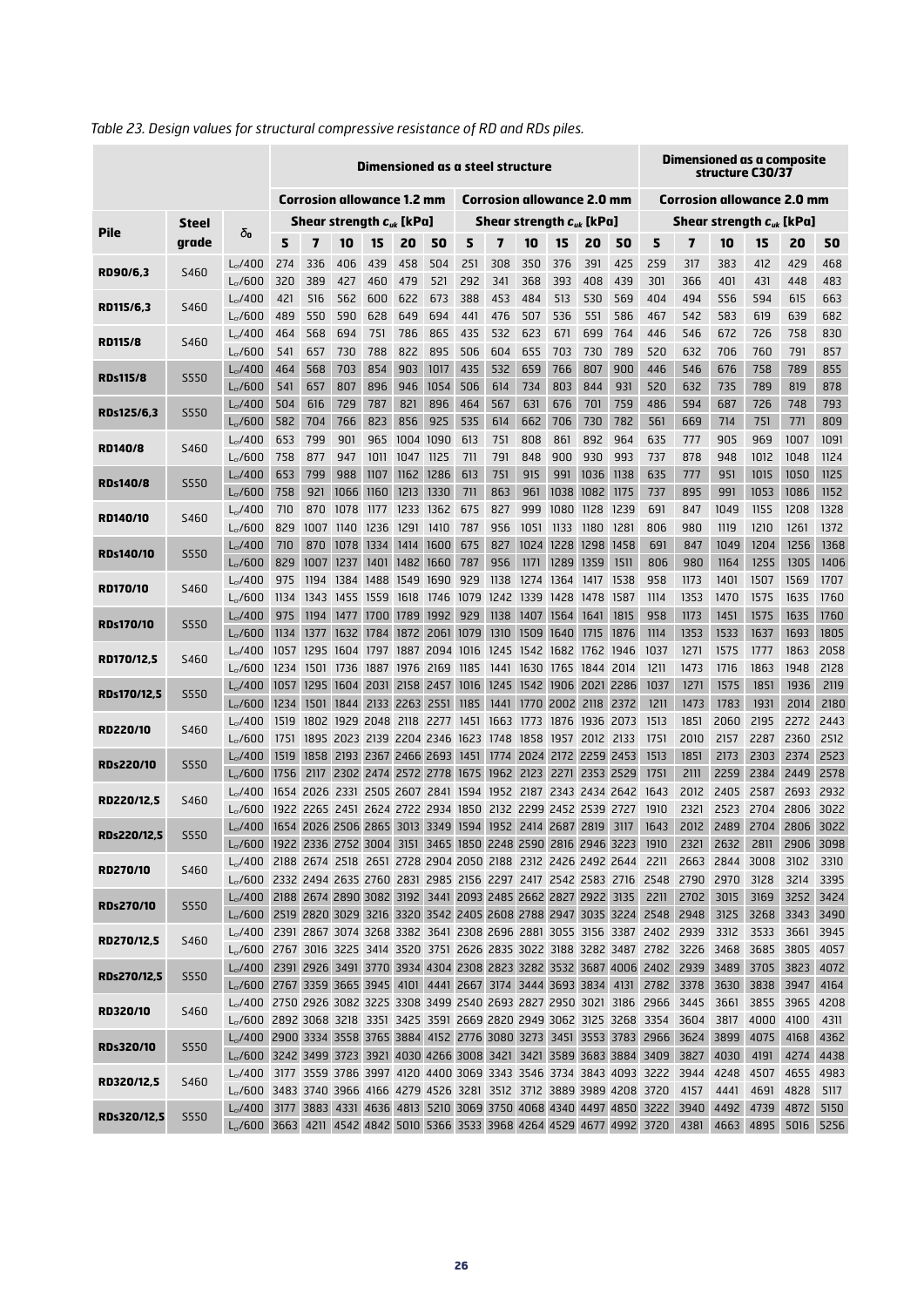*Table 23. Design values for structural compressive resistance of RD and RDs piles.*

| Pile | Steel grade | $\delta_0$ | Dimensioned as a steel structure | | | | | | | | | | | | Dimensioned as a composite structure C30/37 | | | | | |
|---|---|---|---|---|---|---|---|---|---|---|---|---|---|---|---|---|---|---|---|---|
| | | | Corrosion allowance 1.2 mm | | | | | | Corrosion allowance 2.0 mm | | | | | | Corrosion allowance 2.0 mm | | | | | |
| | | | Shear strength $c_{uk}$ [kPa] | | | | | | Shear strength $c_{uk}$ [kPa] | | | | | | Shear strength $c_{uk}$ [kPa] | | | | | |
| | | | 5 | 7 | 10 | 15 | 20 | 50 | 5 | 7 | 10 | 15 | 20 | 50 | 5 | 7 | 10 | 15 | 20 | 50 |
| RD90/6,3 | S460 | $L_{cr}$/400 | 274 | 336 | 406 | 439 | 458 | 504 | 251 | 308 | 350 | 376 | 391 | 425 | 259 | 317 | 383 | 412 | 429 | 468 |
| | | $L_{cr}$/600 | 320 | 389 | 427 | 460 | 479 | 521 | 292 | 341 | 368 | 393 | 408 | 439 | 301 | 366 | 401 | 431 | 448 | 483 |
| RD115/6,3 | S460 | $L_{cr}$/400 | 421 | 516 | 562 | 600 | 622 | 673 | 388 | 453 | 484 | 513 | 530 | 569 | 404 | 494 | 556 | 594 | 615 | 663 |
| | | $L_{cr}$/600 | 489 | 550 | 590 | 628 | 649 | 694 | 441 | 476 | 507 | 536 | 551 | 586 | 467 | 542 | 583 | 619 | 639 | 682 |
| RD115/8 | S460 | $L_{cr}$/400 | 464 | 568 | 694 | 751 | 786 | 865 | 435 | 532 | 623 | 671 | 699 | 764 | 446 | 546 | 672 | 726 | 758 | 830 |
| | | $L_{cr}$/600 | 541 | 657 | 730 | 788 | 822 | 895 | 506 | 604 | 655 | 703 | 730 | 789 | 520 | 632 | 706 | 760 | 791 | 857 |
| RDs115/8 | S550 | $L_{cr}$/400 | 464 | 568 | 703 | 854 | 903 | 1017 | 435 | 532 | 659 | 766 | 807 | 900 | 446 | 546 | 676 | 758 | 789 | 855 |
| | | $L_{cr}$/600 | 541 | 657 | 807 | 896 | 946 | 1054 | 506 | 614 | 734 | 803 | 844 | 931 | 520 | 632 | 735 | 789 | 819 | 878 |
| RDs125/6,3 | S550 | $L_{cr}$/400 | 504 | 616 | 729 | 787 | 821 | 896 | 464 | 567 | 631 | 676 | 701 | 759 | 486 | 594 | 687 | 726 | 748 | 793 |
| | | $L_{cr}$/600 | 582 | 704 | 766 | 823 | 856 | 925 | 535 | 614 | 662 | 706 | 730 | 782 | 561 | 669 | 714 | 751 | 771 | 809 |
| RD140/8 | S460 | $L_{cr}$/400 | 653 | 799 | 901 | 965 | 1004 | 1090 | 613 | 751 | 808 | 861 | 892 | 964 | 635 | 777 | 905 | 969 | 1007 | 1091 |
| | | $L_{cr}$/600 | 758 | 877 | 947 | 1011 | 1047 | 1125 | 711 | 791 | 848 | 900 | 930 | 993 | 737 | 878 | 948 | 1012 | 1048 | 1124 |
| RDs140/8 | S550 | $L_{cr}$/400 | 653 | 799 | 988 | 1107 | 1162 | 1286 | 613 | 751 | 915 | 991 | 1036 | 1138 | 635 | 777 | 951 | 1015 | 1050 | 1125 |
| | | $L_{cr}$/600 | 758 | 921 | 1066 | 1160 | 1213 | 1330 | 711 | 863 | 961 | 1038 | 1082 | 1175 | 737 | 895 | 991 | 1053 | 1086 | 1152 |
| RD140/10 | S460 | $L_{cr}$/400 | 710 | 870 | 1078 | 1177 | 1233 | 1362 | 675 | 827 | 999 | 1080 | 1128 | 1239 | 691 | 847 | 1049 | 1155 | 1208 | 1328 |
| | | $L_{cr}$/600 | 829 | 1007 | 1140 | 1236 | 1291 | 1410 | 787 | 956 | 1051 | 1133 | 1180 | 1281 | 806 | 980 | 1119 | 1210 | 1261 | 1372 |
| RDs140/10 | S550 | $L_{cr}$/400 | 710 | 870 | 1078 | 1334 | 1414 | 1600 | 675 | 827 | 1024 | 1228 | 1298 | 1458 | 691 | 847 | 1049 | 1204 | 1256 | 1368 |
| | | $L_{cr}$/600 | 829 | 1007 | 1237 | 1401 | 1482 | 1660 | 787 | 956 | 1171 | 1289 | 1359 | 1511 | 806 | 980 | 1164 | 1255 | 1305 | 1406 |
| RD170/10 | S460 | $L_{cr}$/400 | 975 | 1194 | 1384 | 1488 | 1549 | 1690 | 929 | 1138 | 1274 | 1364 | 1417 | 1538 | 958 | 1173 | 1401 | 1507 | 1569 | 1707 |
| | | $L_{cr}$/600 | 1134 | 1343 | 1455 | 1559 | 1618 | 1746 | 1079 | 1242 | 1339 | 1428 | 1478 | 1587 | 1114 | 1353 | 1470 | 1575 | 1635 | 1760 |
| RDs170/10 | S550 | $L_{cr}$/400 | 975 | 1194 | 1477 | 1700 | 1789 | 1992 | 929 | 1138 | 1407 | 1564 | 1641 | 1815 | 958 | 1173 | 1451 | 1575 | 1635 | 1760 |
| | | $L_{cr}$/600 | 1134 | 1377 | 1632 | 1784 | 1872 | 2061 | 1079 | 1310 | 1509 | 1640 | 1715 | 1876 | 1114 | 1353 | 1533 | 1637 | 1693 | 1805 |
| RD170/12,5 | S460 | $L_{cr}$/400 | 1057 | 1295 | 1604 | 1797 | 1887 | 2094 | 1016 | 1245 | 1542 | 1682 | 1762 | 1946 | 1037 | 1271 | 1575 | 1777 | 1863 | 2058 |
| | | $L_{cr}$/600 | 1234 | 1501 | 1736 | 1887 | 1976 | 2169 | 1185 | 1441 | 1630 | 1765 | 1844 | 2014 | 1211 | 1473 | 1716 | 1863 | 1948 | 2128 |
| RDs170/12,5 | S550 | $L_{cr}$/400 | 1057 | 1295 | 1604 | 2031 | 2158 | 2457 | 1016 | 1245 | 1542 | 1906 | 2021 | 2286 | 1037 | 1271 | 1575 | 1851 | 1936 | 2119 |
| | | $L_{cr}$/600 | 1234 | 1501 | 1844 | 2133 | 2263 | 2551 | 1185 | 1441 | 1770 | 2002 | 2118 | 2372 | 1211 | 1473 | 1783 | 1931 | 2014 | 2180 |
| RD220/10 | S460 | $L_{cr}$/400 | 1519 | 1802 | 1929 | 2048 | 2118 | 2277 | 1451 | 1663 | 1773 | 1876 | 1936 | 2073 | 1513 | 1851 | 2060 | 2195 | 2272 | 2443 |
| | | $L_{cr}$/600 | 1751 | 1895 | 2023 | 2139 | 2204 | 2346 | 1623 | 1748 | 1858 | 1957 | 2012 | 2133 | 1751 | 2010 | 2157 | 2287 | 2360 | 2512 |
| RDs220/10 | S550 | $L_{cr}$/400 | 1519 | 1858 | 2193 | 2367 | 2466 | 2693 | 1451 | 1774 | 2024 | 2172 | 2259 | 2453 | 1513 | 1851 | 2173 | 2303 | 2374 | 2523 |
| | | $L_{cr}$/600 | 1756 | 2117 | 2302 | 2474 | 2572 | 2778 | 1675 | 1962 | 2123 | 2271 | 2353 | 2529 | 1751 | 2111 | 2259 | 2384 | 2449 | 2578 |
| RD220/12,5 | S460 | $L_{cr}$/400 | 1654 | 2026 | 2331 | 2505 | 2607 | 2841 | 1594 | 1952 | 2187 | 2343 | 2434 | 2642 | 1643 | 2012 | 2405 | 2587 | 2693 | 2932 |
| | | $L_{cr}$/600 | 1922 | 2265 | 2451 | 2624 | 2722 | 2934 | 1850 | 2132 | 2299 | 2452 | 2539 | 2727 | 1910 | 2321 | 2523 | 2704 | 2806 | 3022 |
| RDs220/12,5 | S550 | $L_{cr}$/400 | 1654 | 2026 | 2506 | 2865 | 3013 | 3349 | 1594 | 1952 | 2414 | 2687 | 2819 | 3117 | 1643 | 2012 | 2489 | 2704 | 2806 | 3022 |
| | | $L_{cr}$/600 | 1922 | 2336 | 2752 | 3004 | 3151 | 3465 | 1850 | 2248 | 2590 | 2816 | 2946 | 3223 | 1910 | 2321 | 2632 | 2811 | 2906 | 3098 |
| RD270/10 | S460 | $L_{cr}$/400 | 2188 | 2674 | 2518 | 2651 | 2728 | 2904 | 2050 | 2188 | 2312 | 2426 | 2492 | 2644 | 2211 | 2663 | 2844 | 3008 | 3102 | 3310 |
| | | $L_{cr}$/600 | 2332 | 2494 | 2635 | 2760 | 2831 | 2985 | 2156 | 2297 | 2417 | 2542 | 2583 | 2716 | 2548 | 2790 | 2970 | 3128 | 3214 | 3395 |
| RDs270/10 | S550 | $L_{cr}$/400 | 2188 | 2674 | 2890 | 3082 | 3192 | 3441 | 2093 | 2485 | 2662 | 2827 | 2922 | 3135 | 2211 | 2702 | 3015 | 3169 | 3252 | 3424 |
| | | $L_{cr}$/600 | 2519 | 2820 | 3029 | 3216 | 3320 | 3542 | 2405 | 2608 | 2788 | 2947 | 3035 | 3224 | 2548 | 2948 | 3125 | 3268 | 3343 | 3490 |
| RD270/12,5 | S460 | $L_{cr}$/400 | 2391 | 2867 | 3074 | 3268 | 3382 | 3641 | 2308 | 2696 | 2881 | 3055 | 3156 | 3387 | 2402 | 2939 | 3312 | 3533 | 3661 | 3945 |
| | | $L_{cr}$/600 | 2767 | 3016 | 3225 | 3414 | 3520 | 3751 | 2626 | 2835 | 3022 | 3188 | 3282 | 3487 | 2782 | 3226 | 3468 | 3685 | 3805 | 4057 |
| RDs270/12,5 | S550 | $L_{cr}$/400 | 2391 | 2926 | 3491 | 3770 | 3934 | 4304 | 2308 | 2823 | 3282 | 3532 | 3687 | 4006 | 2402 | 2939 | 3489 | 3705 | 3823 | 4072 |
| | | $L_{cr}$/600 | 2767 | 3359 | 3665 | 3945 | 4101 | 4441 | 2667 | 3174 | 3444 | 3693 | 3834 | 4131 | 2782 | 3378 | 3630 | 3838 | 3947 | 4164 |
| RD320/10 | S460 | $L_{cr}$/400 | 2750 | 2926 | 3082 | 3225 | 3308 | 3499 | 2540 | 2693 | 2827 | 2950 | 3021 | 3186 | 2966 | 3445 | 3661 | 3855 | 3965 | 4208 |
| | | $L_{cr}$/600 | 2892 | 3068 | 3218 | 3351 | 3425 | 3591 | 2669 | 2820 | 2949 | 3062 | 3125 | 3268 | 3354 | 3604 | 3817 | 4000 | 4100 | 4311 |
| RDs320/10 | S550 | $L_{cr}$/400 | 2900 | 3334 | 3558 | 3765 | 3884 | 4152 | 2776 | 3080 | 3273 | 3451 | 3553 | 3783 | 2966 | 3624 | 3899 | 4075 | 4168 | 4362 |
| | | $L_{cr}$/600 | 3242 | 3499 | 3723 | 3921 | 4030 | 4266 | 3008 | 3421 | 3421 | 3589 | 3683 | 3884 | 3409 | 3827 | 4030 | 4191 | 4274 | 4438 |
| RD320/12,5 | S460 | $L_{cr}$/400 | 3177 | 3559 | 3786 | 3997 | 4120 | 4400 | 3069 | 3343 | 3546 | 3734 | 3843 | 4093 | 3222 | 3944 | 4248 | 4507 | 4655 | 4983 |
| | | $L_{cr}$/600 | 3483 | 3740 | 3966 | 4166 | 4279 | 4526 | 3281 | 3512 | 3712 | 3889 | 3989 | 4208 | 3720 | 4157 | 4441 | 4691 | 4828 | 5117 |
| RDs320/12,5 | S550 | $L_{cr}$/400 | 3177 | 3883 | 4331 | 4636 | 4813 | 5210 | 3069 | 3750 | 4068 | 4340 | 4497 | 4850 | 3222 | 3940 | 4492 | 4739 | 4872 | 5150 |
| | | $L_{cr}$/600 | 3663 | 4211 | 4542 | 4842 | 5010 | 5366 | 3533 | 3968 | 4264 | 4529 | 4677 | 4992 | 3720 | 4381 | 4663 | 4895 | 5016 | 5256 |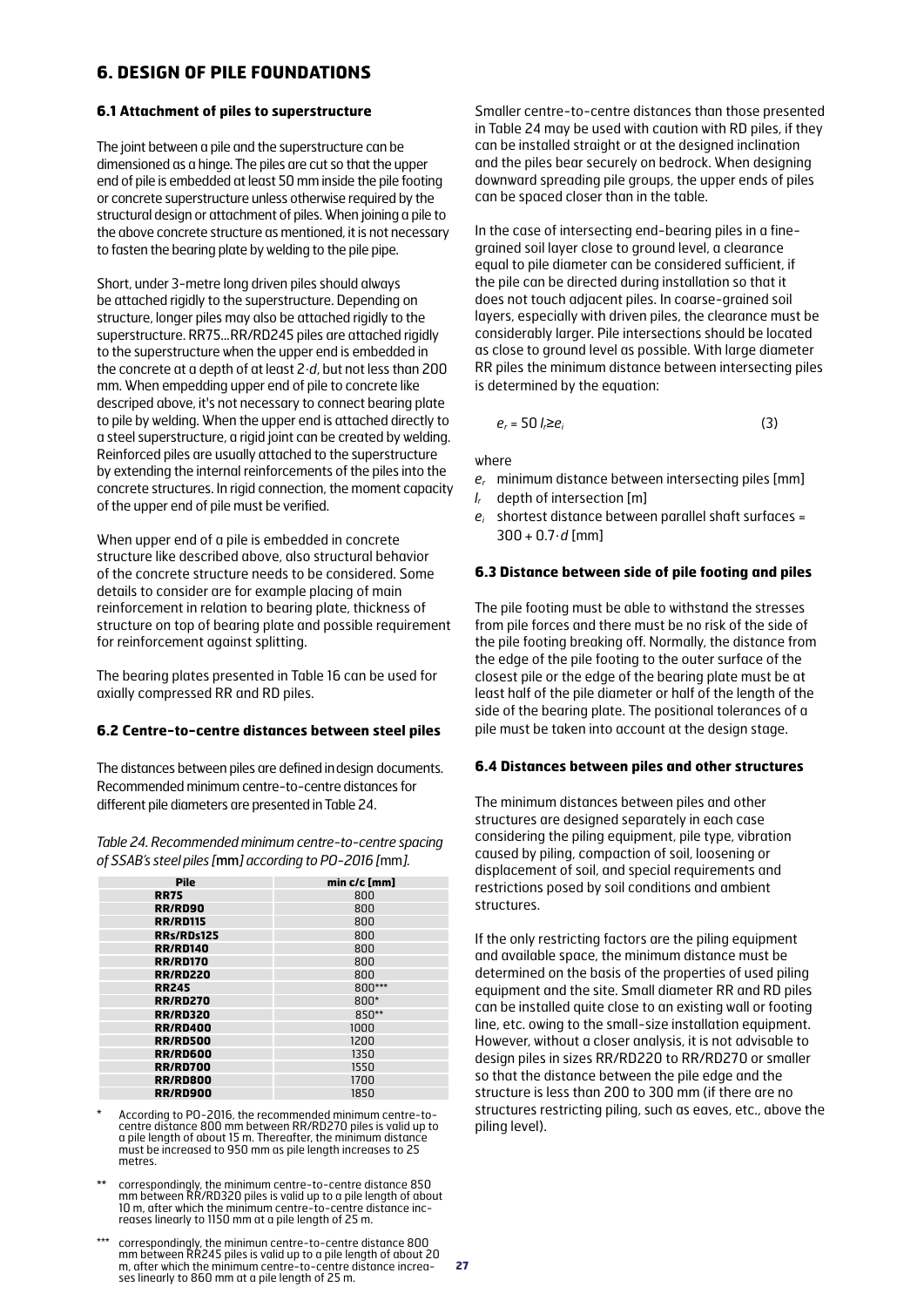# 6. DESIGN OF PILE FOUNDATIONS

### 6.1 Attachment of piles to superstructure

The joint between a pile and the superstructure can be dimensioned as a hinge. The piles are cut so that the upper end of pile is embedded at least 50 mm inside the pile footing or concrete superstructure unless otherwise required by the structural design or attachment of piles. When joining a pile to the above concrete structure as mentioned, it is not necessary to fasten the bearing plate by welding to the pile pipe.

Short, under 3-metre long driven piles should always be attached rigidly to the superstructure. Depending on structure, longer piles may also be attached rigidly to the superstructure. RR75...RR/RD245 piles are attached rigidly to the superstructure when the upper end is embedded in the concrete at a depth of at least $2 \cdot d$, but not less than 200 mm. When empedding upper end of pile to concrete like descriped above, it's not necessary to connect bearing plate to pile by welding. When the upper end is attached directly to a steel superstructure, a rigid joint can be created by welding. Reinforced piles are usually attached to the superstructure by extending the internal reinforcements of the piles into the concrete structures. In rigid connection, the moment capacity of the upper end of pile must be verified.

When upper end of a pile is embedded in concrete structure like described above, also structural behavior of the concrete structure needs to be considered. Some details to consider are for example placing of main reinforcement in relation to bearing plate, thickness of structure on top of bearing plate and possible requirement for reinforcement against splitting.

The bearing plates presented in Table 16 can be used for axially compressed RR and RD piles.

### 6.2 Centre-to-centre distances between steel piles

The distances between piles are defined in design documents. Recommended minimum centre-to-centre distances for different pile diameters are presented in Table 24.

*Table 24. Recommended minimum centre-to-centre spacing of SSAB's steel piles [mm] according to PO-2016 [mm].*

| Pile | min c/c [mm] |
|---|---|
| RR75 | 800 |
| RR/RD90 | 800 |
| RR/RD115 | 800 |
| RRs/RDs125 | 800 |
| RR/RD140 | 800 |
| RR/RD170 | 800 |
| RR/RD220 | 800 |
| RR245 | 800*** |
| RR/RD270 | 800* |
| RR/RD320 | 850** |
| RR/RD400 | 1000 |
| RR/RD500 | 1200 |
| RR/RD600 | 1350 |
| RR/RD700 | 1550 |
| RR/RD800 | 1700 |
| RR/RD900 | 1850 |

\* According to PO-2016, the recommended minimum centre-to-centre distance 800 mm between RR/RD270 piles is valid up to a pile length of about 15 m. Thereafter, the minimum distance must be increased to 950 mm as pile length increases to 25 metres.

\** correspondingly, the minimum centre-to-centre distance 850 mm between RR/RD320 piles is valid up to a pile length of about 10 m, after which the minimum centre-to-centre distance increases linearly to 1150 mm at a pile length of 25 m.

\*** correspondingly, the minimun centre-to-centre distance 800 mm between RR245 piles is valid up to a pile length of about 20 m, after which the minimum centre-to-centre distance increases linearly to 860 mm at a pile length of 25 m.

Smaller centre-to-centre distances than those presented in Table 24 may be used with caution with RD piles, if they can be installed straight or at the designed inclination and the piles bear securely on bedrock. When designing downward spreading pile groups, the upper ends of piles can be spaced closer than in the table.

In the case of intersecting end-bearing piles in a fine-grained soil layer close to ground level, a clearance equal to pile diameter can be considered sufficient, if the pile can be directed during installation so that it does not touch adjacent piles. In coarse-grained soil layers, especially with driven piles, the clearance must be considerably larger. Pile intersections should be located as close to ground level as possible. With large diameter RR piles the minimum distance between intersecting piles is determined by the equation:

$$e_r = 50\, l_r \geq e_i \qquad (3)$$

where

- $e_r$ minimum distance between intersecting piles [mm]
- $l_r$ depth of intersection [m]
- $e_i$ shortest distance between parallel shaft surfaces = $300 + 0.7 \cdot d$ [mm]

### 6.3 Distance between side of pile footing and piles

The pile footing must be able to withstand the stresses from pile forces and there must be no risk of the side of the pile footing breaking off. Normally, the distance from the edge of the pile footing to the outer surface of the closest pile or the edge of the bearing plate must be at least half of the pile diameter or half of the length of the side of the bearing plate. The positional tolerances of a pile must be taken into account at the design stage.

### 6.4 Distances between piles and other structures

The minimum distances between piles and other structures are designed separately in each case considering the piling equipment, pile type, vibration caused by piling, compaction of soil, loosening or displacement of soil, and special requirements and restrictions posed by soil conditions and ambient structures.

If the only restricting factors are the piling equipment and available space, the minimum distance must be determined on the basis of the properties of used piling equipment and the site. Small diameter RR and RD piles can be installed quite close to an existing wall or footing line, etc. owing to the small-size installation equipment. However, without a closer analysis, it is not advisable to design piles in sizes RR/RD220 to RR/RD270 or smaller so that the distance between the pile edge and the structure is less than 200 to 300 mm (if there are no structures restricting piling, such as eaves, etc., above the piling level).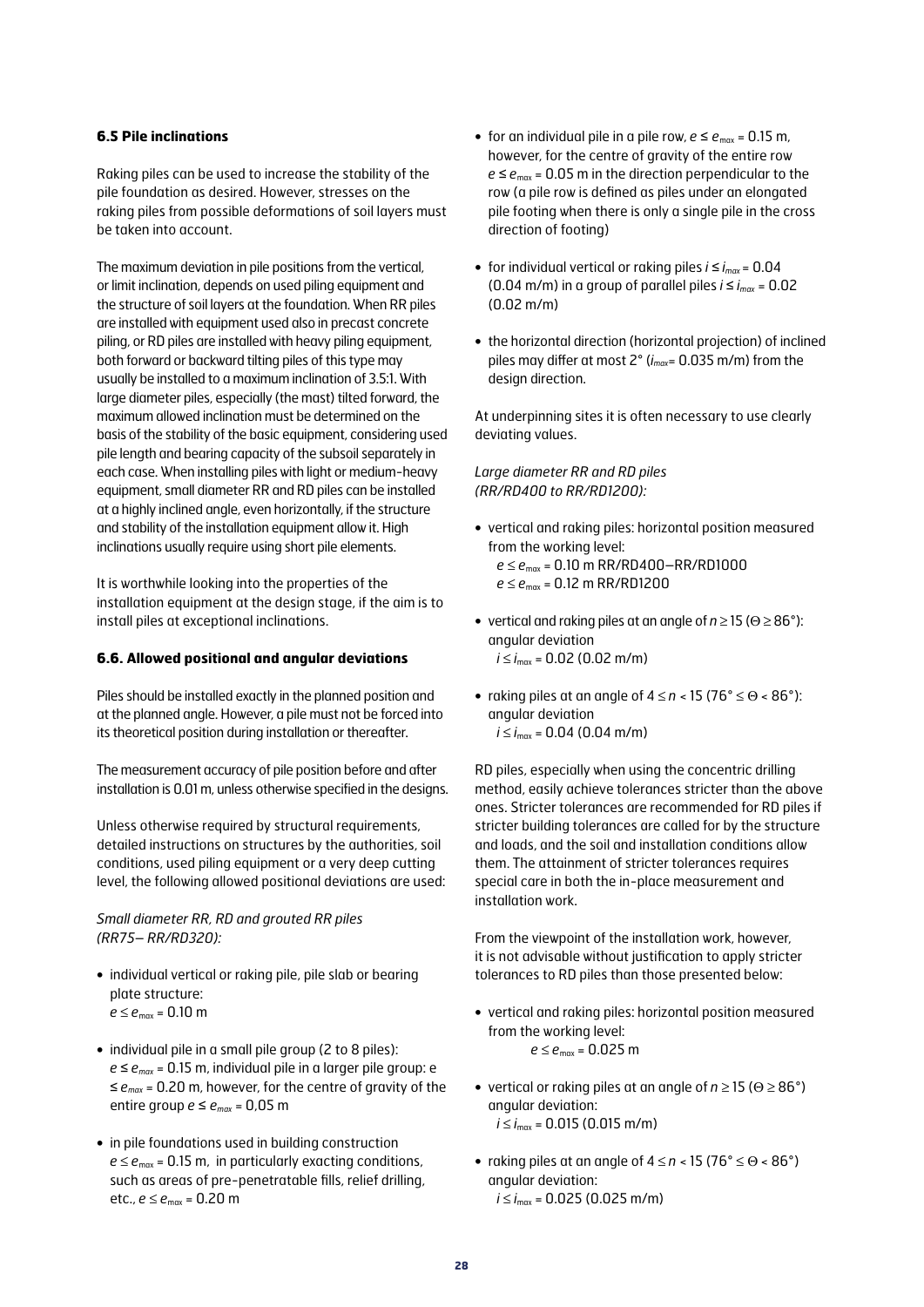### 6.5 Pile inclinations

Raking piles can be used to increase the stability of the pile foundation as desired. However, stresses on the raking piles from possible deformations of soil layers must be taken into account.

The maximum deviation in pile positions from the vertical, or limit inclination, depends on used piling equipment and the structure of soil layers at the foundation. When RR piles are installed with equipment used also in precast concrete piling, or RD piles are installed with heavy piling equipment, both forward or backward tilting piles of this type may usually be installed to a maximum inclination of 3.5:1. With large diameter piles, especially (the mast) tilted forward, the maximum allowed inclination must be determined on the basis of the stability of the basic equipment, considering used pile length and bearing capacity of the subsoil separately in each case. When installing piles with light or medium-heavy equipment, small diameter RR and RD piles can be installed at a highly inclined angle, even horizontally, if the structure and stability of the installation equipment allow it. High inclinations usually require using short pile elements.

It is worthwhile looking into the properties of the installation equipment at the design stage, if the aim is to install piles at exceptional inclinations.

### 6.6. Allowed positional and angular deviations

Piles should be installed exactly in the planned position and at the planned angle. However, a pile must not be forced into its theoretical position during installation or thereafter.

The measurement accuracy of pile position before and after installation is 0.01 m, unless otherwise specified in the designs.

Unless otherwise required by structural requirements, detailed instructions on structures by the authorities, soil conditions, used piling equipment or a very deep cutting level, the following allowed positional deviations are used:

*Small diameter RR, RD and grouted RR piles (RR75– RR/RD320):*

- individual vertical or raking pile, pile slab or bearing plate structure:
  $e \leq e_{max} = 0.10$ m
- individual pile in a small pile group (2 to 8 piles): $e \leq e_{max} = 0.15$ m, individual pile in a larger pile group: $e \leq e_{max} = 0.20$ m, however, for the centre of gravity of the entire group $e \leq e_{max} = 0,05$ m
- in pile foundations used in building construction $e \leq e_{max} = 0.15$ m, in particularly exacting conditions, such as areas of pre-penetratable fills, relief drilling, etc., $e \leq e_{max} = 0.20$ m
- for an individual pile in a pile row, $e \leq e_{max} = 0.15$ m, however, for the centre of gravity of the entire row $e \leq e_{max} = 0.05$ m in the direction perpendicular to the row (a pile row is defined as piles under an elongated pile footing when there is only a single pile in the cross direction of footing)
- for individual vertical or raking piles $i \leq i_{max} = 0.04$ (0.04 m/m) in a group of parallel piles $i \leq i_{max} = 0.02$ (0.02 m/m)
- the horizontal direction (horizontal projection) of inclined piles may differ at most 2° ($i_{max}$= 0.035 m/m) from the design direction.

At underpinning sites it is often necessary to use clearly deviating values.

*Large diameter RR and RD piles (RR/RD400 to RR/RD1200):*

- vertical and raking piles: horizontal position measured from the working level:
  $e \leq e_{max} = 0.10$ m RR/RD400–RR/RD1000
  $e \leq e_{max} = 0.12$ m RR/RD1200
- vertical and raking piles at an angle of $n \geq 15$ ($\Theta \geq 86°$): angular deviation
  $i \leq i_{max} = 0.02$ (0.02 m/m)
- raking piles at an angle of $4 \leq n < 15$ ($76° \leq \Theta < 86°$): angular deviation
  $i \leq i_{max} = 0.04$ (0.04 m/m)

RD piles, especially when using the concentric drilling method, easily achieve tolerances stricter than the above ones. Stricter tolerances are recommended for RD piles if stricter building tolerances are called for by the structure and loads, and the soil and installation conditions allow them. The attainment of stricter tolerances requires special care in both the in-place measurement and installation work.

From the viewpoint of the installation work, however, it is not advisable without justification to apply stricter tolerances to RD piles than those presented below:

- vertical and raking piles: horizontal position measured from the working level:
  $e \leq e_{max} = 0.025$ m
- vertical or raking piles at an angle of $n \geq 15$ ($\Theta \geq 86°$) angular deviation:
  $i \leq i_{max} = 0.015$ (0.015 m/m)
- raking piles at an angle of $4 \leq n < 15$ ($76° \leq \Theta < 86°$) angular deviation:
  $i \leq i_{max} = 0.025$ (0.025 m/m)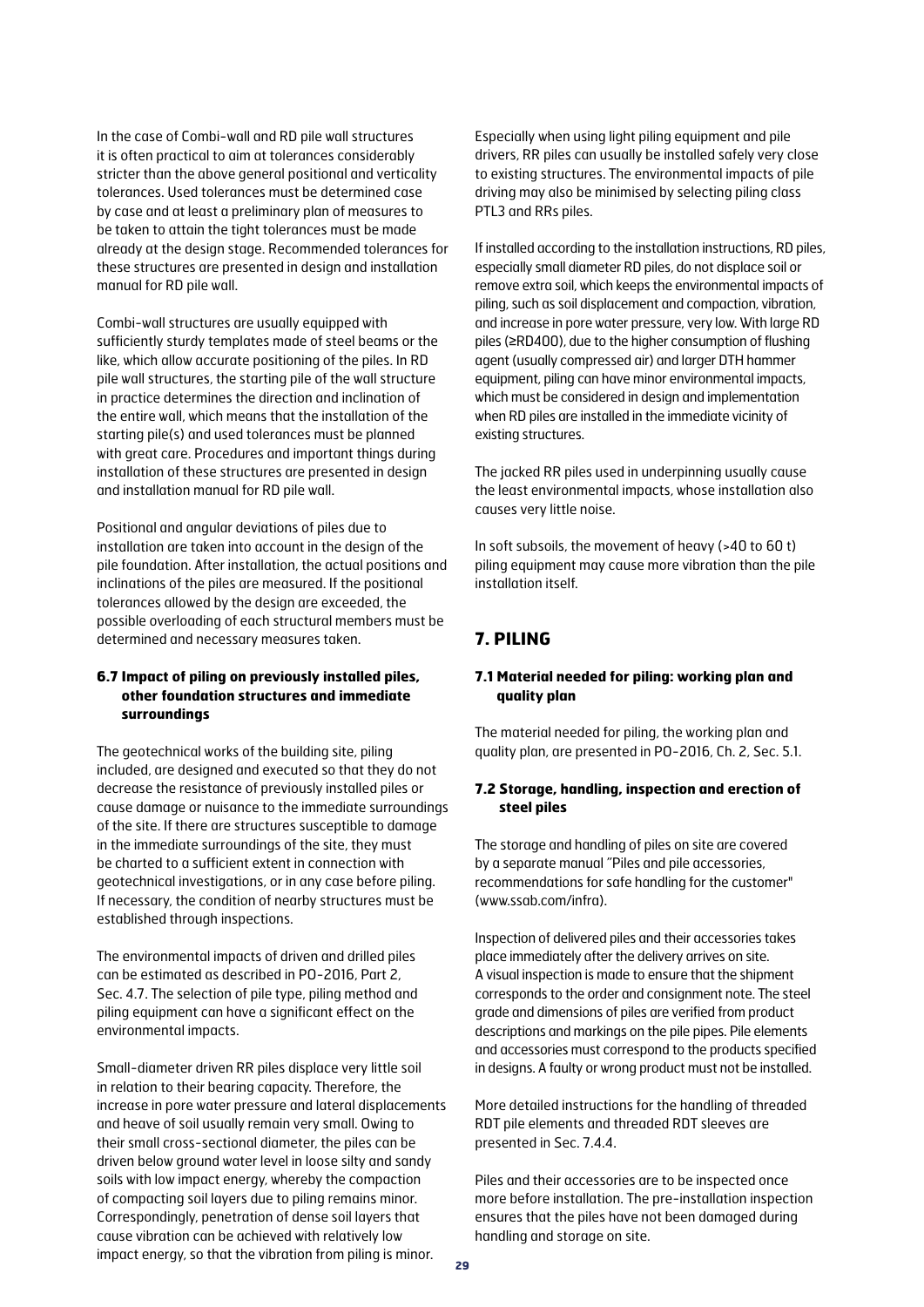In the case of Combi-wall and RD pile wall structures it is often practical to aim at tolerances considerably stricter than the above general positional and verticality tolerances. Used tolerances must be determined case by case and at least a preliminary plan of measures to be taken to attain the tight tolerances must be made already at the design stage. Recommended tolerances for these structures are presented in design and installation manual for RD pile wall.

Combi-wall structures are usually equipped with sufficiently sturdy templates made of steel beams or the like, which allow accurate positioning of the piles. In RD pile wall structures, the starting pile of the wall structure in practice determines the direction and inclination of the entire wall, which means that the installation of the starting pile(s) and used tolerances must be planned with great care. Procedures and important things during installation of these structures are presented in design and installation manual for RD pile wall.

Positional and angular deviations of piles due to installation are taken into account in the design of the pile foundation. After installation, the actual positions and inclinations of the piles are measured. If the positional tolerances allowed by the design are exceeded, the possible overloading of each structural members must be determined and necessary measures taken.

### 6.7 Impact of piling on previously installed piles, other foundation structures and immediate surroundings

The geotechnical works of the building site, piling included, are designed and executed so that they do not decrease the resistance of previously installed piles or cause damage or nuisance to the immediate surroundings of the site. If there are structures susceptible to damage in the immediate surroundings of the site, they must be charted to a sufficient extent in connection with geotechnical investigations, or in any case before piling. If necessary, the condition of nearby structures must be established through inspections.

The environmental impacts of driven and drilled piles can be estimated as described in PO-2016, Part 2, Sec. 4.7. The selection of pile type, piling method and piling equipment can have a significant effect on the environmental impacts.

Small-diameter driven RR piles displace very little soil in relation to their bearing capacity. Therefore, the increase in pore water pressure and lateral displacements and heave of soil usually remain very small. Owing to their small cross-sectional diameter, the piles can be driven below ground water level in loose silty and sandy soils with low impact energy, whereby the compaction of compacting soil layers due to piling remains minor. Correspondingly, penetration of dense soil layers that cause vibration can be achieved with relatively low impact energy, so that the vibration from piling is minor.

Especially when using light piling equipment and pile drivers, RR piles can usually be installed safely very close to existing structures. The environmental impacts of pile driving may also be minimised by selecting piling class PTL3 and RRs piles.

If installed according to the installation instructions, RD piles, especially small diameter RD piles, do not displace soil or remove extra soil, which keeps the environmental impacts of piling, such as soil displacement and compaction, vibration, and increase in pore water pressure, very low. With large RD piles (≥RD400), due to the higher consumption of flushing agent (usually compressed air) and larger DTH hammer equipment, piling can have minor environmental impacts, which must be considered in design and implementation when RD piles are installed in the immediate vicinity of existing structures.

The jacked RR piles used in underpinning usually cause the least environmental impacts, whose installation also causes very little noise.

In soft subsoils, the movement of heavy (>40 to 60 t) piling equipment may cause more vibration than the pile installation itself.

## 7. PILING

### 7.1 Material needed for piling: working plan and quality plan

The material needed for piling, the working plan and quality plan, are presented in PO-2016, Ch. 2, Sec. 5.1.

### 7.2 Storage, handling, inspection and erection of steel piles

The storage and handling of piles on site are covered by a separate manual "Piles and pile accessories, recommendations for safe handling for the customer" (www.ssab.com/infra).

Inspection of delivered piles and their accessories takes place immediately after the delivery arrives on site. A visual inspection is made to ensure that the shipment corresponds to the order and consignment note. The steel grade and dimensions of piles are verified from product descriptions and markings on the pile pipes. Pile elements and accessories must correspond to the products specified in designs. A faulty or wrong product must not be installed.

More detailed instructions for the handling of threaded RDT pile elements and threaded RDT sleeves are presented in Sec. 7.4.4.

Piles and their accessories are to be inspected once more before installation. The pre-installation inspection ensures that the piles have not been damaged during handling and storage on site.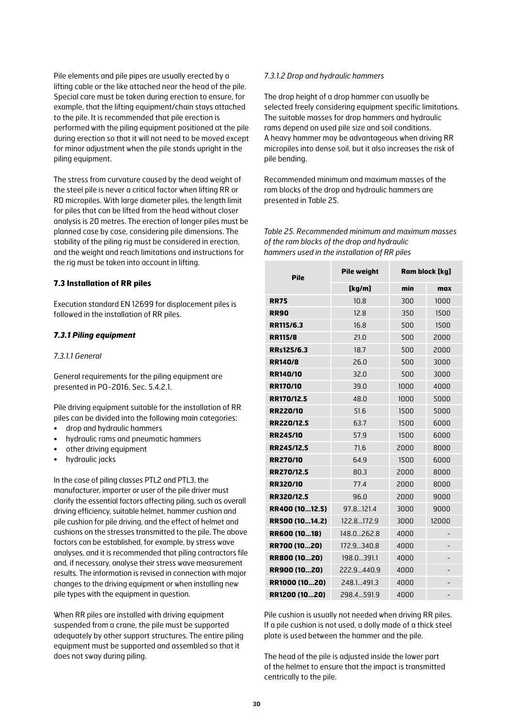Pile elements and pile pipes are usually erected by a lifting cable or the like attached near the head of the pile. Special care must be taken during erection to ensure, for example, that the lifting equipment/chain stays attached to the pile. It is recommended that pile erection is performed with the piling equipment positioned at the pile during erection so that it will not need to be moved except for minor adjustment when the pile stands upright in the piling equipment.

The stress from curvature caused by the dead weight of the steel pile is never a critical factor when lifting RR or RD micropiles. With large diameter piles, the length limit for piles that can be lifted from the head without closer analysis is 20 metres. The erection of longer piles must be planned case by case, considering pile dimensions. The stability of the piling rig must be considered in erection, and the weight and reach limitations and instructions for the rig must be taken into account in lifting.

### 7.3 Installation of RR piles

Execution standard EN 12699 for displacement piles is followed in the installation of RR piles.

#### *7.3.1 Piling equipment*

*7.3.1.1 General*

General requirements for the piling equipment are presented in PO-2016, Sec. 5.4.2.1.

Pile driving equipment suitable for the installation of RR piles can be divided into the following main categories:

- drop and hydraulic hammers
- hydraulic rams and pneumatic hammers
- other driving equipment
- hydraulic jacks

In the case of piling classes PTL2 and PTL3, the manufacturer, importer or user of the pile driver must clarify the essential factors affecting piling, such as overall driving efficiency, suitable helmet, hammer cushion and pile cushion for pile driving, and the effect of helmet and cushions on the stresses transmitted to the pile. The above factors can be established, for example, by stress wave analyses, and it is recommended that piling contractors file and, if necessary, analyse their stress wave measurement results. The information is revised in connection with major changes to the driving equipment or when installing new pile types with the equipment in question.

When RR piles are installed with driving equipment suspended from a crane, the pile must be supported adequately by other support structures. The entire piling equipment must be supported and assembled so that it does not sway during piling.

*7.3.1.2 Drop and hydraulic hammers*

The drop height of a drop hammer can usually be selected freely considering equipment specific limitations. The suitable masses for drop hammers and hydraulic rams depend on used pile size and soil conditions. A heavy hammer may be advantageous when driving RR micropiles into dense soil, but it also increases the risk of pile bending.

Recommended minimum and maximum masses of the ram blocks of the drop and hydraulic hammers are presented in Table 25.

*Table 25. Recommended minimum and maximum masses of the ram blocks of the drop and hydraulic hammers used in the installation of RR piles*

| Pile | Pile weight | Ram block [kg] | |
|---|---|---|---|
| | [kg/m] | min | max |
| **RR75** | 10.8 | 300 | 1000 |
| **RR90** | 12.8 | 350 | 1500 |
| **RR115/6.3** | 16.8 | 500 | 1500 |
| **RR115/8** | 21.0 | 500 | 2000 |
| **RRs125/6.3** | 18.7 | 500 | 2000 |
| **RR140/8** | 26.0 | 500 | 3000 |
| **RR140/10** | 32.0 | 500 | 3000 |
| **RR170/10** | 39.0 | 1000 | 4000 |
| **RR170/12.5** | 48.0 | 1000 | 5000 |
| **RR220/10** | 51.6 | 1500 | 5000 |
| **RR220/12.5** | 63.7 | 1500 | 6000 |
| **RR245/10** | 57,9 | 1500 | 6000 |
| **RR245/12,5** | 71,6 | 2000 | 8000 |
| **RR270/10** | 64.9 | 1500 | 6000 |
| **RR270/12.5** | 80.3 | 2000 | 8000 |
| **RR320/10** | 77.4 | 2000 | 8000 |
| **RR320/12.5** | 96.0 | 2000 | 9000 |
| **RR400 (10...12.5)** | 97.8...121.4 | 3000 | 9000 |
| **RR500 (10...14.2)** | 122.8...172.9 | 3000 | 12000 |
| **RR600 (10...18)** | 148.0...262.8 | 4000 | - |
| **RR700 (10...20)** | 172.9...340.8 | 4000 | - |
| **RR800 (10...20)** | 198.0...391.1 | 4000 | - |
| **RR900 (10...20)** | 222.9...440.9 | 4000 | - |
| **RR1000 (10...20)** | 248.1...491.3 | 4000 | - |
| **RR1200 (10...20)** | 298.4...591.9 | 4000 | - |

Pile cushion is usually not needed when driving RR piles. If a pile cushion is not used, a dolly made of a thick steel plate is used between the hammer and the pile.

The head of the pile is adjusted inside the lower part of the helmet to ensure that the impact is transmitted centrically to the pile.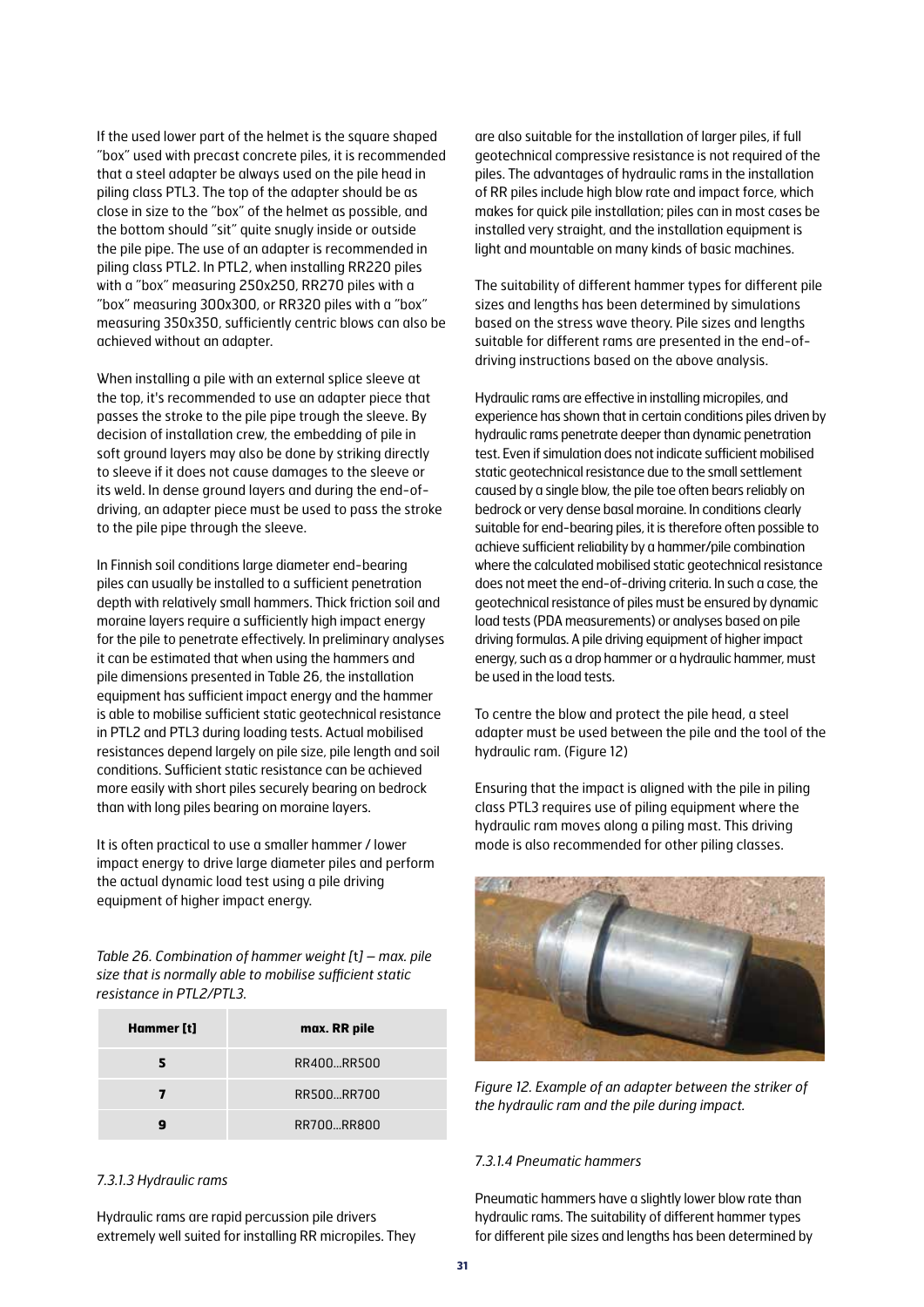If the used lower part of the helmet is the square shaped "box" used with precast concrete piles, it is recommended that a steel adapter be always used on the pile head in piling class PTL3. The top of the adapter should be as close in size to the "box" of the helmet as possible, and the bottom should "sit" quite snugly inside or outside the pile pipe. The use of an adapter is recommended in piling class PTL2. In PTL2, when installing RR220 piles with a "box" measuring 250x250, RR270 piles with a "box" measuring 300x300, or RR320 piles with a "box" measuring 350x350, sufficiently centric blows can also be achieved without an adapter.

When installing a pile with an external splice sleeve at the top, it's recommended to use an adapter piece that passes the stroke to the pile pipe trough the sleeve. By decision of installation crew, the embedding of pile in soft ground layers may also be done by striking directly to sleeve if it does not cause damages to the sleeve or its weld. In dense ground layers and during the end-of-driving, an adapter piece must be used to pass the stroke to the pile pipe through the sleeve.

In Finnish soil conditions large diameter end-bearing piles can usually be installed to a sufficient penetration depth with relatively small hammers. Thick friction soil and moraine layers require a sufficiently high impact energy for the pile to penetrate effectively. In preliminary analyses it can be estimated that when using the hammers and pile dimensions presented in Table 26, the installation equipment has sufficient impact energy and the hammer is able to mobilise sufficient static geotechnical resistance in PTL2 and PTL3 during loading tests. Actual mobilised resistances depend largely on pile size, pile length and soil conditions. Sufficient static resistance can be achieved more easily with short piles securely bearing on bedrock than with long piles bearing on moraine layers.

It is often practical to use a smaller hammer / lower impact energy to drive large diameter piles and perform the actual dynamic load test using a pile driving equipment of higher impact energy.

*Table 26. Combination of hammer weight [t] – max. pile size that is normally able to mobilise sufficient static resistance in PTL2/PTL3.*

| Hammer [t] | max. RR pile |
|---|---|
| 5 | RR400...RR500 |
| 7 | RR500...RR700 |
| 9 | RR700...RR800 |

*7.3.1.3 Hydraulic rams*

Hydraulic rams are rapid percussion pile drivers extremely well suited for installing RR micropiles. They are also suitable for the installation of larger piles, if full geotechnical compressive resistance is not required of the piles. The advantages of hydraulic rams in the installation of RR piles include high blow rate and impact force, which makes for quick pile installation; piles can in most cases be installed very straight, and the installation equipment is light and mountable on many kinds of basic machines.

The suitability of different hammer types for different pile sizes and lengths has been determined by simulations based on the stress wave theory. Pile sizes and lengths suitable for different rams are presented in the end-of-driving instructions based on the above analysis.

Hydraulic rams are effective in installing micropiles, and experience has shown that in certain conditions piles driven by hydraulic rams penetrate deeper than dynamic penetration test. Even if simulation does not indicate sufficient mobilised static geotechnical resistance due to the small settlement caused by a single blow, the pile toe often bears reliably on bedrock or very dense basal moraine. In conditions clearly suitable for end-bearing piles, it is therefore often possible to achieve sufficient reliability by a hammer/pile combination where the calculated mobilised static geotechnical resistance does not meet the end-of-driving criteria. In such a case, the geotechnical resistance of piles must be ensured by dynamic load tests (PDA measurements) or analyses based on pile driving formulas. A pile driving equipment of higher impact energy, such as a drop hammer or a hydraulic hammer, must be used in the load tests.

To centre the blow and protect the pile head, a steel adapter must be used between the pile and the tool of the hydraulic ram. (Figure 12)

Ensuring that the impact is aligned with the pile in piling class PTL3 requires use of piling equipment where the hydraulic ram moves along a piling mast. This driving mode is also recommended for other piling classes.

*Figure 12. Example of an adapter between the striker of the hydraulic ram and the pile during impact.*

*7.3.1.4 Pneumatic hammers*

Pneumatic hammers have a slightly lower blow rate than hydraulic rams. The suitability of different hammer types for different pile sizes and lengths has been determined by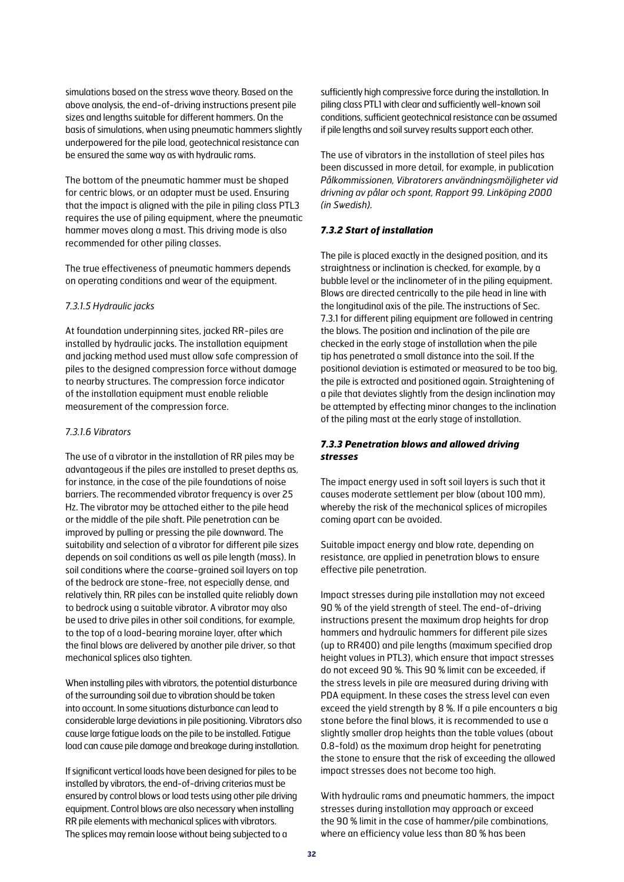simulations based on the stress wave theory. Based on the above analysis, the end-of-driving instructions present pile sizes and lengths suitable for different hammers. On the basis of simulations, when using pneumatic hammers slightly underpowered for the pile load, geotechnical resistance can be ensured the same way as with hydraulic rams.

The bottom of the pneumatic hammer must be shaped for centric blows, or an adapter must be used. Ensuring that the impact is aligned with the pile in piling class PTL3 requires the use of piling equipment, where the pneumatic hammer moves along a mast. This driving mode is also recommended for other piling classes.

The true effectiveness of pneumatic hammers depends on operating conditions and wear of the equipment.

*7.3.1.5 Hydraulic jacks*

At foundation underpinning sites, jacked RR-piles are installed by hydraulic jacks. The installation equipment and jacking method used must allow safe compression of piles to the designed compression force without damage to nearby structures. The compression force indicator of the installation equipment must enable reliable measurement of the compression force.

*7.3.1.6 Vibrators*

The use of a vibrator in the installation of RR piles may be advantageous if the piles are installed to preset depths as, for instance, in the case of the pile foundations of noise barriers. The recommended vibrator frequency is over 25 Hz. The vibrator may be attached either to the pile head or the middle of the pile shaft. Pile penetration can be improved by pulling or pressing the pile downward. The suitability and selection of a vibrator for different pile sizes depends on soil conditions as well as pile length (mass). In soil conditions where the coarse-grained soil layers on top of the bedrock are stone-free, not especially dense, and relatively thin, RR piles can be installed quite reliably down to bedrock using a suitable vibrator. A vibrator may also be used to drive piles in other soil conditions, for example, to the top of a load-bearing moraine layer, after which the final blows are delivered by another pile driver, so that mechanical splices also tighten.

When installing piles with vibrators, the potential disturbance of the surrounding soil due to vibration should be taken into account. In some situations disturbance can lead to considerable large deviations in pile positioning. Vibrators also cause large fatigue loads on the pile to be installed. Fatigue load can cause pile damage and breakage during installation.

If significant vertical loads have been designed for piles to be installed by vibrators, the end-of-driving criterias must be ensured by control blows or load tests using other pile driving equipment. Control blows are also necessary when installing RR pile elements with mechanical splices with vibrators. The splices may remain loose without being subjected to a sufficiently high compressive force during the installation. In piling class PTL1 with clear and sufficiently well-known soil conditions, sufficient geotechnical resistance can be assumed if pile lengths and soil survey results support each other.

The use of vibrators in the installation of steel piles has been discussed in more detail, for example, in publication *Pålkommissionen, Vibratorers användningsmöjligheter vid drivning av pålar och spont, Rapport 99. Linköping 2000 (in Swedish).*

### *7.3.2 Start of installation*

The pile is placed exactly in the designed position, and its straightness or inclination is checked, for example, by a bubble level or the inclinometer of in the piling equipment. Blows are directed centrically to the pile head in line with the longitudinal axis of the pile. The instructions of Sec. 7.3.1 for different piling equipment are followed in centring the blows. The position and inclination of the pile are checked in the early stage of installation when the pile tip has penetrated a small distance into the soil. If the positional deviation is estimated or measured to be too big, the pile is extracted and positioned again. Straightening of a pile that deviates slightly from the design inclination may be attempted by effecting minor changes to the inclination of the piling mast at the early stage of installation.

### *7.3.3 Penetration blows and allowed driving stresses*

The impact energy used in soft soil layers is such that it causes moderate settlement per blow (about 100 mm), whereby the risk of the mechanical splices of micropiles coming apart can be avoided.

Suitable impact energy and blow rate, depending on resistance, are applied in penetration blows to ensure effective pile penetration.

Impact stresses during pile installation may not exceed 90 % of the yield strength of steel. The end-of-driving instructions present the maximum drop heights for drop hammers and hydraulic hammers for different pile sizes (up to RR400) and pile lengths (maximum specified drop height values in PTL3), which ensure that impact stresses do not exceed 90 %. This 90 % limit can be exceeded, if the stress levels in pile are measured during driving with PDA equipment. In these cases the stress level can even exceed the yield strength by 8 %. If a pile encounters a big stone before the final blows, it is recommended to use a slightly smaller drop heights than the table values (about 0.8-fold) as the maximum drop height for penetrating the stone to ensure that the risk of exceeding the allowed impact stresses does not become too high.

With hydraulic rams and pneumatic hammers, the impact stresses during installation may approach or exceed the 90 % limit in the case of hammer/pile combinations, where an efficiency value less than 80 % has been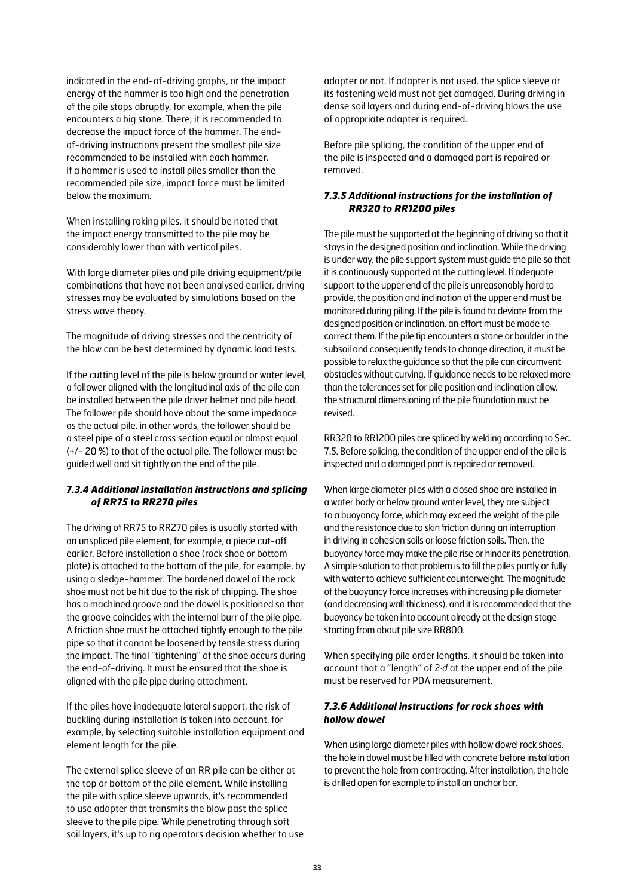indicated in the end-of-driving graphs, or the impact energy of the hammer is too high and the penetration of the pile stops abruptly, for example, when the pile encounters a big stone. There, it is recommended to decrease the impact force of the hammer. The end-of-driving instructions present the smallest pile size recommended to be installed with each hammer. If a hammer is used to install piles smaller than the recommended pile size, impact force must be limited below the maximum.

When installing raking piles, it should be noted that the impact energy transmitted to the pile may be considerably lower than with vertical piles.

With large diameter piles and pile driving equipment/pile combinations that have not been analysed earlier, driving stresses may be evaluated by simulations based on the stress wave theory.

The magnitude of driving stresses and the centricity of the blow can be best determined by dynamic load tests.

If the cutting level of the pile is below ground or water level, a follower aligned with the longitudinal axis of the pile can be installed between the pile driver helmet and pile head. The follower pile should have about the same impedance as the actual pile, in other words, the follower should be a steel pipe of a steel cross section equal or almost equal (+/- 20 %) to that of the actual pile. The follower must be guided well and sit tightly on the end of the pile.

### *7.3.4 Additional installation instructions and splicing of RR75 to RR270 piles*

The driving of RR75 to RR270 piles is usually started with an unspliced pile element, for example, a piece cut-off earlier. Before installation a shoe (rock shoe or bottom plate) is attached to the bottom of the pile, for example, by using a sledge-hammer. The hardened dowel of the rock shoe must not be hit due to the risk of chipping. The shoe has a machined groove and the dowel is positioned so that the groove coincides with the internal burr of the pile pipe. A friction shoe must be attached tightly enough to the pile pipe so that it cannot be loosened by tensile stress during the impact. The final "tightening" of the shoe occurs during the end-of-driving. It must be ensured that the shoe is aligned with the pile pipe during attachment.

If the piles have inadequate lateral support, the risk of buckling during installation is taken into account, for example, by selecting suitable installation equipment and element length for the pile.

The external splice sleeve of an RR pile can be either at the top or bottom of the pile element. While installing the pile with splice sleeve upwards, it's recommended to use adapter that transmits the blow past the splice sleeve to the pile pipe. While penetrating through soft soil layers, it's up to rig operators decision whether to use adapter or not. If adapter is not used, the splice sleeve or its fastening weld must not get damaged. During driving in dense soil layers and during end-of-driving blows the use of appropriate adapter is required.

Before pile splicing, the condition of the upper end of the pile is inspected and a damaged part is repaired or removed.

### *7.3.5 Additional instructions for the installation of RR320 to RR1200 piles*

The pile must be supported at the beginning of driving so that it stays in the designed position and inclination. While the driving is under way, the pile support system must guide the pile so that it is continuously supported at the cutting level. If adequate support to the upper end of the pile is unreasonably hard to provide, the position and inclination of the upper end must be monitored during piling. If the pile is found to deviate from the designed position or inclination, an effort must be made to correct them. If the pile tip encounters a stone or boulder in the subsoil and consequently tends to change direction, it must be possible to relax the guidance so that the pile can circumvent obstacles without curving. If guidance needs to be relaxed more than the tolerances set for pile position and inclination allow, the structural dimensioning of the pile foundation must be revised.

RR320 to RR1200 piles are spliced by welding according to Sec. 7.5. Before splicing, the condition of the upper end of the pile is inspected and a damaged part is repaired or removed.

When large diameter piles with a closed shoe are installed in a water body or below ground water level, they are subject to a buoyancy force, which may exceed the weight of the pile and the resistance due to skin friction during an interruption in driving in cohesion soils or loose friction soils. Then, the buoyancy force may make the pile rise or hinder its penetration. A simple solution to that problem is to fill the piles partly or fully with water to achieve sufficient counterweight. The magnitude of the buoyancy force increases with increasing pile diameter (and decreasing wall thickness), and it is recommended that the buoyancy be taken into account already at the design stage starting from about pile size RR800.

When specifying pile order lengths, it should be taken into account that a "length" of $2 \cdot d$ at the upper end of the pile must be reserved for PDA measurement.

### *7.3.6 Additional instructions for rock shoes with hollow dowel*

When using large diameter piles with hollow dowel rock shoes, the hole in dowel must be filled with concrete before installation to prevent the hole from contracting. After installation, the hole is drilled open for example to install an anchor bar.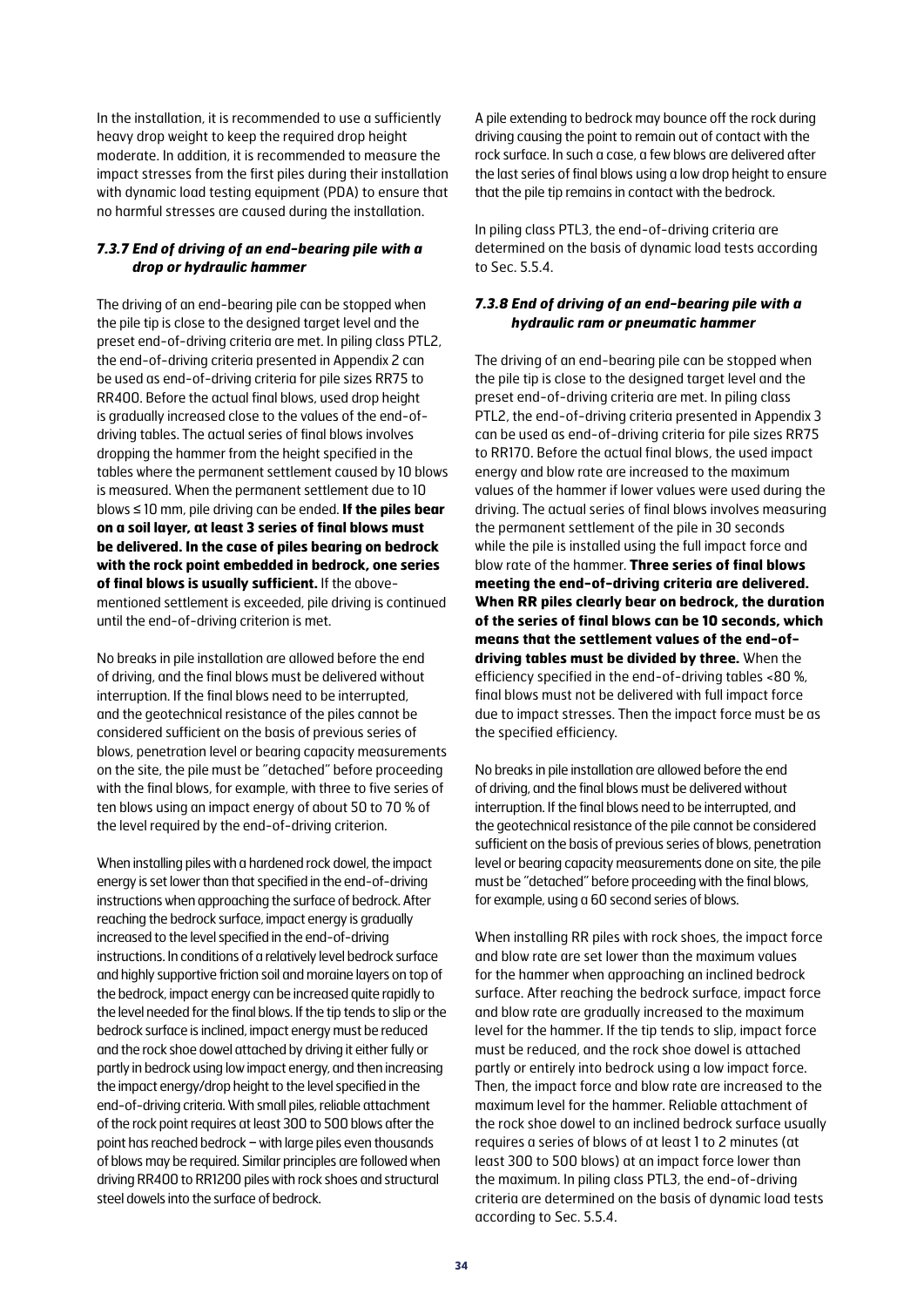In the installation, it is recommended to use a sufficiently heavy drop weight to keep the required drop height moderate. In addition, it is recommended to measure the impact stresses from the first piles during their installation with dynamic load testing equipment (PDA) to ensure that no harmful stresses are caused during the installation.

### *7.3.7 End of driving of an end-bearing pile with a drop or hydraulic hammer*

The driving of an end-bearing pile can be stopped when the pile tip is close to the designed target level and the preset end-of-driving criteria are met. In piling class PTL2, the end-of-driving criteria presented in Appendix 2 can be used as end-of-driving criteria for pile sizes RR75 to RR400. Before the actual final blows, used drop height is gradually increased close to the values of the end-of-driving tables. The actual series of final blows involves dropping the hammer from the height specified in the tables where the permanent settlement caused by 10 blows is measured. When the permanent settlement due to 10 blows ≤ 10 mm, pile driving can be ended. **If the piles bear on a soil layer, at least 3 series of final blows must be delivered. In the case of piles bearing on bedrock with the rock point embedded in bedrock, one series of final blows is usually sufficient.** If the above-mentioned settlement is exceeded, pile driving is continued until the end-of-driving criterion is met.

No breaks in pile installation are allowed before the end of driving, and the final blows must be delivered without interruption. If the final blows need to be interrupted, and the geotechnical resistance of the piles cannot be considered sufficient on the basis of previous series of blows, penetration level or bearing capacity measurements on the site, the pile must be "detached" before proceeding with the final blows, for example, with three to five series of ten blows using an impact energy of about 50 to 70 % of the level required by the end-of-driving criterion.

When installing piles with a hardened rock dowel, the impact energy is set lower than that specified in the end-of-driving instructions when approaching the surface of bedrock. After reaching the bedrock surface, impact energy is gradually increased to the level specified in the end-of-driving instructions. In conditions of a relatively level bedrock surface and highly supportive friction soil and moraine layers on top of the bedrock, impact energy can be increased quite rapidly to the level needed for the final blows. If the tip tends to slip or the bedrock surface is inclined, impact energy must be reduced and the rock shoe dowel attached by driving it either fully or partly in bedrock using low impact energy, and then increasing the impact energy/drop height to the level specified in the end-of-driving criteria. With small piles, reliable attachment of the rock point requires at least 300 to 500 blows after the point has reached bedrock – with large piles even thousands of blows may be required. Similar principles are followed when driving RR400 to RR1200 piles with rock shoes and structural steel dowels into the surface of bedrock.

A pile extending to bedrock may bounce off the rock during driving causing the point to remain out of contact with the rock surface. In such a case, a few blows are delivered after the last series of final blows using a low drop height to ensure that the pile tip remains in contact with the bedrock.

In piling class PTL3, the end-of-driving criteria are determined on the basis of dynamic load tests according to Sec. 5.5.4.

### *7.3.8 End of driving of an end-bearing pile with a hydraulic ram or pneumatic hammer*

The driving of an end-bearing pile can be stopped when the pile tip is close to the designed target level and the preset end-of-driving criteria are met. In piling class PTL2, the end-of-driving criteria presented in Appendix 3 can be used as end-of-driving criteria for pile sizes RR75 to RR170. Before the actual final blows, the used impact energy and blow rate are increased to the maximum values of the hammer if lower values were used during the driving. The actual series of final blows involves measuring the permanent settlement of the pile in 30 seconds while the pile is installed using the full impact force and blow rate of the hammer. **Three series of final blows meeting the end-of-driving criteria are delivered. When RR piles clearly bear on bedrock, the duration of the series of final blows can be 10 seconds, which means that the settlement values of the end-of-driving tables must be divided by three.** When the efficiency specified in the end-of-driving tables <80 %, final blows must not be delivered with full impact force due to impact stresses. Then the impact force must be as the specified efficiency.

No breaks in pile installation are allowed before the end of driving, and the final blows must be delivered without interruption. If the final blows need to be interrupted, and the geotechnical resistance of the pile cannot be considered sufficient on the basis of previous series of blows, penetration level or bearing capacity measurements done on site, the pile must be "detached" before proceeding with the final blows, for example, using a 60 second series of blows.

When installing RR piles with rock shoes, the impact force and blow rate are set lower than the maximum values for the hammer when approaching an inclined bedrock surface. After reaching the bedrock surface, impact force and blow rate are gradually increased to the maximum level for the hammer. If the tip tends to slip, impact force must be reduced, and the rock shoe dowel is attached partly or entirely into bedrock using a low impact force. Then, the impact force and blow rate are increased to the maximum level for the hammer. Reliable attachment of the rock shoe dowel to an inclined bedrock surface usually requires a series of blows of at least 1 to 2 minutes (at least 300 to 500 blows) at an impact force lower than the maximum. In piling class PTL3, the end-of-driving criteria are determined on the basis of dynamic load tests according to Sec. 5.5.4.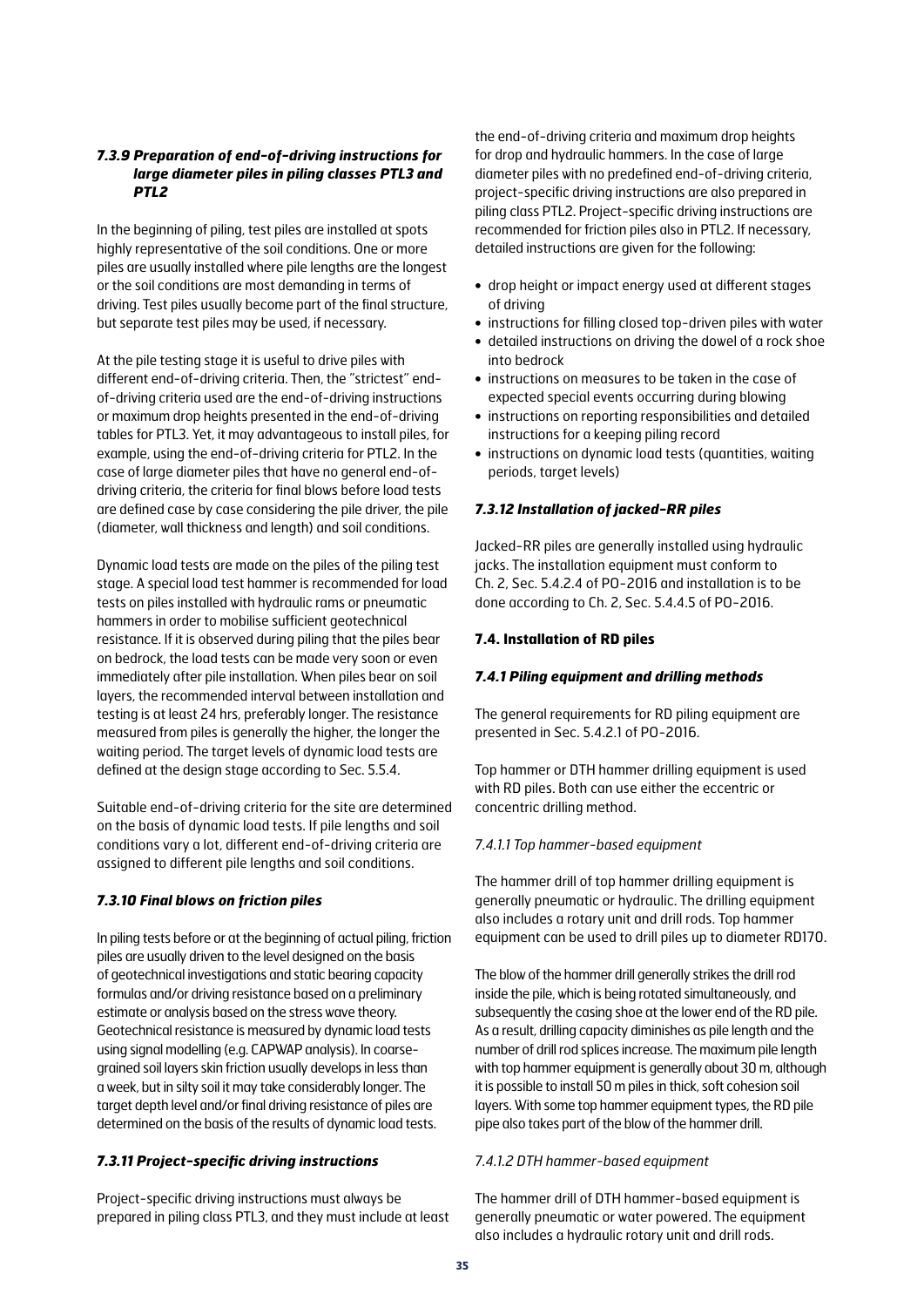### *7.3.9 Preparation of end-of-driving instructions for large diameter piles in piling classes PTL3 and PTL2*

In the beginning of piling, test piles are installed at spots highly representative of the soil conditions. One or more piles are usually installed where pile lengths are the longest or the soil conditions are most demanding in terms of driving. Test piles usually become part of the final structure, but separate test piles may be used, if necessary.

At the pile testing stage it is useful to drive piles with different end-of-driving criteria. Then, the "strictest" end-of-driving criteria used are the end-of-driving instructions or maximum drop heights presented in the end-of-driving tables for PTL3. Yet, it may advantageous to install piles, for example, using the end-of-driving criteria for PTL2. In the case of large diameter piles that have no general end-of-driving criteria, the criteria for final blows before load tests are defined case by case considering the pile driver, the pile (diameter, wall thickness and length) and soil conditions.

Dynamic load tests are made on the piles of the piling test stage. A special load test hammer is recommended for load tests on piles installed with hydraulic rams or pneumatic hammers in order to mobilise sufficient geotechnical resistance. If it is observed during piling that the piles bear on bedrock, the load tests can be made very soon or even immediately after pile installation. When piles bear on soil layers, the recommended interval between installation and testing is at least 24 hrs, preferably longer. The resistance measured from piles is generally the higher, the longer the waiting period. The target levels of dynamic load tests are defined at the design stage according to Sec. 5.5.4.

Suitable end-of-driving criteria for the site are determined on the basis of dynamic load tests. If pile lengths and soil conditions vary a lot, different end-of-driving criteria are assigned to different pile lengths and soil conditions.

### *7.3.10 Final blows on friction piles*

In piling tests before or at the beginning of actual piling, friction piles are usually driven to the level designed on the basis of geotechnical investigations and static bearing capacity formulas and/or driving resistance based on a preliminary estimate or analysis based on the stress wave theory. Geotechnical resistance is measured by dynamic load tests using signal modelling (e.g. CAPWAP analysis). In coarse-grained soil layers skin friction usually develops in less than a week, but in silty soil it may take considerably longer. The target depth level and/or final driving resistance of piles are determined on the basis of the results of dynamic load tests.

### *7.3.11 Project-specific driving instructions*

Project-specific driving instructions must always be prepared in piling class PTL3, and they must include at least the end-of-driving criteria and maximum drop heights for drop and hydraulic hammers. In the case of large diameter piles with no predefined end-of-driving criteria, project-specific driving instructions are also prepared in piling class PTL2. Project-specific driving instructions are recommended for friction piles also in PTL2. If necessary, detailed instructions are given for the following:

- drop height or impact energy used at different stages of driving
- instructions for filling closed top-driven piles with water
- detailed instructions on driving the dowel of a rock shoe into bedrock
- instructions on measures to be taken in the case of expected special events occurring during blowing
- instructions on reporting responsibilities and detailed instructions for a keeping piling record
- instructions on dynamic load tests (quantities, waiting periods, target levels)

### *7.3.12 Installation of jacked-RR piles*

Jacked-RR piles are generally installed using hydraulic jacks. The installation equipment must conform to Ch. 2, Sec. 5.4.2.4 of PO-2016 and installation is to be done according to Ch. 2, Sec. 5.4.4.5 of PO-2016.

## 7.4. Installation of RD piles

### *7.4.1 Piling equipment and drilling methods*

The general requirements for RD piling equipment are presented in Sec. 5.4.2.1 of PO-2016.

Top hammer or DTH hammer drilling equipment is used with RD piles. Both can use either the eccentric or concentric drilling method.

*7.4.1.1 Top hammer-based equipment*

The hammer drill of top hammer drilling equipment is generally pneumatic or hydraulic. The drilling equipment also includes a rotary unit and drill rods. Top hammer equipment can be used to drill piles up to diameter RD170.

The blow of the hammer drill generally strikes the drill rod inside the pile, which is being rotated simultaneously, and subsequently the casing shoe at the lower end of the RD pile. As a result, drilling capacity diminishes as pile length and the number of drill rod splices increase. The maximum pile length with top hammer equipment is generally about 30 m, although it is possible to install 50 m piles in thick, soft cohesion soil layers. With some top hammer equipment types, the RD pile pipe also takes part of the blow of the hammer drill.

*7.4.1.2 DTH hammer-based equipment*

The hammer drill of DTH hammer-based equipment is generally pneumatic or water powered. The equipment also includes a hydraulic rotary unit and drill rods.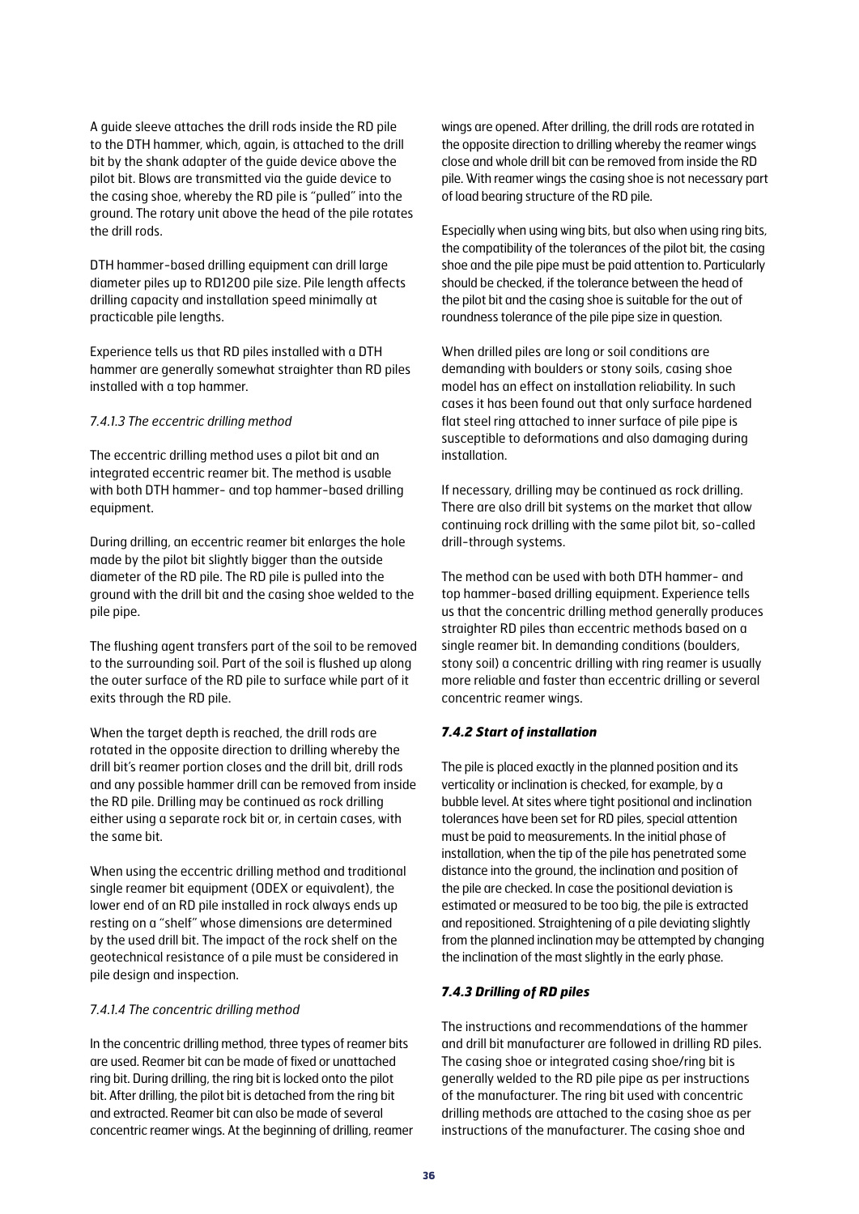A guide sleeve attaches the drill rods inside the RD pile to the DTH hammer, which, again, is attached to the drill bit by the shank adapter of the guide device above the pilot bit. Blows are transmitted via the guide device to the casing shoe, whereby the RD pile is "pulled" into the ground. The rotary unit above the head of the pile rotates the drill rods.

DTH hammer-based drilling equipment can drill large diameter piles up to RD1200 pile size. Pile length affects drilling capacity and installation speed minimally at practicable pile lengths.

Experience tells us that RD piles installed with a DTH hammer are generally somewhat straighter than RD piles installed with a top hammer.

*7.4.1.3 The eccentric drilling method*

The eccentric drilling method uses a pilot bit and an integrated eccentric reamer bit. The method is usable with both DTH hammer- and top hammer-based drilling equipment.

During drilling, an eccentric reamer bit enlarges the hole made by the pilot bit slightly bigger than the outside diameter of the RD pile. The RD pile is pulled into the ground with the drill bit and the casing shoe welded to the pile pipe.

The flushing agent transfers part of the soil to be removed to the surrounding soil. Part of the soil is flushed up along the outer surface of the RD pile to surface while part of it exits through the RD pile.

When the target depth is reached, the drill rods are rotated in the opposite direction to drilling whereby the drill bit's reamer portion closes and the drill bit, drill rods and any possible hammer drill can be removed from inside the RD pile. Drilling may be continued as rock drilling either using a separate rock bit or, in certain cases, with the same bit.

When using the eccentric drilling method and traditional single reamer bit equipment (ODEX or equivalent), the lower end of an RD pile installed in rock always ends up resting on a "shelf" whose dimensions are determined by the used drill bit. The impact of the rock shelf on the geotechnical resistance of a pile must be considered in pile design and inspection.

*7.4.1.4 The concentric drilling method*

In the concentric drilling method, three types of reamer bits are used. Reamer bit can be made of fixed or unattached ring bit. During drilling, the ring bit is locked onto the pilot bit. After drilling, the pilot bit is detached from the ring bit and extracted. Reamer bit can also be made of several concentric reamer wings. At the beginning of drilling, reamer wings are opened. After drilling, the drill rods are rotated in the opposite direction to drilling whereby the reamer wings close and whole drill bit can be removed from inside the RD pile. With reamer wings the casing shoe is not necessary part of load bearing structure of the RD pile.

Especially when using wing bits, but also when using ring bits, the compatibility of the tolerances of the pilot bit, the casing shoe and the pile pipe must be paid attention to. Particularly should be checked, if the tolerance between the head of the pilot bit and the casing shoe is suitable for the out of roundness tolerance of the pile pipe size in question.

When drilled piles are long or soil conditions are demanding with boulders or stony soils, casing shoe model has an effect on installation reliability. In such cases it has been found out that only surface hardened flat steel ring attached to inner surface of pile pipe is susceptible to deformations and also damaging during installation.

If necessary, drilling may be continued as rock drilling. There are also drill bit systems on the market that allow continuing rock drilling with the same pilot bit, so-called drill-through systems.

The method can be used with both DTH hammer- and top hammer-based drilling equipment. Experience tells us that the concentric drilling method generally produces straighter RD piles than eccentric methods based on a single reamer bit. In demanding conditions (boulders, stony soil) a concentric drilling with ring reamer is usually more reliable and faster than eccentric drilling or several concentric reamer wings.

### *7.4.2 Start of installation*

The pile is placed exactly in the planned position and its verticality or inclination is checked, for example, by a bubble level. At sites where tight positional and inclination tolerances have been set for RD piles, special attention must be paid to measurements. In the initial phase of installation, when the tip of the pile has penetrated some distance into the ground, the inclination and position of the pile are checked. In case the positional deviation is estimated or measured to be too big, the pile is extracted and repositioned. Straightening of a pile deviating slightly from the planned inclination may be attempted by changing the inclination of the mast slightly in the early phase.

### *7.4.3 Drilling of RD piles*

The instructions and recommendations of the hammer and drill bit manufacturer are followed in drilling RD piles. The casing shoe or integrated casing shoe/ring bit is generally welded to the RD pile pipe as per instructions of the manufacturer. The ring bit used with concentric drilling methods are attached to the casing shoe as per instructions of the manufacturer. The casing shoe and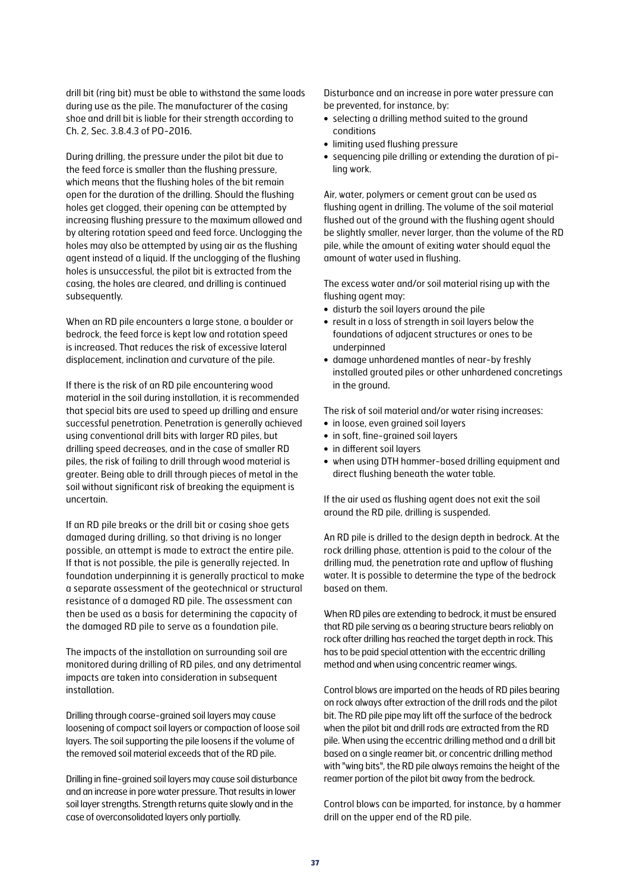drill bit (ring bit) must be able to withstand the same loads during use as the pile. The manufacturer of the casing shoe and drill bit is liable for their strength according to Ch. 2, Sec. 3.8.4.3 of PO-2016.

During drilling, the pressure under the pilot bit due to the feed force is smaller than the flushing pressure, which means that the flushing holes of the bit remain open for the duration of the drilling. Should the flushing holes get clogged, their opening can be attempted by increasing flushing pressure to the maximum allowed and by altering rotation speed and feed force. Unclogging the holes may also be attempted by using air as the flushing agent instead of a liquid. If the unclogging of the flushing holes is unsuccessful, the pilot bit is extracted from the casing, the holes are cleared, and drilling is continued subsequently.

When an RD pile encounters a large stone, a boulder or bedrock, the feed force is kept low and rotation speed is increased. That reduces the risk of excessive lateral displacement, inclination and curvature of the pile.

If there is the risk of an RD pile encountering wood material in the soil during installation, it is recommended that special bits are used to speed up drilling and ensure successful penetration. Penetration is generally achieved using conventional drill bits with larger RD piles, but drilling speed decreases, and in the case of smaller RD piles, the risk of failing to drill through wood material is greater. Being able to drill through pieces of metal in the soil without significant risk of breaking the equipment is uncertain.

If an RD pile breaks or the drill bit or casing shoe gets damaged during drilling, so that driving is no longer possible, an attempt is made to extract the entire pile. If that is not possible, the pile is generally rejected. In foundation underpinning it is generally practical to make a separate assessment of the geotechnical or structural resistance of a damaged RD pile. The assessment can then be used as a basis for determining the capacity of the damaged RD pile to serve as a foundation pile.

The impacts of the installation on surrounding soil are monitored during drilling of RD piles, and any detrimental impacts are taken into consideration in subsequent installation.

Drilling through coarse-grained soil layers may cause loosening of compact soil layers or compaction of loose soil layers. The soil supporting the pile loosens if the volume of the removed soil material exceeds that of the RD pile.

Drilling in fine-grained soil layers may cause soil disturbance and an increase in pore water pressure. That results in lower soil layer strengths. Strength returns quite slowly and in the case of overconsolidated layers only partially.

Disturbance and an increase in pore water pressure can be prevented, for instance, by:

- selecting a drilling method suited to the ground conditions
- limiting used flushing pressure
- sequencing pile drilling or extending the duration of piling work.

Air, water, polymers or cement grout can be used as flushing agent in drilling. The volume of the soil material flushed out of the ground with the flushing agent should be slightly smaller, never larger, than the volume of the RD pile, while the amount of exiting water should equal the amount of water used in flushing.

The excess water and/or soil material rising up with the flushing agent may:

- disturb the soil layers around the pile
- result in a loss of strength in soil layers below the foundations of adjacent structures or ones to be underpinned
- damage unhardened mantles of near-by freshly installed grouted piles or other unhardened concretings in the ground.

The risk of soil material and/or water rising increases:

- in loose, even grained soil layers
- in soft, fine-grained soil layers
- in different soil layers
- when using DTH hammer-based drilling equipment and direct flushing beneath the water table.

If the air used as flushing agent does not exit the soil around the RD pile, drilling is suspended.

An RD pile is drilled to the design depth in bedrock. At the rock drilling phase, attention is paid to the colour of the drilling mud, the penetration rate and upflow of flushing water. It is possible to determine the type of the bedrock based on them.

When RD piles are extending to bedrock, it must be ensured that RD pile serving as a bearing structure bears reliably on rock after drilling has reached the target depth in rock. This has to be paid special attention with the eccentric drilling method and when using concentric reamer wings.

Control blows are imparted on the heads of RD piles bearing on rock always after extraction of the drill rods and the pilot bit. The RD pile pipe may lift off the surface of the bedrock when the pilot bit and drill rods are extracted from the RD pile. When using the eccentric drilling method and a drill bit based on a single reamer bit, or concentric drilling method with "wing bits", the RD pile always remains the height of the reamer portion of the pilot bit away from the bedrock.

Control blows can be imparted, for instance, by a hammer drill on the upper end of the RD pile.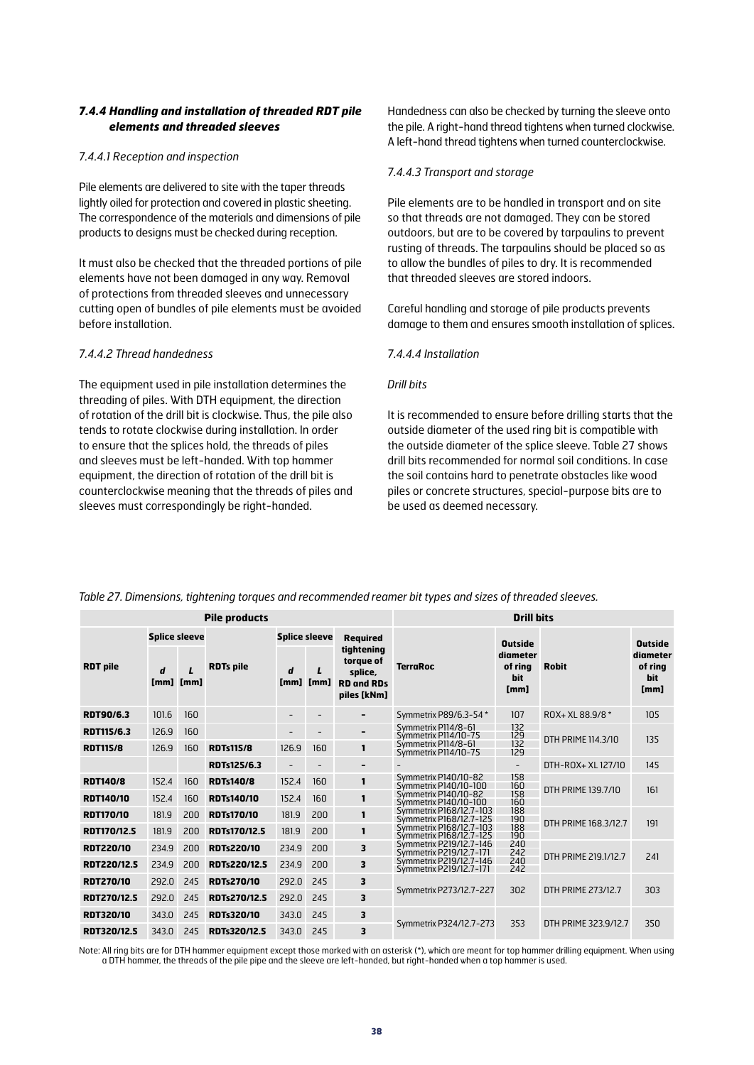### *7.4.4 Handling and installation of threaded RDT pile elements and threaded sleeves*

*7.4.4.1 Reception and inspection*

Pile elements are delivered to site with the taper threads lightly oiled for protection and covered in plastic sheeting. The correspondence of the materials and dimensions of pile products to designs must be checked during reception.

It must also be checked that the threaded portions of pile elements have not been damaged in any way. Removal of protections from threaded sleeves and unnecessary cutting open of bundles of pile elements must be avoided before installation.

*7.4.4.2 Thread handedness*

The equipment used in pile installation determines the threading of piles. With DTH equipment, the direction of rotation of the drill bit is clockwise. Thus, the pile also tends to rotate clockwise during installation. In order to ensure that the splices hold, the threads of piles and sleeves must be left-handed. With top hammer equipment, the direction of rotation of the drill bit is counterclockwise meaning that the threads of piles and sleeves must correspondingly be right-handed.

Handedness can also be checked by turning the sleeve onto the pile. A right-hand thread tightens when turned clockwise. A left-hand thread tightens when turned counterclockwise.

*7.4.4.3 Transport and storage*

Pile elements are to be handled in transport and on site so that threads are not damaged. They can be stored outdoors, but are to be covered by tarpaulins to prevent rusting of threads. The tarpaulins should be placed so as to allow the bundles of piles to dry. It is recommended that threaded sleeves are stored indoors.

Careful handling and storage of pile products prevents damage to them and ensures smooth installation of splices.

*7.4.4.4 Installation*

*Drill bits*

It is recommended to ensure before drilling starts that the outside diameter of the used ring bit is compatible with the outside diameter of the splice sleeve. Table 27 shows drill bits recommended for normal soil conditions. In case the soil contains hard to penetrate obstacles like wood piles or concrete structures, special-purpose bits are to be used as deemed necessary.

*Table 27. Dimensions, tightening torques and recommended reamer bit types and sizes of threaded sleeves.*

| **Pile products** | | | | | | | **Drill bits** | | | |
|---|---|---|---|---|---|---|---|---|---|---|
| **RDT pile** | **Splice sleeve** | | **RDTs pile** | **Splice sleeve** | | **Required tightening torque of splice, RD and RDs piles [kNm]** | **TerraRoc** | **Outside diameter of ring bit [mm]** | **Robit** | **Outside diameter of ring bit [mm]** |
| | ***d* [mm]** | ***L* [mm]** | | ***d* [mm]** | ***L* [mm]** | | | | | |
| **RDT90/6.3** | 101.6 | 160 | | - | - | - | Symmetrix P89/6.3-54 * | 107 | ROX+ XL 88.9/8 * | 105 |
| **RDT115/6.3** | 126.9 | 160 | | - | - | - | Symmetrix P114/8-61<br>Symmetrix P114/10-75 | 132<br>129 | DTH PRIME 114.3/10 | 135 |
| **RDT115/8** | 126.9 | 160 | **RDTs115/8** | 126.9 | 160 | 1 | Symmetrix P114/8-61<br>Symmetrix P114/10-75 | 132<br>129 | | |
| | | | **RDTs125/6.3** | - | - | - | - | - | DTH-ROX+ XL 127/10 | 145 |
| **RDT140/8** | 152.4 | 160 | **RDTs140/8** | 152.4 | 160 | 1 | Symmetrix P140/10-82<br>Symmetrix P140/10-100 | 158<br>160 | DTH PRIME 139.7/10 | 161 |
| **RDT140/10** | 152.4 | 160 | **RDTs140/10** | 152.4 | 160 | 1 | Symmetrix P140/10-82<br>Symmetrix P140/10-100 | 158<br>160 | | |
| **RDT170/10** | 181.9 | 200 | **RDTs170/10** | 181.9 | 200 | 1 | Symmetrix P168/12.7-103<br>Symmetrix P168/12.7-125 | 188<br>190 | DTH PRIME 168.3/12.7 | 191 |
| **RDT170/12.5** | 181.9 | 200 | **RDTs170/12.5** | 181.9 | 200 | 1 | Symmetrix P168/12.7-103<br>Symmetrix P168/12.7-125 | 188<br>190 | | |
| **RDT220/10** | 234.9 | 200 | **RDTs220/10** | 234.9 | 200 | 3 | Symmetrix P219/12.7-146<br>Symmetrix P219/12.7-171 | 240<br>242 | DTH PRIME 219.1/12.7 | 241 |
| **RDT220/12.5** | 234.9 | 200 | **RDTs220/12.5** | 234.9 | 200 | 3 | Symmetrix P219/12.7-146<br>Symmetrix P219/12.7-171 | 240<br>242 | | |
| **RDT270/10** | 292.0 | 245 | **RDTs270/10** | 292.0 | 245 | 3 | Symmetrix P273/12.7-227 | 302 | DTH PRIME 273/12.7 | 303 |
| **RDT270/12.5** | 292.0 | 245 | **RDTs270/12.5** | 292.0 | 245 | 3 | | | | |
| **RDT320/10** | 343.0 | 245 | **RDTs320/10** | 343.0 | 245 | 3 | Symmetrix P324/12.7-273 | 353 | DTH PRIME 323.9/12.7 | 350 |
| **RDT320/12.5** | 343.0 | 245 | **RDTs320/12.5** | 343.0 | 245 | 3 | | | | |

Note: All ring bits are for DTH hammer equipment except those marked with an asterisk (*), which are meant for top hammer drilling equipment. When using a DTH hammer, the threads of the pile pipe and the sleeve are left-handed, but right-handed when a top hammer is used.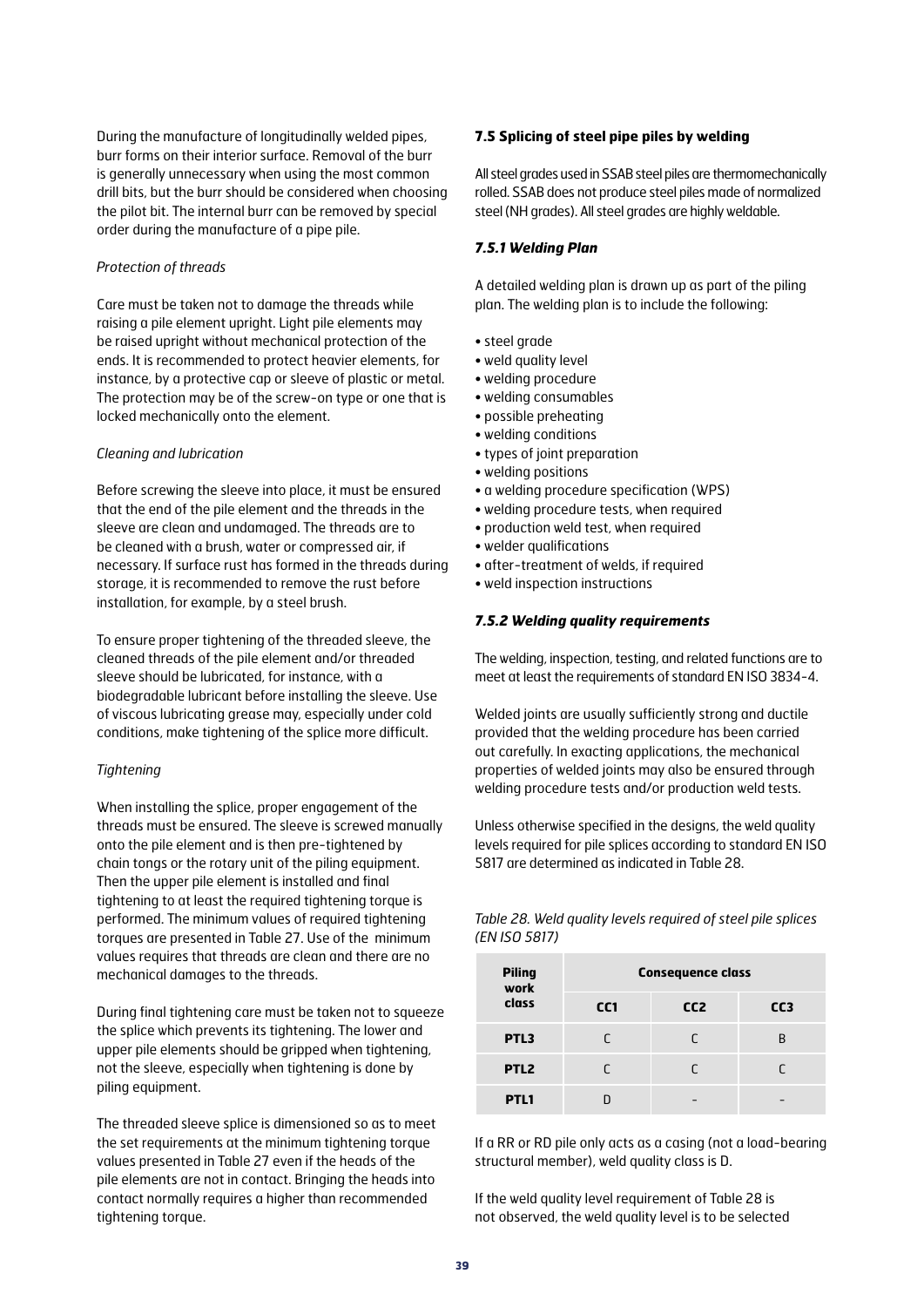During the manufacture of longitudinally welded pipes, burr forms on their interior surface. Removal of the burr is generally unnecessary when using the most common drill bits, but the burr should be considered when choosing the pilot bit. The internal burr can be removed by special order during the manufacture of a pipe pile.

*Protection of threads*

Care must be taken not to damage the threads while raising a pile element upright. Light pile elements may be raised upright without mechanical protection of the ends. It is recommended to protect heavier elements, for instance, by a protective cap or sleeve of plastic or metal. The protection may be of the screw-on type or one that is locked mechanically onto the element.

*Cleaning and lubrication*

Before screwing the sleeve into place, it must be ensured that the end of the pile element and the threads in the sleeve are clean and undamaged. The threads are to be cleaned with a brush, water or compressed air, if necessary. If surface rust has formed in the threads during storage, it is recommended to remove the rust before installation, for example, by a steel brush.

To ensure proper tightening of the threaded sleeve, the cleaned threads of the pile element and/or threaded sleeve should be lubricated, for instance, with a biodegradable lubricant before installing the sleeve. Use of viscous lubricating grease may, especially under cold conditions, make tightening of the splice more difficult.

*Tightening*

When installing the splice, proper engagement of the threads must be ensured. The sleeve is screwed manually onto the pile element and is then pre-tightened by chain tongs or the rotary unit of the piling equipment. Then the upper pile element is installed and final tightening to at least the required tightening torque is performed. The minimum values of required tightening torques are presented in Table 27. Use of the minimum values requires that threads are clean and there are no mechanical damages to the threads.

During final tightening care must be taken not to squeeze the splice which prevents its tightening. The lower and upper pile elements should be gripped when tightening, not the sleeve, especially when tightening is done by piling equipment.

The threaded sleeve splice is dimensioned so as to meet the set requirements at the minimum tightening torque values presented in Table 27 even if the heads of the pile elements are not in contact. Bringing the heads into contact normally requires a higher than recommended tightening torque.

### 7.5 Splicing of steel pipe piles by welding

All steel grades used in SSAB steel piles are thermomechanically rolled. SSAB does not produce steel piles made of normalized steel (NH grades). All steel grades are highly weldable.

#### *7.5.1 Welding Plan*

A detailed welding plan is drawn up as part of the piling plan. The welding plan is to include the following:

- steel grade
- weld quality level
- welding procedure
- welding consumables
- possible preheating
- welding conditions
- types of joint preparation
- welding positions
- a welding procedure specification (WPS)
- welding procedure tests, when required
- production weld test, when required
- welder qualifications
- after-treatment of welds, if required
- weld inspection instructions

#### *7.5.2 Welding quality requirements*

The welding, inspection, testing, and related functions are to meet at least the requirements of standard EN ISO 3834-4.

Welded joints are usually sufficiently strong and ductile provided that the welding procedure has been carried out carefully. In exacting applications, the mechanical properties of welded joints may also be ensured through welding procedure tests and/or production weld tests.

Unless otherwise specified in the designs, the weld quality levels required for pile splices according to standard EN ISO 5817 are determined as indicated in Table 28.

*Table 28. Weld quality levels required of steel pile splices (EN ISO 5817)*

| Piling work class | Consequence class | | |
|---|---|---|---|
| | CC1 | CC2 | CC3 |
| PTL3 | C | C | B |
| PTL2 | C | C | C |
| PTL1 | D | - | - |

If a RR or RD pile only acts as a casing (not a load-bearing structural member), weld quality class is D.

If the weld quality level requirement of Table 28 is not observed, the weld quality level is to be selected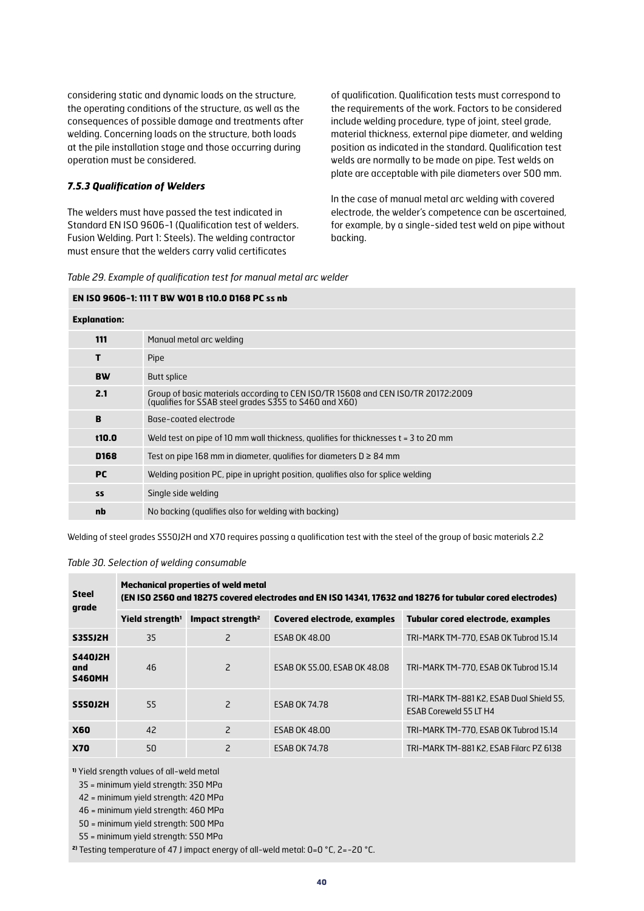considering static and dynamic loads on the structure, the operating conditions of the structure, as well as the consequences of possible damage and treatments after welding. Concerning loads on the structure, both loads at the pile installation stage and those occurring during operation must be considered.

### *7.5.3 Qualification of Welders*

The welders must have passed the test indicated in Standard EN ISO 9606-1 (Qualification test of welders. Fusion Welding. Part 1: Steels). The welding contractor must ensure that the welders carry valid certificates of qualification. Qualification tests must correspond to the requirements of the work. Factors to be considered include welding procedure, type of joint, steel grade, material thickness, external pipe diameter, and welding position as indicated in the standard. Qualification test welds are normally to be made on pipe. Test welds on plate are acceptable with pile diameters over 500 mm.

In the case of manual metal arc welding with covered electrode, the welder's competence can be ascertained, for example, by a single-sided test weld on pipe without backing.

*Table 29. Example of qualification test for manual metal arc welder*

| **EN ISO 9606-1: 111 T BW W01 B t10.0 D168 PC ss nb** | |
|---|---|
| **Explanation:** | |
| **111** | Manual metal arc welding |
| **T** | Pipe |
| **BW** | Butt splice |
| **2.1** | Group of basic materials according to CEN ISO/TR 15608 and CEN ISO/TR 20172:2009 (qualifies for SSAB steel grades S355 to S460 and X60) |
| **B** | Base-coated electrode |
| **t10.0** | Weld test on pipe of 10 mm wall thickness, qualifies for thicknesses t = 3 to 20 mm |
| **D168** | Test on pipe 168 mm in diameter, qualifies for diameters D ≥ 84 mm |
| **PC** | Welding position PC, pipe in upright position, qualifies also for splice welding |
| **ss** | Single side welding |
| **nb** | No backing (qualifies also for welding with backing) |

Welding of steel grades S550J2H and X70 requires passing a qualification test with the steel of the group of basic materials 2.2

*Table 30. Selection of welding consumable*

| **Steel grade** | **Mechanical properties of weld metal (EN ISO 2560 and 18275 covered electrodes and EN ISO 14341, 17632 and 18276 for tubular cored electrodes)** | | | |
|---|---|---|---|---|
| | **Yield strength[1]** | **Impact strength[2]** | **Covered electrode, examples** | **Tubular cored electrode, examples** |
| **S355J2H** | 35 | 2 | ESAB OK 48.00 | TRI-MARK TM-770, ESAB OK Tubrod 15.14 |
| **S440J2H and S460MH** | 46 | 2 | ESAB OK 55.00, ESAB OK 48.08 | TRI-MARK TM-770, ESAB OK Tubrod 15.14 |
| **S550J2H** | 55 | 2 | ESAB OK 74.78 | TRI-MARK TM-881 K2, ESAB Dual Shield 55, ESAB Coreweld 55 LT H4 |
| **X60** | 42 | 2 | ESAB OK 48.00 | TRI-MARK TM-770, ESAB OK Tubrod 15.14 |
| **X70** | 50 | 2 | ESAB OK 74.78 | TRI-MARK TM-881 K2, ESAB Filarc PZ 6138 |

[1] Yield srength values of all-weld metal
35 = minimum yield strength: 350 MPa
42 = minimum yield strength: 420 MPa
46 = minimum yield strength: 460 MPa
50 = minimum yield strength: 500 MPa
55 = minimum yield strength: 550 MPa

[2] Testing temperature of 47 J impact energy of all-weld metal: 0=0 °C, 2=-20 °C.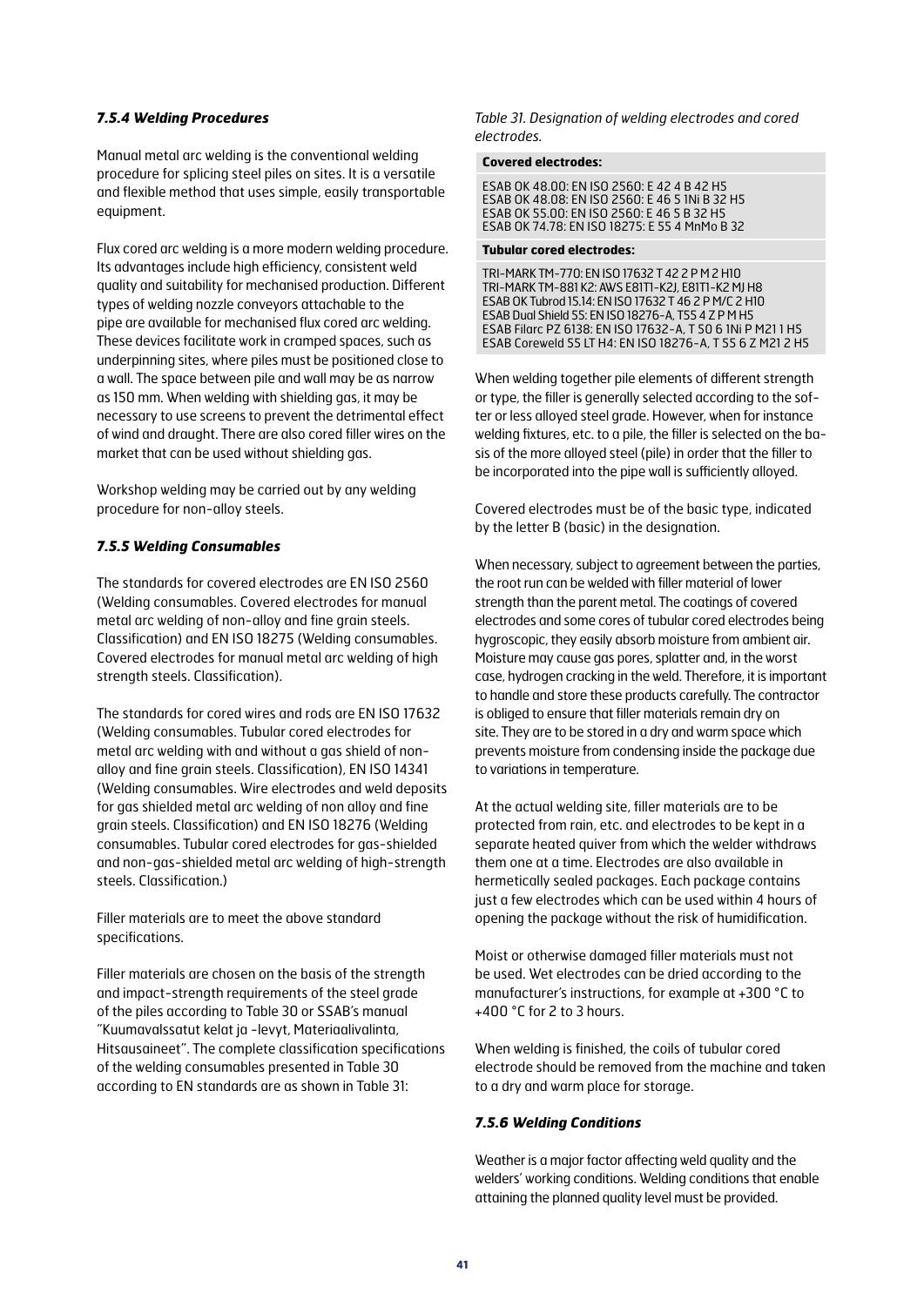### 7.5.4 Welding Procedures

Manual metal arc welding is the conventional welding procedure for splicing steel piles on sites. It is a versatile and flexible method that uses simple, easily transportable equipment.

Flux cored arc welding is a more modern welding procedure. Its advantages include high efficiency, consistent weld quality and suitability for mechanised production. Different types of welding nozzle conveyors attachable to the pipe are available for mechanised flux cored arc welding. These devices facilitate work in cramped spaces, such as underpinning sites, where piles must be positioned close to a wall. The space between pile and wall may be as narrow as 150 mm. When welding with shielding gas, it may be necessary to use screens to prevent the detrimental effect of wind and draught. There are also cored filler wires on the market that can be used without shielding gas.

Workshop welding may be carried out by any welding procedure for non-alloy steels.

### 7.5.5 Welding Consumables

The standards for covered electrodes are EN ISO 2560 (Welding consumables. Covered electrodes for manual metal arc welding of non-alloy and fine grain steels. Classification) and EN ISO 18275 (Welding consumables. Covered electrodes for manual metal arc welding of high strength steels. Classification).

The standards for cored wires and rods are EN ISO 17632 (Welding consumables. Tubular cored electrodes for metal arc welding with and without a gas shield of non-alloy and fine grain steels. Classification), EN ISO 14341 (Welding consumables. Wire electrodes and weld deposits for gas shielded metal arc welding of non alloy and fine grain steels. Classification) and EN ISO 18276 (Welding consumables. Tubular cored electrodes for gas-shielded and non-gas-shielded metal arc welding of high-strength steels. Classification.)

Filler materials are to meet the above standard specifications.

Filler materials are chosen on the basis of the strength and impact-strength requirements of the steel grade of the piles according to Table 30 or SSAB's manual "Kuumavalssatut kelat ja -levyt, Materiaalivalinta, Hitsausaineet". The complete classification specifications of the welding consumables presented in Table 30 according to EN standards are as shown in Table 31:

*Table 31. Designation of welding electrodes and cored electrodes.*

| **Covered electrodes:** |
|---|
| ESAB OK 48.00: EN ISO 2560: E 42 4 B 42 H5<br>ESAB OK 48.08: EN ISO 2560: E 46 5 1Ni B 32 H5<br>ESAB OK 55.00: EN ISO 2560: E 46 5 B 32 H5<br>ESAB OK 74.78: EN ISO 18275: E 55 4 MnMo B 32 |
| **Tubular cored electrodes:** |
| TRI-MARK TM-770: EN ISO 17632 T 42 2 P M 2 H10<br>TRI-MARK TM-881 K2: AWS E81T1-K2J, E81T1-K2 MJ H8<br>ESAB OK Tubrod 15.14: EN ISO 17632 T 46 2 P M/C 2 H10<br>ESAB Dual Shield 55: EN ISO 18276-A, T55 4 Z P M H5<br>ESAB Filarc PZ 6138: EN ISO 17632-A, T 50 6 1Ni P M21 1 H5<br>ESAB Coreweld 55 LT H4: EN ISO 18276-A, T 55 6 Z M21 2 H5 |

When welding together pile elements of different strength or type, the filler is generally selected according to the softer or less alloyed steel grade. However, when for instance welding fixtures, etc. to a pile, the filler is selected on the basis of the more alloyed steel (pile) in order that the filler to be incorporated into the pipe wall is sufficiently alloyed.

Covered electrodes must be of the basic type, indicated by the letter B (basic) in the designation.

When necessary, subject to agreement between the parties, the root run can be welded with filler material of lower strength than the parent metal. The coatings of covered electrodes and some cores of tubular cored electrodes being hygroscopic, they easily absorb moisture from ambient air. Moisture may cause gas pores, splatter and, in the worst case, hydrogen cracking in the weld. Therefore, it is important to handle and store these products carefully. The contractor is obliged to ensure that filler materials remain dry on site. They are to be stored in a dry and warm space which prevents moisture from condensing inside the package due to variations in temperature.

At the actual welding site, filler materials are to be protected from rain, etc. and electrodes to be kept in a separate heated quiver from which the welder withdraws them one at a time. Electrodes are also available in hermetically sealed packages. Each package contains just a few electrodes which can be used within 4 hours of opening the package without the risk of humidification.

Moist or otherwise damaged filler materials must not be used. Wet electrodes can be dried according to the manufacturer's instructions, for example at +300 °C to +400 °C for 2 to 3 hours.

When welding is finished, the coils of tubular cored electrode should be removed from the machine and taken to a dry and warm place for storage.

### 7.5.6 Welding Conditions

Weather is a major factor affecting weld quality and the welders' working conditions. Welding conditions that enable attaining the planned quality level must be provided.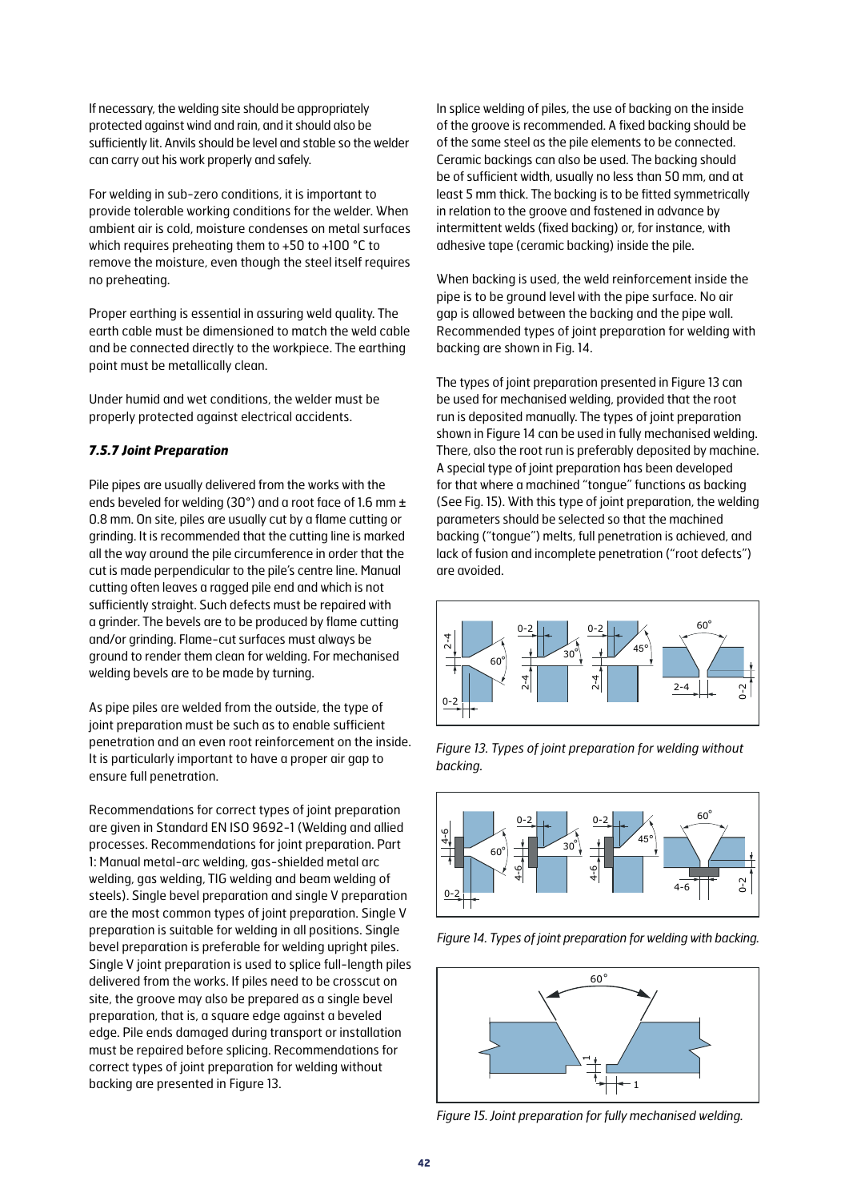If necessary, the welding site should be appropriately protected against wind and rain, and it should also be sufficiently lit. Anvils should be level and stable so the welder can carry out his work properly and safely.

For welding in sub-zero conditions, it is important to provide tolerable working conditions for the welder. When ambient air is cold, moisture condenses on metal surfaces which requires preheating them to +50 to +100 °C to remove the moisture, even though the steel itself requires no preheating.

Proper earthing is essential in assuring weld quality. The earth cable must be dimensioned to match the weld cable and be connected directly to the workpiece. The earthing point must be metallically clean.

Under humid and wet conditions, the welder must be properly protected against electrical accidents.

### *7.5.7 Joint Preparation*

Pile pipes are usually delivered from the works with the ends beveled for welding (30°) and a root face of 1.6 mm ± 0.8 mm. On site, piles are usually cut by a flame cutting or grinding. It is recommended that the cutting line is marked all the way around the pile circumference in order that the cut is made perpendicular to the pile's centre line. Manual cutting often leaves a ragged pile end and which is not sufficiently straight. Such defects must be repaired with a grinder. The bevels are to be produced by flame cutting and/or grinding. Flame-cut surfaces must always be ground to render them clean for welding. For mechanised welding bevels are to be made by turning.

As pipe piles are welded from the outside, the type of joint preparation must be such as to enable sufficient penetration and an even root reinforcement on the inside. It is particularly important to have a proper air gap to ensure full penetration.

Recommendations for correct types of joint preparation are given in Standard EN ISO 9692-1 (Welding and allied processes. Recommendations for joint preparation. Part 1: Manual metal-arc welding, gas-shielded metal arc welding, gas welding, TIG welding and beam welding of steels). Single bevel preparation and single V preparation are the most common types of joint preparation. Single V preparation is suitable for welding in all positions. Single bevel preparation is preferable for welding upright piles. Single V joint preparation is used to splice full-length piles delivered from the works. If piles need to be crosscut on site, the groove may also be prepared as a single bevel preparation, that is, a square edge against a beveled edge. Pile ends damaged during transport or installation must be repaired before splicing. Recommendations for correct types of joint preparation for welding without backing are presented in Figure 13.

In splice welding of piles, the use of backing on the inside of the groove is recommended. A fixed backing should be of the same steel as the pile elements to be connected. Ceramic backings can also be used. The backing should be of sufficient width, usually no less than 50 mm, and at least 5 mm thick. The backing is to be fitted symmetrically in relation to the groove and fastened in advance by intermittent welds (fixed backing) or, for instance, with adhesive tape (ceramic backing) inside the pile.

When backing is used, the weld reinforcement inside the pipe is to be ground level with the pipe surface. No air gap is allowed between the backing and the pipe wall. Recommended types of joint preparation for welding with backing are shown in Fig. 14.

The types of joint preparation presented in Figure 13 can be used for mechanised welding, provided that the root run is deposited manually. The types of joint preparation shown in Figure 14 can be used in fully mechanised welding. There, also the root run is preferably deposited by machine. A special type of joint preparation has been developed for that where a machined "tongue" functions as backing (See Fig. 15). With this type of joint preparation, the welding parameters should be selected so that the machined backing ("tongue") melts, full penetration is achieved, and lack of fusion and incomplete penetration ("root defects") are avoided.

*Figure 13. Types of joint preparation for welding without backing.*

*Figure 14. Types of joint preparation for welding with backing.*

*Figure 15. Joint preparation for fully mechanised welding.*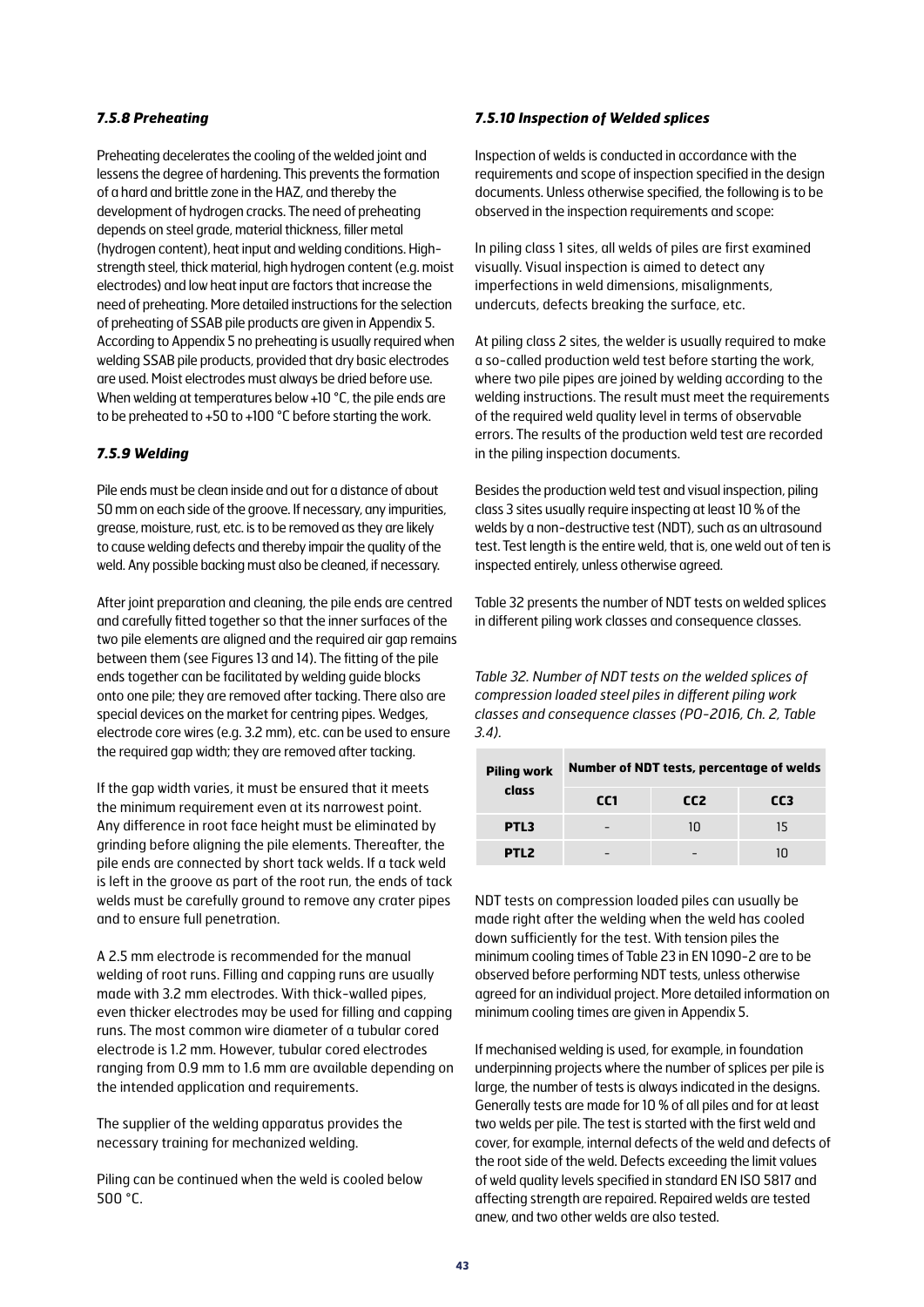### *7.5.8 Preheating*

Preheating decelerates the cooling of the welded joint and lessens the degree of hardening. This prevents the formation of a hard and brittle zone in the HAZ, and thereby the development of hydrogen cracks. The need of preheating depends on steel grade, material thickness, filler metal (hydrogen content), heat input and welding conditions. High-strength steel, thick material, high hydrogen content (e.g. moist electrodes) and low heat input are factors that increase the need of preheating. More detailed instructions for the selection of preheating of SSAB pile products are given in Appendix 5. According to Appendix 5 no preheating is usually required when welding SSAB pile products, provided that dry basic electrodes are used. Moist electrodes must always be dried before use. When welding at temperatures below +10 °C, the pile ends are to be preheated to +50 to +100 °C before starting the work.

### *7.5.9 Welding*

Pile ends must be clean inside and out for a distance of about 50 mm on each side of the groove. If necessary, any impurities, grease, moisture, rust, etc. is to be removed as they are likely to cause welding defects and thereby impair the quality of the weld. Any possible backing must also be cleaned, if necessary.

After joint preparation and cleaning, the pile ends are centred and carefully fitted together so that the inner surfaces of the two pile elements are aligned and the required air gap remains between them (see Figures 13 and 14). The fitting of the pile ends together can be facilitated by welding guide blocks onto one pile; they are removed after tacking. There also are special devices on the market for centring pipes. Wedges, electrode core wires (e.g. 3.2 mm), etc. can be used to ensure the required gap width; they are removed after tacking.

If the gap width varies, it must be ensured that it meets the minimum requirement even at its narrowest point. Any difference in root face height must be eliminated by grinding before aligning the pile elements. Thereafter, the pile ends are connected by short tack welds. If a tack weld is left in the groove as part of the root run, the ends of tack welds must be carefully ground to remove any crater pipes and to ensure full penetration.

A 2.5 mm electrode is recommended for the manual welding of root runs. Filling and capping runs are usually made with 3.2 mm electrodes. With thick-walled pipes, even thicker electrodes may be used for filling and capping runs. The most common wire diameter of a tubular cored electrode is 1.2 mm. However, tubular cored electrodes ranging from 0.9 mm to 1.6 mm are available depending on the intended application and requirements.

The supplier of the welding apparatus provides the necessary training for mechanized welding.

Piling can be continued when the weld is cooled below 500 °C.

### *7.5.10 Inspection of Welded splices*

Inspection of welds is conducted in accordance with the requirements and scope of inspection specified in the design documents. Unless otherwise specified, the following is to be observed in the inspection requirements and scope:

In piling class 1 sites, all welds of piles are first examined visually. Visual inspection is aimed to detect any imperfections in weld dimensions, misalignments, undercuts, defects breaking the surface, etc.

At piling class 2 sites, the welder is usually required to make a so-called production weld test before starting the work, where two pile pipes are joined by welding according to the welding instructions. The result must meet the requirements of the required weld quality level in terms of observable errors. The results of the production weld test are recorded in the piling inspection documents.

Besides the production weld test and visual inspection, piling class 3 sites usually require inspecting at least 10 % of the welds by a non-destructive test (NDT), such as an ultrasound test. Test length is the entire weld, that is, one weld out of ten is inspected entirely, unless otherwise agreed.

Table 32 presents the number of NDT tests on welded splices in different piling work classes and consequence classes.

*Table 32. Number of NDT tests on the welded splices of compression loaded steel piles in different piling work classes and consequence classes (PO-2016, Ch. 2, Table 3.4).*

| Piling work class | Number of NDT tests, percentage of welds | | |
|---|---|---|---|
| | CC1 | CC2 | CC3 |
| **PTL3** | - | 10 | 15 |
| **PTL2** | - | - | 10 |

NDT tests on compression loaded piles can usually be made right after the welding when the weld has cooled down sufficiently for the test. With tension piles the minimum cooling times of Table 23 in EN 1090-2 are to be observed before performing NDT tests, unless otherwise agreed for an individual project. More detailed information on minimum cooling times are given in Appendix 5.

If mechanised welding is used, for example, in foundation underpinning projects where the number of splices per pile is large, the number of tests is always indicated in the designs. Generally tests are made for 10 % of all piles and for at least two welds per pile. The test is started with the first weld and cover, for example, internal defects of the weld and defects of the root side of the weld. Defects exceeding the limit values of weld quality levels specified in standard EN ISO 5817 and affecting strength are repaired. Repaired welds are tested anew, and two other welds are also tested.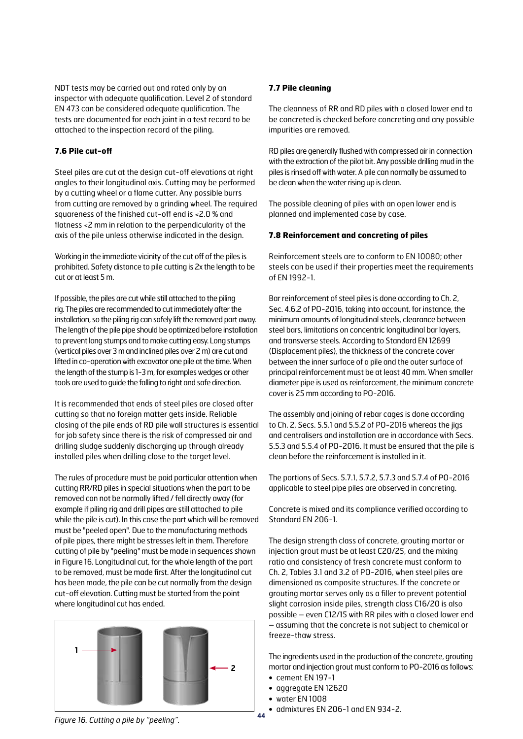NDT tests may be carried out and rated only by an inspector with adequate qualification. Level 2 of standard EN 473 can be considered adequate qualification. The tests are documented for each joint in a test record to be attached to the inspection record of the piling.

### 7.6 Pile cut-off

Steel piles are cut at the design cut-off elevations at right angles to their longitudinal axis. Cutting may be performed by a cutting wheel or a flame cutter. Any possible burrs from cutting are removed by a grinding wheel. The required squareness of the finished cut-off end is <2.0 % and flatness <2 mm in relation to the perpendicularity of the axis of the pile unless otherwise indicated in the design.

Working in the immediate vicinity of the cut off of the piles is prohibited. Safety distance to pile cutting is 2x the length to be cut or at least 5 m.

If possible, the piles are cut while still attached to the piling rig. The piles are recommended to cut immediately after the installation, so the piling rig can safely lift the removed part away. The length of the pile pipe should be optimized before installation to prevent long stumps and to make cutting easy. Long stumps (vertical piles over 3 m and inclined piles over 2 m) are cut and lifted in co-operation with excavator one pile at the time. When the length of the stump is 1-3 m, for examples wedges or other tools are used to guide the falling to right and safe direction.

It is recommended that ends of steel piles are closed after cutting so that no foreign matter gets inside. Reliable closing of the pile ends of RD pile wall structures is essential for job safety since there is the risk of compressed air and drilling sludge suddenly discharging up through already installed piles when drilling close to the target level.

The rules of procedure must be paid particular attention when cutting RR/RD piles in special situations when the part to be removed can not be normally lifted / fell directly away (for example if piling rig and drill pipes are still attached to pile while the pile is cut). In this case the part which will be removed must be "peeled open". Due to the manufacturing methods of pile pipes, there might be stresses left in them. Therefore cutting of pile by "peeling" must be made in sequences shown in Figure 16. Longitudinal cut, for the whole length of the part to be removed, must be made first. After the longitudinal cut has been made, the pile can be cut normally from the design cut-off elevation. Cutting must be started from the point where longitudinal cut has ended.

*Figure 16. Cutting a pile by "peeling".*

### 7.7 Pile cleaning

The cleanness of RR and RD piles with a closed lower end to be concreted is checked before concreting and any possible impurities are removed.

RD piles are generally flushed with compressed air in connection with the extraction of the pilot bit. Any possible drilling mud in the piles is rinsed off with water. A pile can normally be assumed to be clean when the water rising up is clean.

The possible cleaning of piles with an open lower end is planned and implemented case by case.

### 7.8 Reinforcement and concreting of piles

Reinforcement steels are to conform to EN 10080; other steels can be used if their properties meet the requirements of EN 1992-1.

Bar reinforcement of steel piles is done according to Ch. 2, Sec. 4.6.2 of PO-2016, taking into account, for instance, the minimum amounts of longitudinal steels, clearance between steel bars, limitations on concentric longitudinal bar layers, and transverse steels. According to Standard EN 12699 (Displacement piles), the thickness of the concrete cover between the inner surface of a pile and the outer surface of principal reinforcement must be at least 40 mm. When smaller diameter pipe is used as reinforcement, the minimum concrete cover is 25 mm according to PO-2016.

The assembly and joining of rebar cages is done according to Ch. 2, Secs. 5.5.1 and 5.5.2 of PO-2016 whereas the jigs and centralisers and installation are in accordance with Secs. 5.5.3 and 5.5.4 of PO-2016. It must be ensured that the pile is clean before the reinforcement is installed in it.

The portions of Secs. 5.7.1, 5.7.2, 5.7.3 and 5.7.4 of PO-2016 applicable to steel pipe piles are observed in concreting.

Concrete is mixed and its compliance verified according to Standard EN 206-1.

The design strength class of concrete, grouting mortar or injection grout must be at least C20/25, and the mixing ratio and consistency of fresh concrete must conform to Ch. 2, Tables 3.1 and 3.2 of PO-2016, when steel piles are dimensioned as composite structures. If the concrete or grouting mortar serves only as a filler to prevent potential slight corrosion inside piles, strength class C16/20 is also possible – even C12/15 with RR piles with a closed lower end – assuming that the concrete is not subject to chemical or freeze-thaw stress.

The ingredients used in the production of the concrete, grouting mortar and injection grout must conform to PO-2016 as follows:

- cement EN 197-1
- aggregate EN 12620
- water EN 1008
- admixtures EN 206-1 and EN 934-2.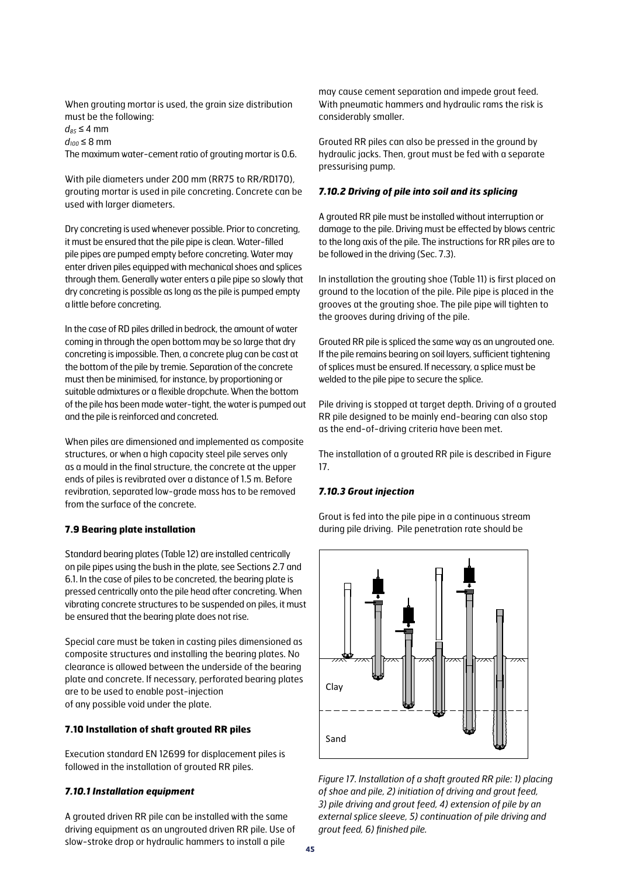When grouting mortar is used, the grain size distribution must be the following:
$d_{85} \leq 4$ mm
$d_{100} \leq 8$ mm
The maximum water-cement ratio of grouting mortar is 0.6.

With pile diameters under 200 mm (RR75 to RR/RD170), grouting mortar is used in pile concreting. Concrete can be used with larger diameters.

Dry concreting is used whenever possible. Prior to concreting, it must be ensured that the pile pipe is clean. Water-filled pile pipes are pumped empty before concreting. Water may enter driven piles equipped with mechanical shoes and splices through them. Generally water enters a pile pipe so slowly that dry concreting is possible as long as the pile is pumped empty a little before concreting.

In the case of RD piles drilled in bedrock, the amount of water coming in through the open bottom may be so large that dry concreting is impossible. Then, a concrete plug can be cast at the bottom of the pile by tremie. Separation of the concrete must then be minimised, for instance, by proportioning or suitable admixtures or a flexible dropchute. When the bottom of the pile has been made water-tight, the water is pumped out and the pile is reinforced and concreted.

When piles are dimensioned and implemented as composite structures, or when a high capacity steel pile serves only as a mould in the final structure, the concrete at the upper ends of piles is revibrated over a distance of 1.5 m. Before revibration, separated low-grade mass has to be removed from the surface of the concrete.

### 7.9 Bearing plate installation

Standard bearing plates (Table 12) are installed centrically on pile pipes using the bush in the plate, see Sections 2.7 and 6.1. In the case of piles to be concreted, the bearing plate is pressed centrically onto the pile head after concreting. When vibrating concrete structures to be suspended on piles, it must be ensured that the bearing plate does not rise.

Special care must be taken in casting piles dimensioned as composite structures and installing the bearing plates. No clearance is allowed between the underside of the bearing plate and concrete. If necessary, perforated bearing plates are to be used to enable post-injection of any possible void under the plate.

### 7.10 Installation of shaft grouted RR piles

Execution standard EN 12699 for displacement piles is followed in the installation of grouted RR piles.

#### *7.10.1 Installation equipment*

A grouted driven RR pile can be installed with the same driving equipment as an ungrouted driven RR pile. Use of slow-stroke drop or hydraulic hammers to install a pile may cause cement separation and impede grout feed. With pneumatic hammers and hydraulic rams the risk is considerably smaller.

Grouted RR piles can also be pressed in the ground by hydraulic jacks. Then, grout must be fed with a separate pressurising pump.

#### *7.10.2 Driving of pile into soil and its splicing*

A grouted RR pile must be installed without interruption or damage to the pile. Driving must be effected by blows centric to the long axis of the pile. The instructions for RR piles are to be followed in the driving (Sec. 7.3).

In installation the grouting shoe (Table 11) is first placed on ground to the location of the pile. Pile pipe is placed in the grooves at the grouting shoe. The pile pipe will tighten to the grooves during driving of the pile.

Grouted RR pile is spliced the same way as an ungrouted one. If the pile remains bearing on soil layers, sufficient tightening of splices must be ensured. If necessary, a splice must be welded to the pile pipe to secure the splice.

Pile driving is stopped at target depth. Driving of a grouted RR pile designed to be mainly end-bearing can also stop as the end-of-driving criteria have been met.

The installation of a grouted RR pile is described in Figure 17.

#### *7.10.3 Grout injection*

Grout is fed into the pile pipe in a continuous stream during pile driving. Pile penetration rate should be

Clay

Sand

*Figure 17. Installation of a shaft grouted RR pile: 1) placing of shoe and pile, 2) initiation of driving and grout feed, 3) pile driving and grout feed, 4) extension of pile by an external splice sleeve, 5) continuation of pile driving and grout feed, 6) finished pile.*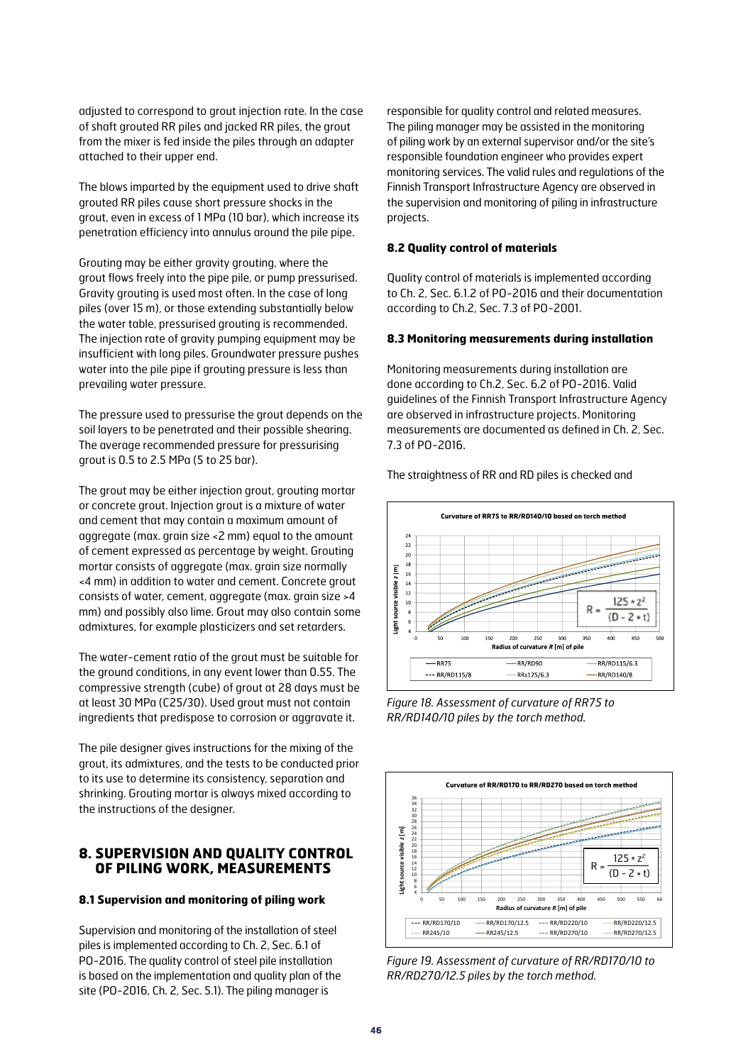adjusted to correspond to grout injection rate. In the case of shaft grouted RR piles and jacked RR piles, the grout from the mixer is fed inside the piles through an adapter attached to their upper end.

The blows imparted by the equipment used to drive shaft grouted RR piles cause short pressure shocks in the grout, even in excess of 1 MPa (10 bar), which increase its penetration efficiency into annulus around the pile pipe.

Grouting may be either gravity grouting, where the grout flows freely into the pipe pile, or pump pressurised. Gravity grouting is used most often. In the case of long piles (over 15 m), or those extending substantially below the water table, pressurised grouting is recommended. The injection rate of gravity pumping equipment may be insufficient with long piles. Groundwater pressure pushes water into the pile pipe if grouting pressure is less than prevailing water pressure.

The pressure used to pressurise the grout depends on the soil layers to be penetrated and their possible shearing. The average recommended pressure for pressurising grout is 0.5 to 2.5 MPa (5 to 25 bar).

The grout may be either injection grout, grouting mortar or concrete grout. Injection grout is a mixture of water and cement that may contain a maximum amount of aggregate (max. grain size <2 mm) equal to the amount of cement expressed as percentage by weight. Grouting mortar consists of aggregate (max. grain size normally <4 mm) in addition to water and cement. Concrete grout consists of water, cement, aggregate (max. grain size >4 mm) and possibly also lime. Grout may also contain some admixtures, for example plasticizers and set retarders.

The water-cement ratio of the grout must be suitable for the ground conditions, in any event lower than 0.55. The compressive strength (cube) of grout at 28 days must be at least 30 MPa (C25/30). Used grout must not contain ingredients that predispose to corrosion or aggravate it.

The pile designer gives instructions for the mixing of the grout, its admixtures, and the tests to be conducted prior to its use to determine its consistency, separation and shrinking. Grouting mortar is always mixed according to the instructions of the designer.

# 8. SUPERVISION AND QUALITY CONTROL OF PILING WORK, MEASUREMENTS

### 8.1 Supervision and monitoring of piling work

Supervision and monitoring of the installation of steel piles is implemented according to Ch. 2, Sec. 6.1 of PO-2016. The quality control of steel pile installation is based on the implementation and quality plan of the site (PO-2016, Ch. 2, Sec. 5.1). The piling manager is responsible for quality control and related measures. The piling manager may be assisted in the monitoring of piling work by an external supervisor and/or the site's responsible foundation engineer who provides expert monitoring services. The valid rules and regulations of the Finnish Transport Infrastructure Agency are observed in the supervision and monitoring of piling in infrastructure projects.

### 8.2 Quality control of materials

Quality control of materials is implemented according to Ch. 2, Sec. 6.1.2 of PO-2016 and their documentation according to Ch.2, Sec. 7.3 of PO-2001.

### 8.3 Monitoring measurements during installation

Monitoring measurements during installation are done according to Ch.2, Sec. 6.2 of PO-2016. Valid guidelines of the Finnish Transport Infrastructure Agency are observed in infrastructure projects. Monitoring measurements are documented as defined in Ch. 2, Sec. 7.3 of PO-2016.

The straightness of RR and RD piles is checked and

*Figure 18. Assessment of curvature of RR75 to RR/RD140/10 piles by the torch method.*

*Figure 19. Assessment of curvature of RR/RD170/10 to RR/RD270/12.5 piles by the torch method.*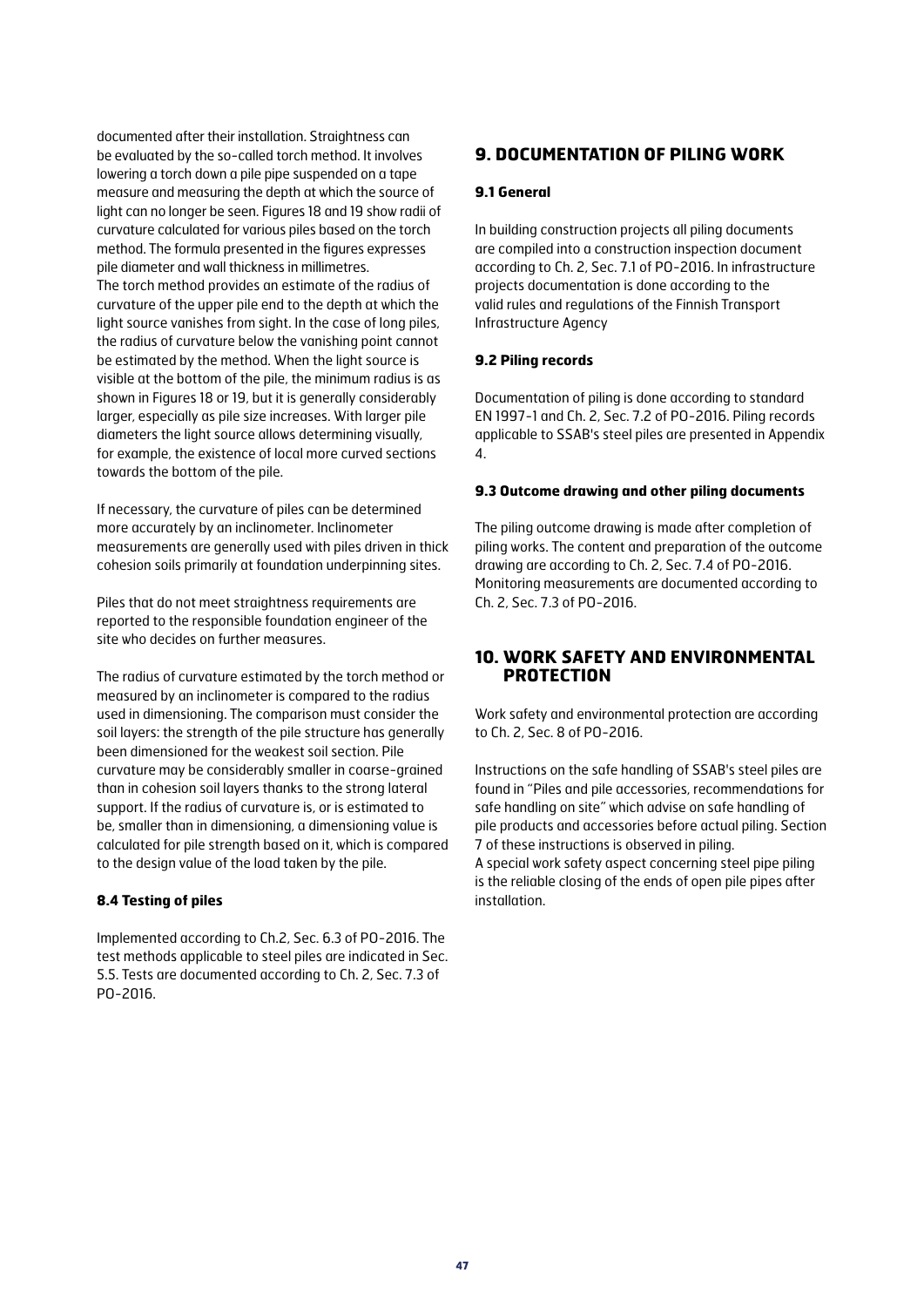documented after their installation. Straightness can be evaluated by the so-called torch method. It involves lowering a torch down a pile pipe suspended on a tape measure and measuring the depth at which the source of light can no longer be seen. Figures 18 and 19 show radii of curvature calculated for various piles based on the torch method. The formula presented in the figures expresses pile diameter and wall thickness in millimetres.
The torch method provides an estimate of the radius of curvature of the upper pile end to the depth at which the light source vanishes from sight. In the case of long piles, the radius of curvature below the vanishing point cannot be estimated by the method. When the light source is visible at the bottom of the pile, the minimum radius is as shown in Figures 18 or 19, but it is generally considerably larger, especially as pile size increases. With larger pile diameters the light source allows determining visually, for example, the existence of local more curved sections towards the bottom of the pile.

If necessary, the curvature of piles can be determined more accurately by an inclinometer. Inclinometer measurements are generally used with piles driven in thick cohesion soils primarily at foundation underpinning sites.

Piles that do not meet straightness requirements are reported to the responsible foundation engineer of the site who decides on further measures.

The radius of curvature estimated by the torch method or measured by an inclinometer is compared to the radius used in dimensioning. The comparison must consider the soil layers: the strength of the pile structure has generally been dimensioned for the weakest soil section. Pile curvature may be considerably smaller in coarse-grained than in cohesion soil layers thanks to the strong lateral support. If the radius of curvature is, or is estimated to be, smaller than in dimensioning, a dimensioning value is calculated for pile strength based on it, which is compared to the design value of the load taken by the pile.

### 8.4 Testing of piles

Implemented according to Ch.2, Sec. 6.3 of PO-2016. The test methods applicable to steel piles are indicated in Sec. 5.5. Tests are documented according to Ch. 2, Sec. 7.3 of PO-2016.

## 9. DOCUMENTATION OF PILING WORK

### 9.1 General

In building construction projects all piling documents are compiled into a construction inspection document according to Ch. 2, Sec. 7.1 of PO-2016. In infrastructure projects documentation is done according to the valid rules and regulations of the Finnish Transport Infrastructure Agency

### 9.2 Piling records

Documentation of piling is done according to standard EN 1997-1 and Ch. 2, Sec. 7.2 of PO-2016. Piling records applicable to SSAB's steel piles are presented in Appendix 4.

### 9.3 Outcome drawing and other piling documents

The piling outcome drawing is made after completion of piling works. The content and preparation of the outcome drawing are according to Ch. 2, Sec. 7.4 of PO-2016. Monitoring measurements are documented according to Ch. 2, Sec. 7.3 of PO-2016.

## 10. WORK SAFETY AND ENVIRONMENTAL PROTECTION

Work safety and environmental protection are according to Ch. 2, Sec. 8 of PO-2016.

Instructions on the safe handling of SSAB's steel piles are found in "Piles and pile accessories, recommendations for safe handling on site" which advise on safe handling of pile products and accessories before actual piling. Section 7 of these instructions is observed in piling.
A special work safety aspect concerning steel pipe piling is the reliable closing of the ends of open pile pipes after installation.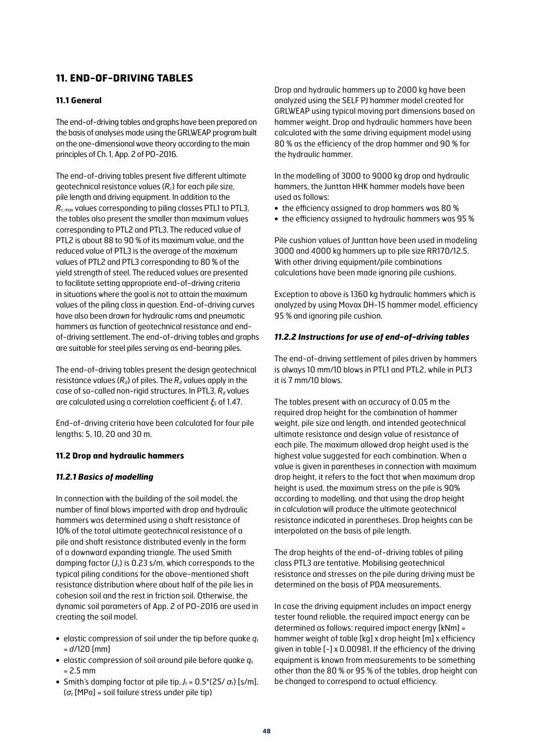# 11. END-OF-DRIVING TABLES

### 11.1 General

The end-of-driving tables and graphs have been prepared on the basis of analyses made using the GRLWEAP program built on the one-dimensional wave theory according to the main principles of Ch. 1, App. 2 of PO-2016.

The end-of-driving tables present five different ultimate geotechnical resistance values ($R_c$) for each pile size, pile length and driving equipment. In addition to the $R_{c,max}$ values corresponding to piling classes PTL1 to PTL3, the tables also present the smaller than maximum values corresponding to PTL2 and PTL3. The reduced value of PTL2 is about 88 to 90 % of its maximum value, and the reduced value of PTL3 is the average of the maximum values of PTL2 and PTL3 corresponding to 80 % of the yield strength of steel. The reduced values are presented to facilitate setting appropriate end-of-driving criteria in situations where the goal is not to attain the maximum values of the piling class in question. End-of-driving curves have also been drawn for hydraulic rams and pneumatic hammers as function of geotechnical resistance and end-of-driving settlement. The end-of-driving tables and graphs are suitable for steel piles serving as end-bearing piles.

The end-of-driving tables present the design geotechnical resistance values ($R_d$) of piles. The $R_d$ values apply in the case of so-called non-rigid structures. In PTL3, $R_d$ values are calculated using a correlation coefficient $\xi_5$ of 1.47.

End-of-driving criteria have been calculated for four pile lengths: 5, 10, 20 and 30 m.

### 11.2 Drop and hydraulic hammers

#### *11.2.1 Basics of modelling*

In connection with the building of the soil model, the number of final blows imparted with drop and hydraulic hammers was determined using a shaft resistance of 10% of the total ultimate geotechnical resistance of a pile and shaft resistance distributed evenly in the form of a downward expanding triangle. The used Smith damping factor ($J_s$) is 0.23 s/m, which corresponds to the typical piling conditions for the above-mentioned shaft resistance distribution where about half of the pile lies in cohesion soil and the rest in friction soil. Otherwise, the dynamic soil parameters of App. 2 of PO-2016 are used in creating the soil model.

- elastic compression of soil under the tip before quake $q_t$ = $d$/120 [mm]
- elastic compression of soil around pile before quake $q_s$ = 2.5 mm
- Smith's damping factor at pile tip, $J_t = 0.5*(25/\sigma_t)$ [s/m], ($\sigma_t$ [MPa] = soil failure stress under pile tip)

Drop and hydraulic hammers up to 2000 kg have been analyzed using the SELF PJ hammer model created for GRLWEAP using typical moving part dimensions based on hammer weight. Drop and hydraulic hammers have been calculated with the same driving equipment model using 80 % as the efficiency of the drop hammer and 90 % for the hydraulic hammer.

In the modelling of 3000 to 9000 kg drop and hydraulic hammers, the Junttan HHK hammer models have been used as follows:

- the efficiency assigned to drop hammers was 80 %
- the efficiency assigned to hydraulic hammers was 95 %

Pile cushion values of Junttan have been used in modeling 3000 and 4000 kg hammers up to pile size RR170/12.5. With other driving equipment/pile combinations calculations have been made ignoring pile cushions.

Exception to above is 1360 kg hydraulic hammers which is analyzed by using Movax DH-15 hammer model, efficiency 95 % and ignoring pile cushion.

#### *11.2.2 Instructions for use of end-of-driving tables*

The end-of-driving settlement of piles driven by hammers is always 10 mm/10 blows in PTL1 and PTL2, while in PLT3 it is 7 mm/10 blows.

The tables present with an accuracy of 0.05 m the required drop height for the combination of hammer weight, pile size and length, and intended geotechnical ultimate resistance and design value of resistance of each pile. The maximum allowed drop height used is the highest value suggested for each combination. When a value is given in parentheses in connection with maximum drop height, it refers to the fact that when maximum drop height is used, the maximum stress on the pile is 90% according to modelling, and that using the drop height in calculation will produce the ultimate geotechnical resistance indicated in parentheses. Drop heights can be interpolated on the basis of pile length.

The drop heights of the end-of-driving tables of piling class PTL3 are tentative. Mobilising geotechnical resistance and stresses on the pile during driving must be determined on the basis of PDA measurements.

In case the driving equipment includes an impact energy tester found reliable, the required impact energy can be determined as follows: required impact energy [kNm] = hammer weight of table [kg] x drop height [m] x efficiency given in table [-] x 0.00981. If the efficiency of the driving equipment is known from measurements to be something other than the 80 % or 95 % of the tables, drop height can be changed to correspond to actual efficiency.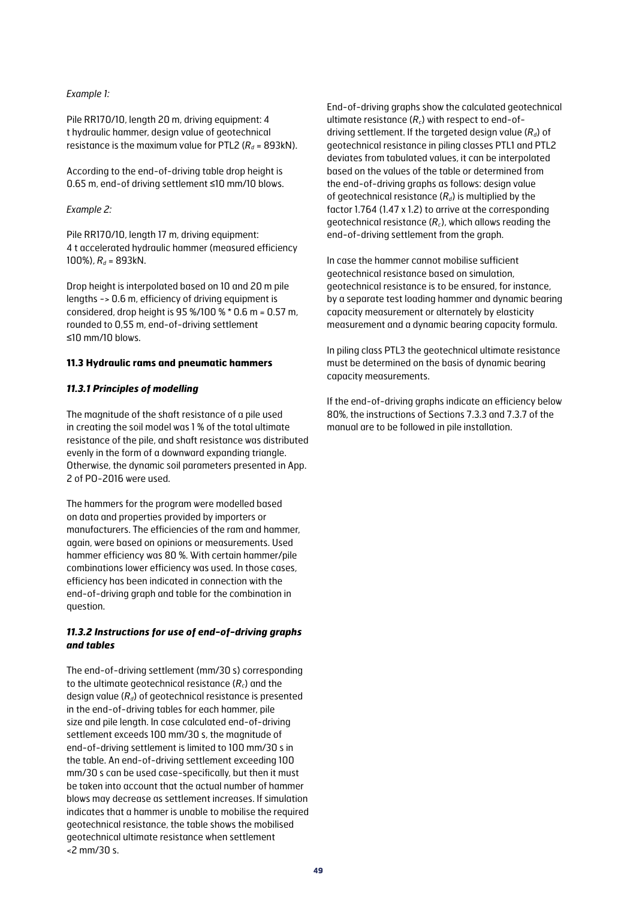*Example 1:*

Pile RR170/10, length 20 m, driving equipment: 4 t hydraulic hammer, design value of geotechnical resistance is the maximum value for PTL2 ($R_d$ = 893kN).

According to the end-of-driving table drop height is 0.65 m, end-of driving settlement ≤10 mm/10 blows.

*Example 2:*

Pile RR170/10, length 17 m, driving equipment: 4 t accelerated hydraulic hammer (measured efficiency 100%), $R_d$ = 893kN.

Drop height is interpolated based on 10 and 20 m pile lengths -> 0.6 m, efficiency of driving equipment is considered, drop height is 95 %/100 % * 0.6 m = 0.57 m, rounded to 0,55 m, end-of-driving settlement ≤10 mm/10 blows.

### 11.3 Hydraulic rams and pneumatic hammers

#### *11.3.1 Principles of modelling*

The magnitude of the shaft resistance of a pile used in creating the soil model was 1 % of the total ultimate resistance of the pile, and shaft resistance was distributed evenly in the form of a downward expanding triangle. Otherwise, the dynamic soil parameters presented in App. 2 of PO-2016 were used.

The hammers for the program were modelled based on data and properties provided by importers or manufacturers. The efficiencies of the ram and hammer, again, were based on opinions or measurements. Used hammer efficiency was 80 %. With certain hammer/pile combinations lower efficiency was used. In those cases, efficiency has been indicated in connection with the end-of-driving graph and table for the combination in question.

#### *11.3.2 Instructions for use of end-of-driving graphs and tables*

The end-of-driving settlement (mm/30 s) corresponding to the ultimate geotechnical resistance ($R_c$) and the design value ($R_d$) of geotechnical resistance is presented in the end-of-driving tables for each hammer, pile size and pile length. In case calculated end-of-driving settlement exceeds 100 mm/30 s, the magnitude of end-of-driving settlement is limited to 100 mm/30 s in the table. An end-of-driving settlement exceeding 100 mm/30 s can be used case-specifically, but then it must be taken into account that the actual number of hammer blows may decrease as settlement increases. If simulation indicates that a hammer is unable to mobilise the required geotechnical resistance, the table shows the mobilised geotechnical ultimate resistance when settlement <2 mm/30 s.

End-of-driving graphs show the calculated geotechnical ultimate resistance ($R_c$) with respect to end-of-driving settlement. If the targeted design value ($R_d$) of geotechnical resistance in piling classes PTL1 and PTL2 deviates from tabulated values, it can be interpolated based on the values of the table or determined from the end-of-driving graphs as follows: design value of geotechnical resistance ($R_d$) is multiplied by the factor 1.764 (1.47 x 1.2) to arrive at the corresponding geotechnical resistance ($R_c$), which allows reading the end-of-driving settlement from the graph.

In case the hammer cannot mobilise sufficient geotechnical resistance based on simulation, geotechnical resistance is to be ensured, for instance, by a separate test loading hammer and dynamic bearing capacity measurement or alternately by elasticity measurement and a dynamic bearing capacity formula.

In piling class PTL3 the geotechnical ultimate resistance must be determined on the basis of dynamic bearing capacity measurements.

If the end-of-driving graphs indicate an efficiency below 80%, the instructions of Sections 7.3.3 and 7.3.7 of the manual are to be followed in pile installation.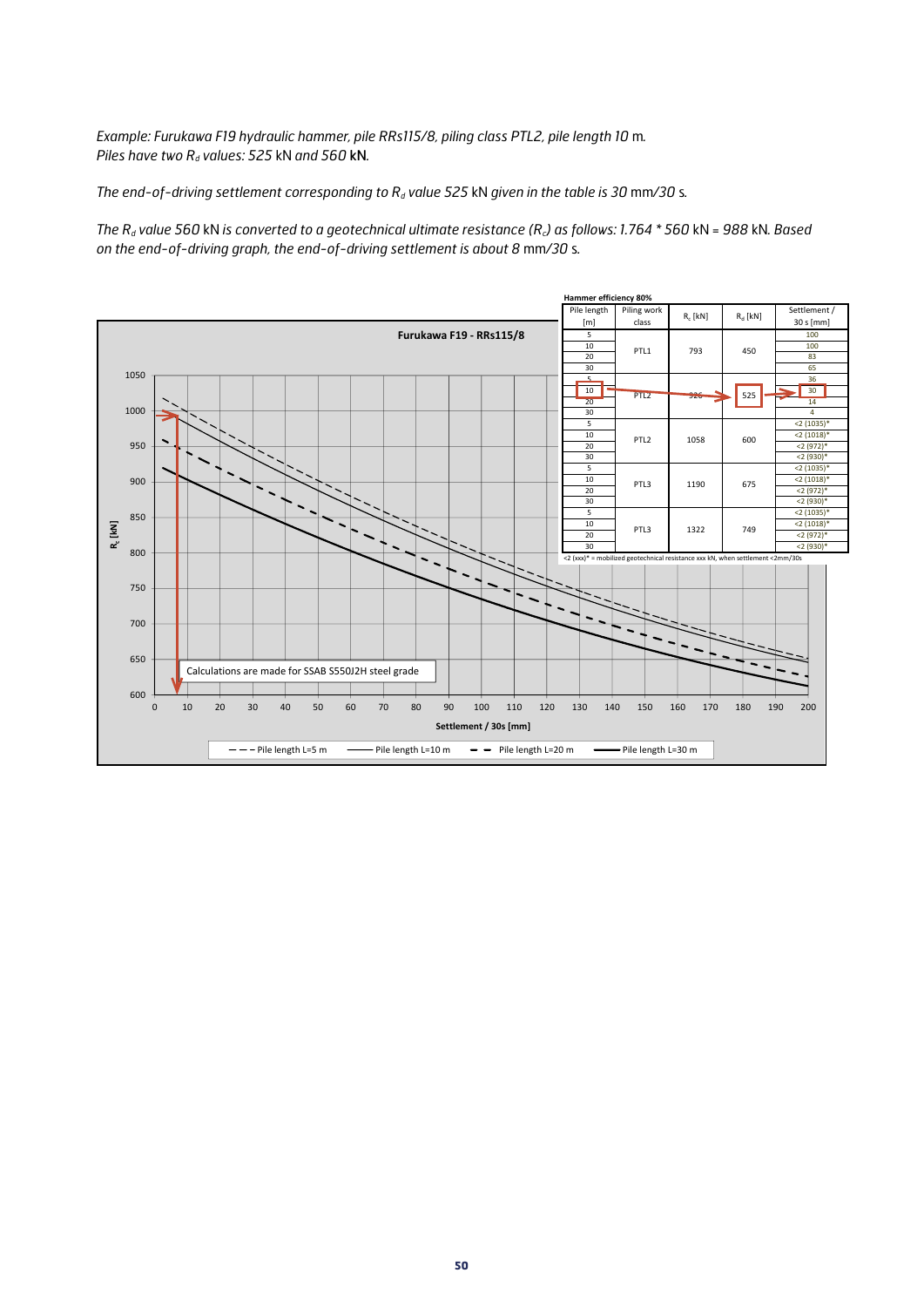*Example: Furukawa F19 hydraulic hammer, pile RRs115/8, piling class PTL2, pile length 10* m.
*Piles have two $R_d$ values: 525* kN *and 560* **kN**.

*The end-of-driving settlement corresponding to $R_d$ value 525* kN *given in the table is 30* mm*/30* s.

*The $R_d$ value 560* kN *is converted to a geotechnical ultimate resistance ($R_c$) as follows: 1.764 \* 560* kN = *988* kN. *Based on the end-of-driving graph, the end-of-driving settlement is about 8* mm*/30* s.

Hammer efficiency 80%

| Pile length [m] | Piling work class | $R_c$ [kN] | $R_d$ [kN] | Settlement / 30 s [mm] |
|---|---|---|---|---|
| 5 | PTL1 | 793 | 450 | 100 |
| 10 | | | | 100 |
| 20 | | | | 83 |
| 30 | | | | 65 |
| 5 | PTL2 | 926 | 525 | 36 |
| 10 | | | | 30 |
| 20 | | | | 14 |
| 30 | | | | 4 |
| 5 | PTL2 | 1058 | 600 | <2 (1035)* |
| 10 | | | | <2 (1018)* |
| 20 | | | | <2 (972)* |
| 30 | | | | <2 (930)* |
| 5 | PTL3 | 1190 | 675 | <2 (1035)* |
| 10 | | | | <2 (1018)* |
| 20 | | | | <2 (972)* |
| 30 | | | | <2 (930)* |
| 5 | PTL3 | 1322 | 749 | <2 (1035)* |
| 10 | | | | <2 (1018)* |
| 20 | | | | <2 (972)* |
| 30 | | | | <2 (930)* |

<2 (xxx)* = mobilized geotechnical resistance xxx kN, when settlement <2mm/30s

Furukawa F19 - RRs115/8

Calculations are made for SSAB S550J2H steel grade

$R_c$ [kN]; Settlement / 30s [mm]

Pile length L=5 m; Pile length L=10 m; Pile length L=20 m; Pile length L=30 m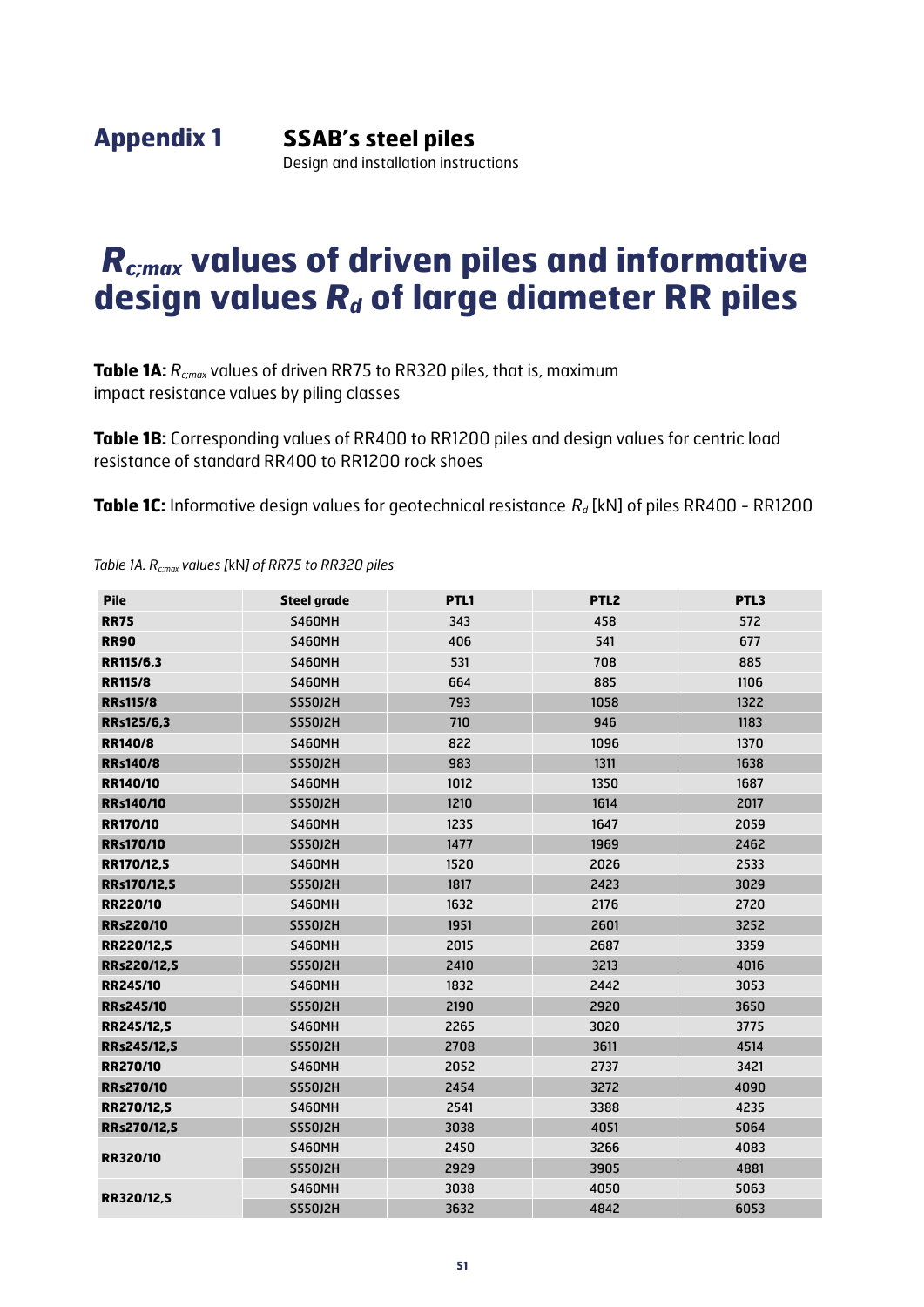## Appendix 1 SSAB's steel piles

Design and installation instructions

# $R_{c;max}$ values of driven piles and informative design values $R_d$ of large diameter RR piles

**Table 1A:** $R_{c;max}$ values of driven RR75 to RR320 piles, that is, maximum impact resistance values by piling classes

**Table 1B:** Corresponding values of RR400 to RR1200 piles and design values for centric load resistance of standard RR400 to RR1200 rock shoes

**Table 1C:** Informative design values for geotechnical resistance $R_d$ [kN] of piles RR400 – RR1200

*Table 1A. $R_{c;max}$ values [kN] of RR75 to RR320 piles*

| Pile | Steel grade | PTL1 | PTL2 | PTL3 |
|---|---|---|---|---|
| **RR75** | S460MH | 343 | 458 | 572 |
| **RR90** | S460MH | 406 | 541 | 677 |
| **RR115/6,3** | S460MH | 531 | 708 | 885 |
| **RR115/8** | S460MH | 664 | 885 | 1106 |
| **RRs115/8** | S550J2H | 793 | 1058 | 1322 |
| **RRs125/6,3** | S550J2H | 710 | 946 | 1183 |
| **RR140/8** | S460MH | 822 | 1096 | 1370 |
| **RRs140/8** | S550J2H | 983 | 1311 | 1638 |
| **RR140/10** | S460MH | 1012 | 1350 | 1687 |
| **RRs140/10** | S550J2H | 1210 | 1614 | 2017 |
| **RR170/10** | S460MH | 1235 | 1647 | 2059 |
| **RRs170/10** | S550J2H | 1477 | 1969 | 2462 |
| **RR170/12,5** | S460MH | 1520 | 2026 | 2533 |
| **RRs170/12,5** | S550J2H | 1817 | 2423 | 3029 |
| **RR220/10** | S460MH | 1632 | 2176 | 2720 |
| **RRs220/10** | S550J2H | 1951 | 2601 | 3252 |
| **RR220/12,5** | S460MH | 2015 | 2687 | 3359 |
| **RRs220/12,5** | S550J2H | 2410 | 3213 | 4016 |
| **RR245/10** | S460MH | 1832 | 2442 | 3053 |
| **RRs245/10** | S550J2H | 2190 | 2920 | 3650 |
| **RR245/12,5** | S460MH | 2265 | 3020 | 3775 |
| **RRs245/12,5** | S550J2H | 2708 | 3611 | 4514 |
| **RR270/10** | S460MH | 2052 | 2737 | 3421 |
| **RRs270/10** | S550J2H | 2454 | 3272 | 4090 |
| **RR270/12,5** | S460MH | 2541 | 3388 | 4235 |
| **RRs270/12,5** | S550J2H | 3038 | 4051 | 5064 |
| **RR320/10** | S460MH | 2450 | 3266 | 4083 |
| | S550J2H | 2929 | 3905 | 4881 |
| **RR320/12,5** | S460MH | 3038 | 4050 | 5063 |
| | S550J2H | 3632 | 4842 | 6053 |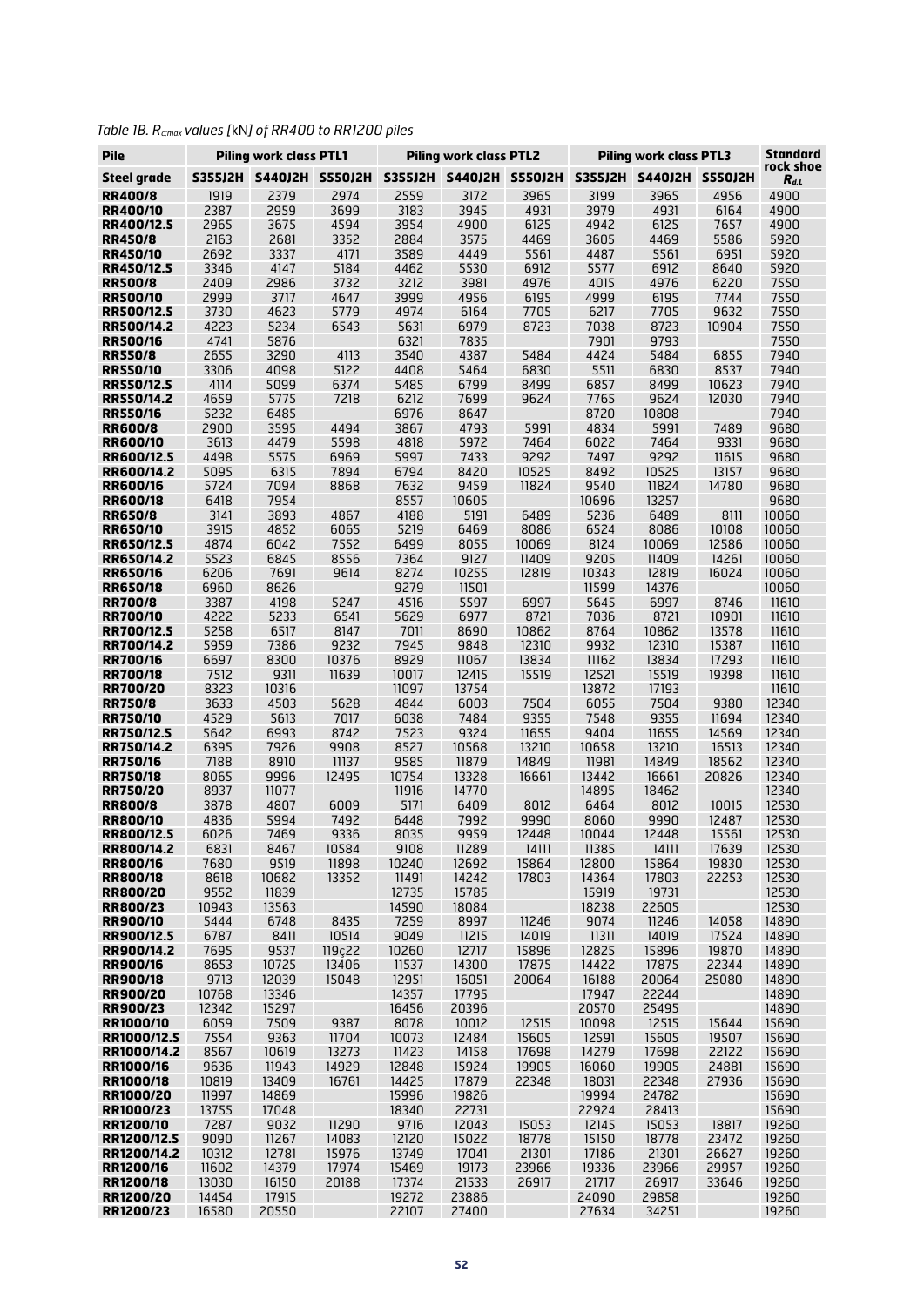*Table 1B. $R_{c;max}$ values [kN] of RR400 to RR1200 piles*

| Pile | Piling work class PTL1 | | | Piling work class PTL2 | | | Piling work class PTL3 | | | Standard rock shoe |
|---|---|---|---|---|---|---|---|---|---|---|
| Steel grade | S355J2H | S440J2H | S550J2H | S355J2H | S440J2H | S550J2H | S355J2H | S440J2H | S550J2H | $R_{d;L}$ |
| RR400/8 | 1919 | 2379 | 2974 | 2559 | 3172 | 3965 | 3199 | 3965 | 4956 | 4900 |
| RR400/10 | 2387 | 2959 | 3699 | 3183 | 3945 | 4931 | 3979 | 4931 | 6164 | 4900 |
| RR400/12.5 | 2965 | 3675 | 4594 | 3954 | 4900 | 6125 | 4942 | 6125 | 7657 | 4900 |
| RR450/8 | 2163 | 2681 | 3352 | 2884 | 3575 | 4469 | 3605 | 4469 | 5586 | 5920 |
| RR450/10 | 2692 | 3337 | 4171 | 3589 | 4449 | 5561 | 4487 | 5561 | 6951 | 5920 |
| RR450/12.5 | 3346 | 4147 | 5184 | 4462 | 5530 | 6912 | 5577 | 6912 | 8640 | 5920 |
| RR500/8 | 2409 | 2986 | 3732 | 3212 | 3981 | 4976 | 4015 | 4976 | 6220 | 7550 |
| RR500/10 | 2999 | 3717 | 4647 | 3999 | 4956 | 6195 | 4999 | 6195 | 7744 | 7550 |
| RR500/12.5 | 3730 | 4623 | 5779 | 4974 | 6164 | 7705 | 6217 | 7705 | 9632 | 7550 |
| RR500/14.2 | 4223 | 5234 | 6543 | 5631 | 6979 | 8723 | 7038 | 8723 | 10904 | 7550 |
| RR500/16 | 4741 | 5876 | | 6321 | 7835 | | 7901 | 9793 | | 7550 |
| RR550/8 | 2655 | 3290 | 4113 | 3540 | 4387 | 5484 | 4424 | 5484 | 6855 | 7940 |
| RR550/10 | 3306 | 4098 | 5122 | 4408 | 5464 | 6830 | 5511 | 6830 | 8537 | 7940 |
| RR550/12.5 | 4114 | 5099 | 6374 | 5485 | 6799 | 8499 | 6857 | 8499 | 10623 | 7940 |
| RR550/14.2 | 4659 | 5775 | 7218 | 6212 | 7699 | 9624 | 7765 | 9624 | 12030 | 7940 |
| RR550/16 | 5232 | 6485 | | 6976 | 8647 | | 8720 | 10808 | | 7940 |
| RR600/8 | 2900 | 3595 | 4494 | 3867 | 4793 | 5991 | 4834 | 5991 | 7489 | 9680 |
| RR600/10 | 3613 | 4479 | 5598 | 4818 | 5972 | 7464 | 6022 | 7464 | 9331 | 9680 |
| RR600/12.5 | 4498 | 5575 | 6969 | 5997 | 7433 | 9292 | 7497 | 9292 | 11615 | 9680 |
| RR600/14.2 | 5095 | 6315 | 7894 | 6794 | 8420 | 10525 | 8492 | 10525 | 13157 | 9680 |
| RR600/16 | 5724 | 7094 | 8868 | 7632 | 9459 | 11824 | 9540 | 11824 | 14780 | 9680 |
| RR600/18 | 6418 | 7954 | | 8557 | 10605 | | 10696 | 13257 | | 9680 |
| RR650/8 | 3141 | 3893 | 4867 | 4188 | 5191 | 6489 | 5236 | 6489 | 8111 | 10060 |
| RR650/10 | 3915 | 4852 | 6065 | 5219 | 6469 | 8086 | 6524 | 8086 | 10108 | 10060 |
| RR650/12.5 | 4874 | 6042 | 7552 | 6499 | 8055 | 10069 | 8124 | 10069 | 12586 | 10060 |
| RR650/14.2 | 5523 | 6845 | 8556 | 7364 | 9127 | 11409 | 9205 | 11409 | 14261 | 10060 |
| RR650/16 | 6206 | 7691 | 9614 | 8274 | 10255 | 12819 | 10343 | 12819 | 16024 | 10060 |
| RR650/18 | 6960 | 8626 | | 9279 | 11501 | | 11599 | 14376 | | 10060 |
| RR700/8 | 3387 | 4198 | 5247 | 4516 | 5597 | 6997 | 5645 | 6997 | 8746 | 11610 |
| RR700/10 | 4222 | 5233 | 6541 | 5629 | 6977 | 8721 | 7036 | 8721 | 10901 | 11610 |
| RR700/12.5 | 5258 | 6517 | 8147 | 7011 | 8690 | 10862 | 8764 | 10862 | 13578 | 11610 |
| RR700/14.2 | 5959 | 7386 | 9232 | 7945 | 9848 | 12310 | 9932 | 12310 | 15387 | 11610 |
| RR700/16 | 6697 | 8300 | 10376 | 8929 | 11067 | 13834 | 11162 | 13834 | 17293 | 11610 |
| RR700/18 | 7512 | 9311 | 11639 | 10017 | 12415 | 15519 | 12521 | 15519 | 19398 | 11610 |
| RR700/20 | 8323 | 10316 | | 11097 | 13754 | | 13872 | 17193 | | 11610 |
| RR750/8 | 3633 | 4503 | 5628 | 4844 | 6003 | 7504 | 6055 | 7504 | 9380 | 12340 |
| RR750/10 | 4529 | 5613 | 7017 | 6038 | 7484 | 9355 | 7548 | 9355 | 11694 | 12340 |
| RR750/12.5 | 5642 | 6993 | 8742 | 7523 | 9324 | 11655 | 9404 | 11655 | 14569 | 12340 |
| RR750/14.2 | 6395 | 7926 | 9908 | 8527 | 10568 | 13210 | 10658 | 13210 | 16513 | 12340 |
| RR750/16 | 7188 | 8910 | 11137 | 9585 | 11879 | 14849 | 11981 | 14849 | 18562 | 12340 |
| RR750/18 | 8065 | 9996 | 12495 | 10754 | 13328 | 16661 | 13442 | 16661 | 20826 | 12340 |
| RR750/20 | 8937 | 11077 | | 11916 | 14770 | | 14895 | 18462 | | 12340 |
| RR800/8 | 3878 | 4807 | 6009 | 5171 | 6409 | 8012 | 6464 | 8012 | 10015 | 12530 |
| RR800/10 | 4836 | 5994 | 7492 | 6448 | 7992 | 9990 | 8060 | 9990 | 12487 | 12530 |
| RR800/12.5 | 6026 | 7469 | 9336 | 8035 | 9959 | 12448 | 10044 | 12448 | 15561 | 12530 |
| RR800/14.2 | 6831 | 8467 | 10584 | 9108 | 11289 | 14111 | 11385 | 14111 | 17639 | 12530 |
| RR800/16 | 7680 | 9519 | 11898 | 10240 | 12692 | 15864 | 12800 | 15864 | 19830 | 12530 |
| RR800/18 | 8618 | 10682 | 13352 | 11491 | 14242 | 17803 | 14364 | 17803 | 22253 | 12530 |
| RR800/20 | 9552 | 11839 | | 12735 | 15785 | | 15919 | 19731 | | 12530 |
| RR800/23 | 10943 | 13563 | | 14590 | 18084 | | 18238 | 22605 | | 12530 |
| RR900/10 | 5444 | 6748 | 8435 | 7259 | 8997 | 11246 | 9074 | 11246 | 14058 | 14890 |
| RR900/12.5 | 6787 | 8411 | 10514 | 9049 | 11215 | 14019 | 11311 | 14019 | 17524 | 14890 |
| RR900/14.2 | 7695 | 9537 | 119ç22 | 10260 | 12717 | 15896 | 12825 | 15896 | 19870 | 14890 |
| RR900/16 | 8653 | 10725 | 13406 | 11537 | 14300 | 17875 | 14422 | 17875 | 22344 | 14890 |
| RR900/18 | 9713 | 12039 | 15048 | 12951 | 16051 | 20064 | 16188 | 20064 | 25080 | 14890 |
| RR900/20 | 10768 | 13346 | | 14357 | 17795 | | 17947 | 22244 | | 14890 |
| RR900/23 | 12342 | 15297 | | 16456 | 20396 | | 20570 | 25495 | | 14890 |
| RR1000/10 | 6059 | 7509 | 9387 | 8078 | 10012 | 12515 | 10098 | 12515 | 15644 | 15690 |
| RR1000/12.5 | 7554 | 9363 | 11704 | 10073 | 12484 | 15605 | 12591 | 15605 | 19507 | 15690 |
| RR1000/14.2 | 8567 | 10619 | 13273 | 11423 | 14158 | 17698 | 14279 | 17698 | 22122 | 15690 |
| RR1000/16 | 9636 | 11943 | 14929 | 12848 | 15924 | 19905 | 16060 | 19905 | 24881 | 15690 |
| RR1000/18 | 10819 | 13409 | 16761 | 14425 | 17879 | 22348 | 18031 | 22348 | 27936 | 15690 |
| RR1000/20 | 11997 | 14869 | | 15996 | 19826 | | 19994 | 24782 | | 15690 |
| RR1000/23 | 13755 | 17048 | | 18340 | 22731 | | 22924 | 28413 | | 15690 |
| RR1200/10 | 7287 | 9032 | 11290 | 9716 | 12043 | 15053 | 12145 | 15053 | 18817 | 19260 |
| RR1200/12.5 | 9090 | 11267 | 14083 | 12120 | 15022 | 18778 | 15150 | 18778 | 23472 | 19260 |
| RR1200/14.2 | 10312 | 12781 | 15976 | 13749 | 17041 | 21301 | 17186 | 21301 | 26627 | 19260 |
| RR1200/16 | 11602 | 14379 | 17974 | 15469 | 19173 | 23966 | 19336 | 23966 | 29957 | 19260 |
| RR1200/18 | 13030 | 16150 | 20188 | 17374 | 21533 | 26917 | 21717 | 26917 | 33646 | 19260 |
| RR1200/20 | 14454 | 17915 | | 19272 | 23886 | | 24090 | 29858 | | 19260 |
| RR1200/23 | 16580 | 20550 | | 22107 | 27400 | | 27634 | 34251 | | 19260 |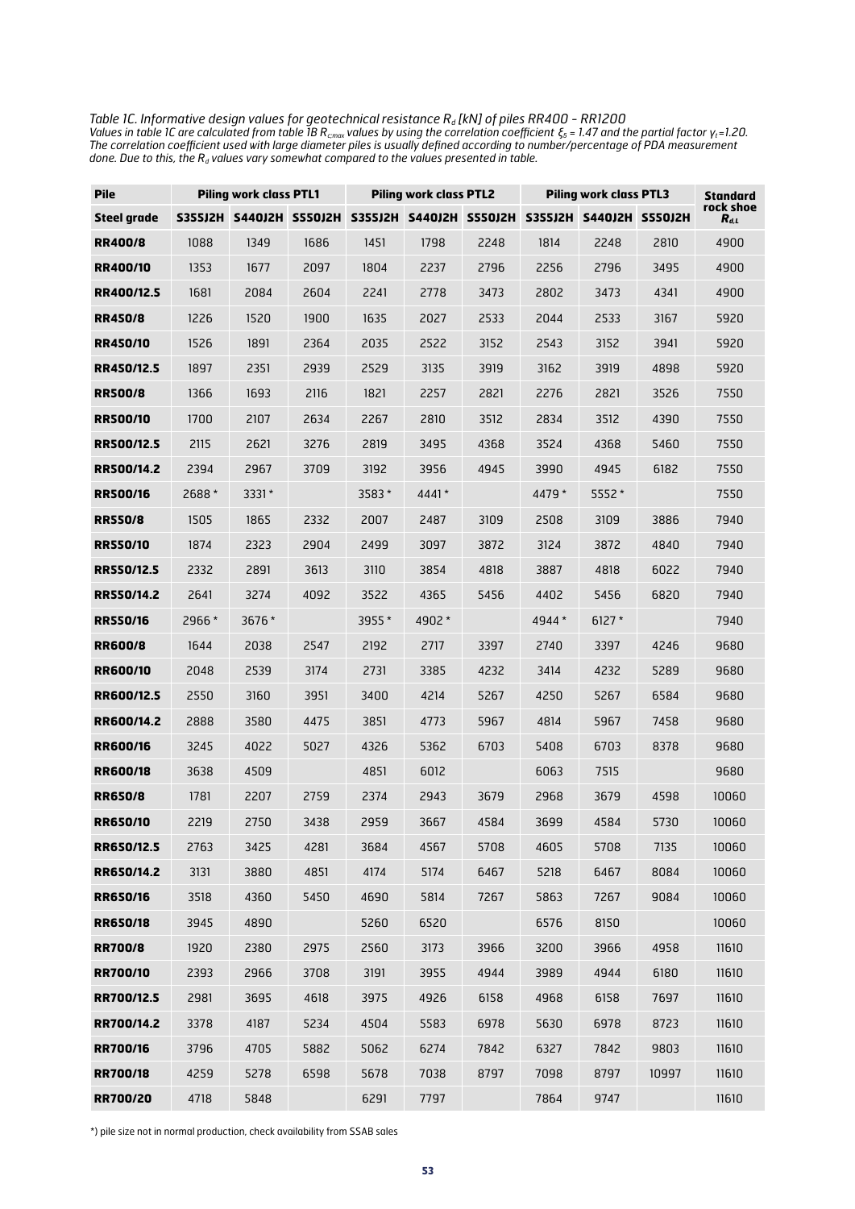*Table 1C. Informative design values for geotechnical resistance $R_d$ [kN] of piles RR400 – RR1200*

*Values in table 1C are calculated from table 1B $R_{c;max}$ values by using the correlation coefficient $\xi_5$ = 1.47 and the partial factor $\gamma_t$=1.20. The correlation coefficient used with large diameter piles is usually defined according to number/percentage of PDA measurement done. Due to this, the $R_d$ values vary somewhat compared to the values presented in table.*

| Pile | Piling work class PTL1 | | | Piling work class PTL2 | | | Piling work class PTL3 | | | Standard rock shoe $R_{d,L}$ |
|---|---|---|---|---|---|---|---|---|---|---|
| **Steel grade** | **S355J2H** | **S440J2H** | **S550J2H** | **S355J2H** | **S440J2H** | **S550J2H** | **S355J2H** | **S440J2H** | **S550J2H** | |
| **RR400/8** | 1088 | 1349 | 1686 | 1451 | 1798 | 2248 | 1814 | 2248 | 2810 | 4900 |
| **RR400/10** | 1353 | 1677 | 2097 | 1804 | 2237 | 2796 | 2256 | 2796 | 3495 | 4900 |
| **RR400/12.5** | 1681 | 2084 | 2604 | 2241 | 2778 | 3473 | 2802 | 3473 | 4341 | 4900 |
| **RR450/8** | 1226 | 1520 | 1900 | 1635 | 2027 | 2533 | 2044 | 2533 | 3167 | 5920 |
| **RR450/10** | 1526 | 1891 | 2364 | 2035 | 2522 | 3152 | 2543 | 3152 | 3941 | 5920 |
| **RR450/12.5** | 1897 | 2351 | 2939 | 2529 | 3135 | 3919 | 3162 | 3919 | 4898 | 5920 |
| **RR500/8** | 1366 | 1693 | 2116 | 1821 | 2257 | 2821 | 2276 | 2821 | 3526 | 7550 |
| **RR500/10** | 1700 | 2107 | 2634 | 2267 | 2810 | 3512 | 2834 | 3512 | 4390 | 7550 |
| **RR500/12.5** | 2115 | 2621 | 3276 | 2819 | 3495 | 4368 | 3524 | 4368 | 5460 | 7550 |
| **RR500/14.2** | 2394 | 2967 | 3709 | 3192 | 3956 | 4945 | 3990 | 4945 | 6182 | 7550 |
| **RR500/16** | 2688 * | 3331 * | | 3583 * | 4441 * | | 4479 * | 5552 * | | 7550 |
| **RR550/8** | 1505 | 1865 | 2332 | 2007 | 2487 | 3109 | 2508 | 3109 | 3886 | 7940 |
| **RR550/10** | 1874 | 2323 | 2904 | 2499 | 3097 | 3872 | 3124 | 3872 | 4840 | 7940 |
| **RR550/12.5** | 2332 | 2891 | 3613 | 3110 | 3854 | 4818 | 3887 | 4818 | 6022 | 7940 |
| **RR550/14.2** | 2641 | 3274 | 4092 | 3522 | 4365 | 5456 | 4402 | 5456 | 6820 | 7940 |
| **RR550/16** | 2966 * | 3676 * | | 3955 * | 4902 * | | 4944 * | 6127 * | | 7940 |
| **RR600/8** | 1644 | 2038 | 2547 | 2192 | 2717 | 3397 | 2740 | 3397 | 4246 | 9680 |
| **RR600/10** | 2048 | 2539 | 3174 | 2731 | 3385 | 4232 | 3414 | 4232 | 5289 | 9680 |
| **RR600/12.5** | 2550 | 3160 | 3951 | 3400 | 4214 | 5267 | 4250 | 5267 | 6584 | 9680 |
| **RR600/14.2** | 2888 | 3580 | 4475 | 3851 | 4773 | 5967 | 4814 | 5967 | 7458 | 9680 |
| **RR600/16** | 3245 | 4022 | 5027 | 4326 | 5362 | 6703 | 5408 | 6703 | 8378 | 9680 |
| **RR600/18** | 3638 | 4509 | | 4851 | 6012 | | 6063 | 7515 | | 9680 |
| **RR650/8** | 1781 | 2207 | 2759 | 2374 | 2943 | 3679 | 2968 | 3679 | 4598 | 10060 |
| **RR650/10** | 2219 | 2750 | 3438 | 2959 | 3667 | 4584 | 3699 | 4584 | 5730 | 10060 |
| **RR650/12.5** | 2763 | 3425 | 4281 | 3684 | 4567 | 5708 | 4605 | 5708 | 7135 | 10060 |
| **RR650/14.2** | 3131 | 3880 | 4851 | 4174 | 5174 | 6467 | 5218 | 6467 | 8084 | 10060 |
| **RR650/16** | 3518 | 4360 | 5450 | 4690 | 5814 | 7267 | 5863 | 7267 | 9084 | 10060 |
| **RR650/18** | 3945 | 4890 | | 5260 | 6520 | | 6576 | 8150 | | 10060 |
| **RR700/8** | 1920 | 2380 | 2975 | 2560 | 3173 | 3966 | 3200 | 3966 | 4958 | 11610 |
| **RR700/10** | 2393 | 2966 | 3708 | 3191 | 3955 | 4944 | 3989 | 4944 | 6180 | 11610 |
| **RR700/12.5** | 2981 | 3695 | 4618 | 3975 | 4926 | 6158 | 4968 | 6158 | 7697 | 11610 |
| **RR700/14.2** | 3378 | 4187 | 5234 | 4504 | 5583 | 6978 | 5630 | 6978 | 8723 | 11610 |
| **RR700/16** | 3796 | 4705 | 5882 | 5062 | 6274 | 7842 | 6327 | 7842 | 9803 | 11610 |
| **RR700/18** | 4259 | 5278 | 6598 | 5678 | 7038 | 8797 | 7098 | 8797 | 10997 | 11610 |
| **RR700/20** | 4718 | 5848 | | 6291 | 7797 | | 7864 | 9747 | | 11610 |

*) pile size not in normal production, check availability from SSAB sales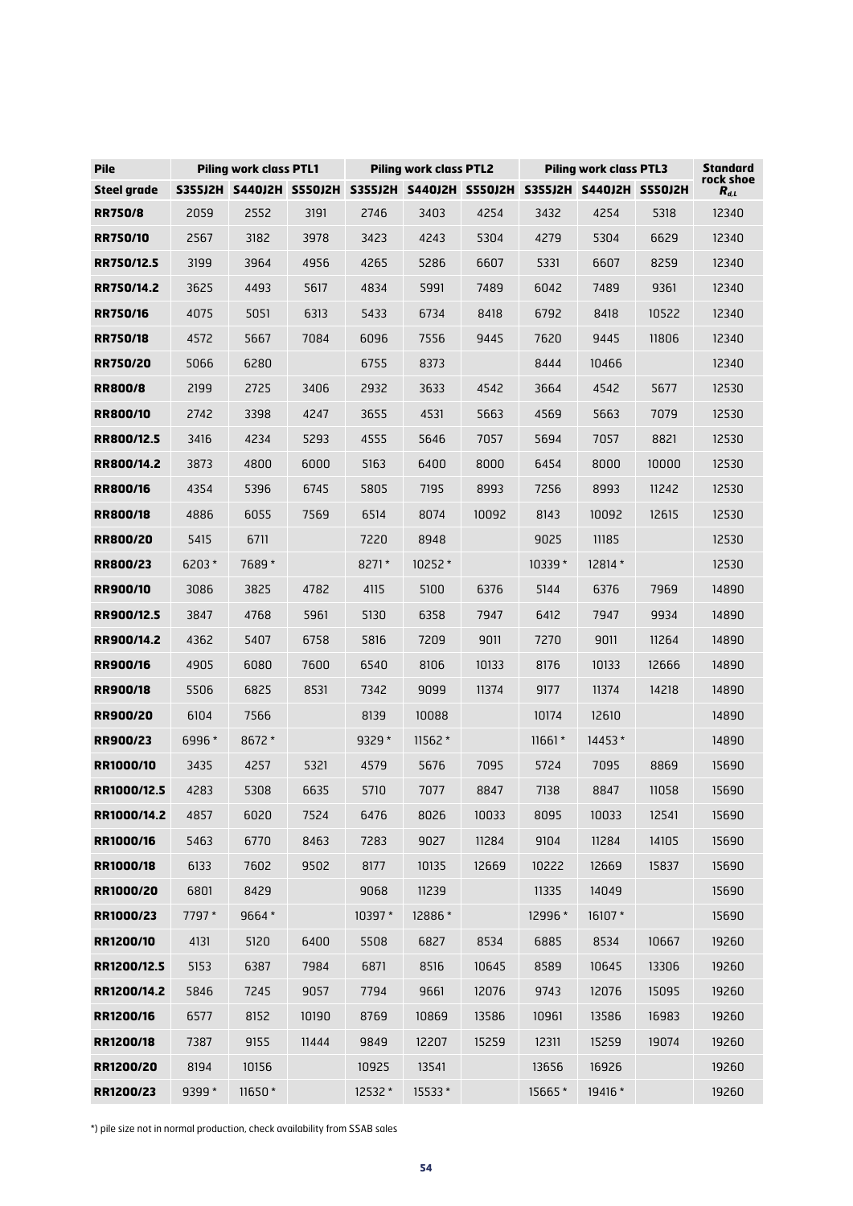| Pile | Piling work class PTL1 | | | Piling work class PTL2 | | | Piling work class PTL3 | | | Standard rock shoe |
|---|---|---|---|---|---|---|---|---|---|---|
| Steel grade | S355J2H | S440J2H | S550J2H | S355J2H | S440J2H | S550J2H | S355J2H | S440J2H | S550J2H | $R_{d,L}$ |
| RR750/8 | 2059 | 2552 | 3191 | 2746 | 3403 | 4254 | 3432 | 4254 | 5318 | 12340 |
| RR750/10 | 2567 | 3182 | 3978 | 3423 | 4243 | 5304 | 4279 | 5304 | 6629 | 12340 |
| RR750/12.5 | 3199 | 3964 | 4956 | 4265 | 5286 | 6607 | 5331 | 6607 | 8259 | 12340 |
| RR750/14.2 | 3625 | 4493 | 5617 | 4834 | 5991 | 7489 | 6042 | 7489 | 9361 | 12340 |
| RR750/16 | 4075 | 5051 | 6313 | 5433 | 6734 | 8418 | 6792 | 8418 | 10522 | 12340 |
| RR750/18 | 4572 | 5667 | 7084 | 6096 | 7556 | 9445 | 7620 | 9445 | 11806 | 12340 |
| RR750/20 | 5066 | 6280 | | 6755 | 8373 | | 8444 | 10466 | | 12340 |
| RR800/8 | 2199 | 2725 | 3406 | 2932 | 3633 | 4542 | 3664 | 4542 | 5677 | 12530 |
| RR800/10 | 2742 | 3398 | 4247 | 3655 | 4531 | 5663 | 4569 | 5663 | 7079 | 12530 |
| RR800/12.5 | 3416 | 4234 | 5293 | 4555 | 5646 | 7057 | 5694 | 7057 | 8821 | 12530 |
| RR800/14.2 | 3873 | 4800 | 6000 | 5163 | 6400 | 8000 | 6454 | 8000 | 10000 | 12530 |
| RR800/16 | 4354 | 5396 | 6745 | 5805 | 7195 | 8993 | 7256 | 8993 | 11242 | 12530 |
| RR800/18 | 4886 | 6055 | 7569 | 6514 | 8074 | 10092 | 8143 | 10092 | 12615 | 12530 |
| RR800/20 | 5415 | 6711 | | 7220 | 8948 | | 9025 | 11185 | | 12530 |
| RR800/23 | 6203* | 7689* | | 8271* | 10252* | | 10339* | 12814* | | 12530 |
| RR900/10 | 3086 | 3825 | 4782 | 4115 | 5100 | 6376 | 5144 | 6376 | 7969 | 14890 |
| RR900/12.5 | 3847 | 4768 | 5961 | 5130 | 6358 | 7947 | 6412 | 7947 | 9934 | 14890 |
| RR900/14.2 | 4362 | 5407 | 6758 | 5816 | 7209 | 9011 | 7270 | 9011 | 11264 | 14890 |
| RR900/16 | 4905 | 6080 | 7600 | 6540 | 8106 | 10133 | 8176 | 10133 | 12666 | 14890 |
| RR900/18 | 5506 | 6825 | 8531 | 7342 | 9099 | 11374 | 9177 | 11374 | 14218 | 14890 |
| RR900/20 | 6104 | 7566 | | 8139 | 10088 | | 10174 | 12610 | | 14890 |
| RR900/23 | 6996* | 8672* | | 9329* | 11562* | | 11661* | 14453* | | 14890 |
| RR1000/10 | 3435 | 4257 | 5321 | 4579 | 5676 | 7095 | 5724 | 7095 | 8869 | 15690 |
| RR1000/12.5 | 4283 | 5308 | 6635 | 5710 | 7077 | 8847 | 7138 | 8847 | 11058 | 15690 |
| RR1000/14.2 | 4857 | 6020 | 7524 | 6476 | 8026 | 10033 | 8095 | 10033 | 12541 | 15690 |
| RR1000/16 | 5463 | 6770 | 8463 | 7283 | 9027 | 11284 | 9104 | 11284 | 14105 | 15690 |
| RR1000/18 | 6133 | 7602 | 9502 | 8177 | 10135 | 12669 | 10222 | 12669 | 15837 | 15690 |
| RR1000/20 | 6801 | 8429 | | 9068 | 11239 | | 11335 | 14049 | | 15690 |
| RR1000/23 | 7797* | 9664* | | 10397* | 12886* | | 12996* | 16107* | | 15690 |
| RR1200/10 | 4131 | 5120 | 6400 | 5508 | 6827 | 8534 | 6885 | 8534 | 10667 | 19260 |
| RR1200/12.5 | 5153 | 6387 | 7984 | 6871 | 8516 | 10645 | 8589 | 10645 | 13306 | 19260 |
| RR1200/14.2 | 5846 | 7245 | 9057 | 7794 | 9661 | 12076 | 9743 | 12076 | 15095 | 19260 |
| RR1200/16 | 6577 | 8152 | 10190 | 8769 | 10869 | 13586 | 10961 | 13586 | 16983 | 19260 |
| RR1200/18 | 7387 | 9155 | 11444 | 9849 | 12207 | 15259 | 12311 | 15259 | 19074 | 19260 |
| RR1200/20 | 8194 | 10156 | | 10925 | 13541 | | 13656 | 16926 | | 19260 |
| RR1200/23 | 9399* | 11650* | | 12532* | 15533* | | 15665* | 19416* | | 19260 |

*) pile size not in normal production, check availability from SSAB sales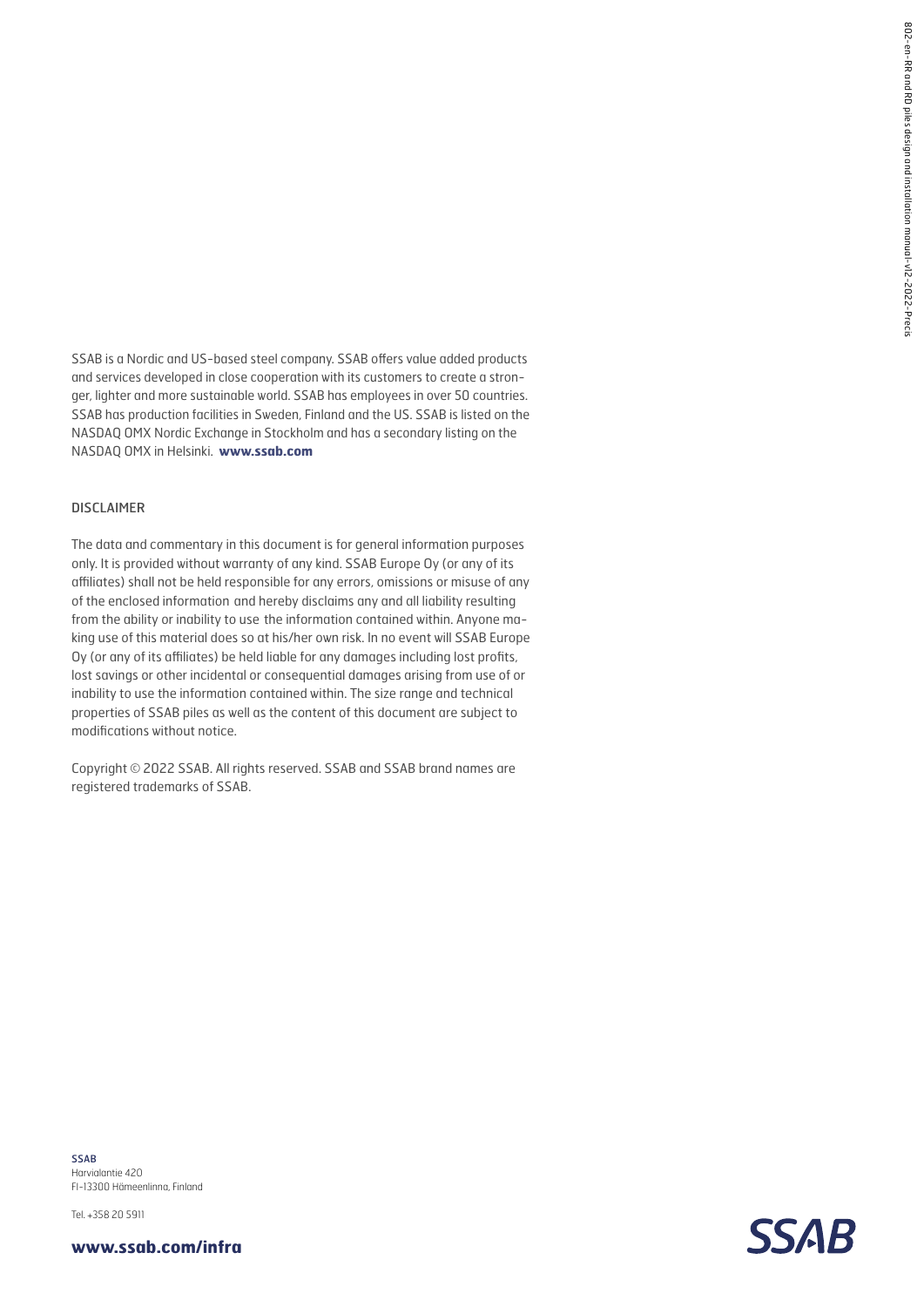SSAB is a Nordic and US-based steel company. SSAB offers value added products and services developed in close cooperation with its customers to create a stronger, lighter and more sustainable world. SSAB has employees in over 50 countries. SSAB has production facilities in Sweden, Finland and the US. SSAB is listed on the NASDAQ OMX Nordic Exchange in Stockholm and has a secondary listing on the NASDAQ OMX in Helsinki. **www.ssab.com**

DISCLAIMER

The data and commentary in this document is for general information purposes only. It is provided without warranty of any kind. SSAB Europe Oy (or any of its affiliates) shall not be held responsible for any errors, omissions or misuse of any of the enclosed information and hereby disclaims any and all liability resulting from the ability or inability to use the information contained within. Anyone making use of this material does so at his/her own risk. In no event will SSAB Europe Oy (or any of its affiliates) be held liable for any damages including lost profits, lost savings or other incidental or consequential damages arising from use of or inability to use the information contained within. The size range and technical properties of SSAB piles as well as the content of this document are subject to modifications without notice.

Copyright © 2022 SSAB. All rights reserved. SSAB and SSAB brand names are registered trademarks of SSAB.

**SSAB**
Harvialantie 420
FI-13300 Hämeenlinna, Finland

Tel. +358 20 5911

**www.ssab.com/infra**

SSAB

802-en-RR and RD piles design and installation manual-v12-2022-Precis